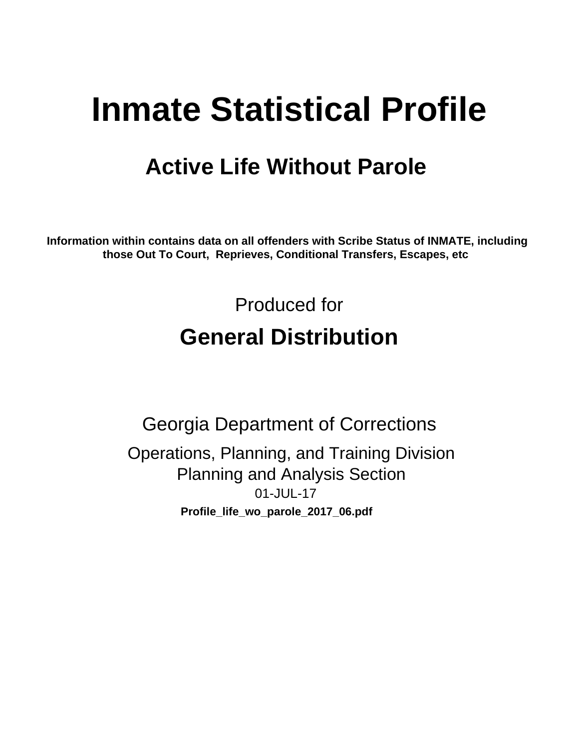# Inmate Statistical Profile

## Active Life Without Parole

**Information within contains data on all offenders with Scribe Status of INMATE, including those Out To Court, Reprieves, Conditional Transfers, Escapes, etc**

Produced for

## General Distribution

Georgia Department of Corrections

Operations, Planning, and Training Division
Planning and Analysis Section
01-JUL-17

**Profile_life_wo_parole_2017_06.pdf**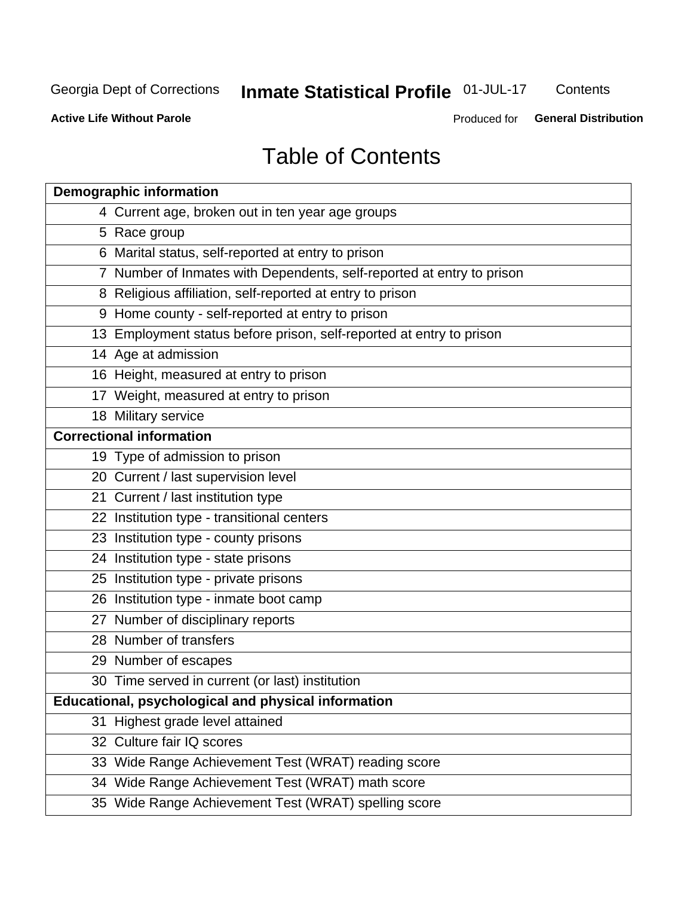# Table of Contents

| Demographic information | |
|---|---|
| 4 | Current age, broken out in ten year age groups |
| 5 | Race group |
| 6 | Marital status, self-reported at entry to prison |
| 7 | Number of Inmates with Dependents, self-reported at entry to prison |
| 8 | Religious affiliation, self-reported at entry to prison |
| 9 | Home county - self-reported at entry to prison |
| 13 | Employment status before prison, self-reported at entry to prison |
| 14 | Age at admission |
| 16 | Height, measured at entry to prison |
| 17 | Weight, measured at entry to prison |
| 18 | Military service |
| **Correctional information** | |
| 19 | Type of admission to prison |
| 20 | Current / last supervision level |
| 21 | Current / last institution type |
| 22 | Institution type - transitional centers |
| 23 | Institution type - county prisons |
| 24 | Institution type - state prisons |
| 25 | Institution type - private prisons |
| 26 | Institution type - inmate boot camp |
| 27 | Number of disciplinary reports |
| 28 | Number of transfers |
| 29 | Number of escapes |
| 30 | Time served in current (or last) institution |
| **Educational, psychological and physical information** | |
| 31 | Highest grade level attained |
| 32 | Culture fair IQ scores |
| 33 | Wide Range Achievement Test (WRAT) reading score |
| 34 | Wide Range Achievement Test (WRAT) math score |
| 35 | Wide Range Achievement Test (WRAT) spelling score |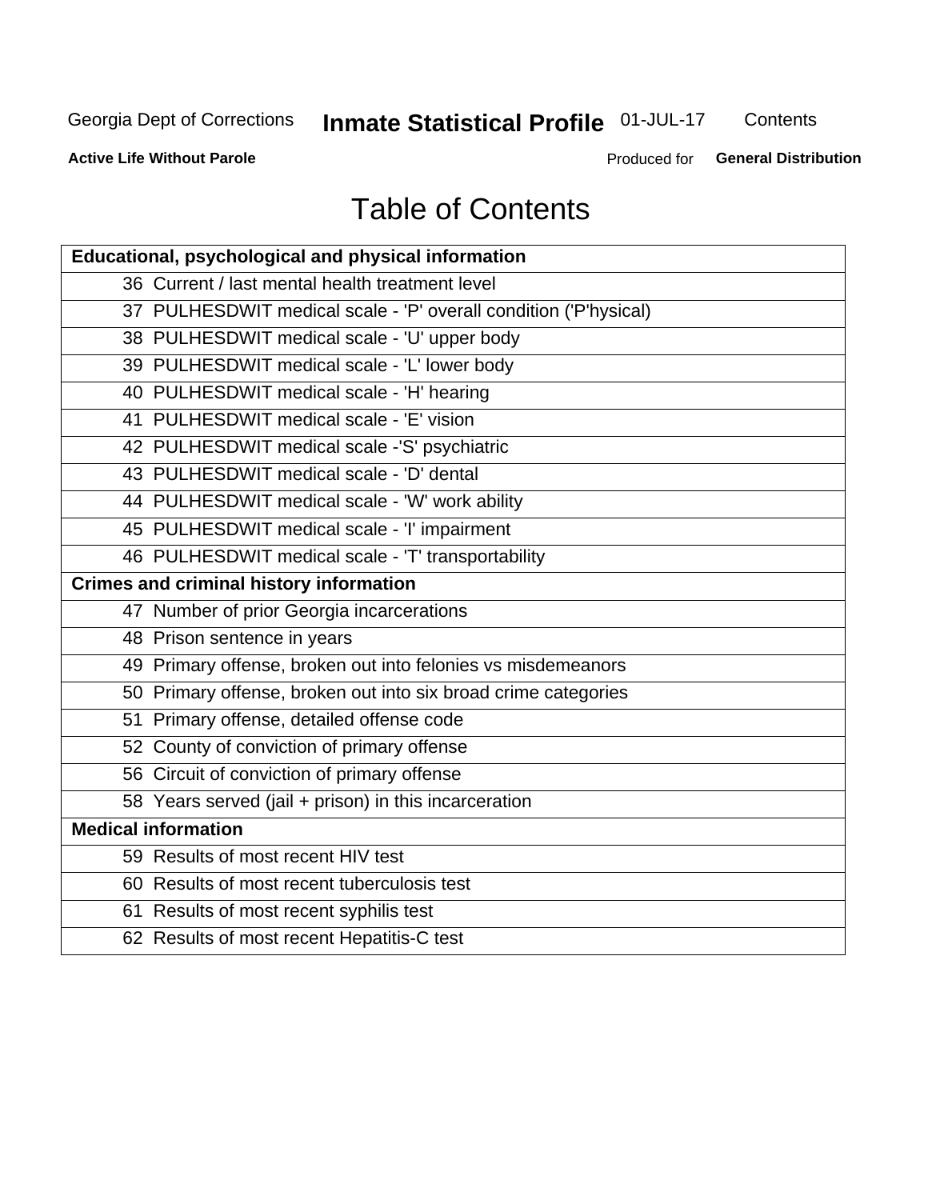# Table of Contents

| Educational, psychological and physical information |
|---|
| 36 Current / last mental health treatment level |
| 37 PULHESDWIT medical scale - 'P' overall condition ('P'hysical) |
| 38 PULHESDWIT medical scale - 'U' upper body |
| 39 PULHESDWIT medical scale - 'L' lower body |
| 40 PULHESDWIT medical scale - 'H' hearing |
| 41 PULHESDWIT medical scale - 'E' vision |
| 42 PULHESDWIT medical scale -'S' psychiatric |
| 43 PULHESDWIT medical scale - 'D' dental |
| 44 PULHESDWIT medical scale - 'W' work ability |
| 45 PULHESDWIT medical scale - 'I' impairment |
| 46 PULHESDWIT medical scale - 'T' transportability |
| **Crimes and criminal history information** |
| 47 Number of prior Georgia incarcerations |
| 48 Prison sentence in years |
| 49 Primary offense, broken out into felonies vs misdemeanors |
| 50 Primary offense, broken out into six broad crime categories |
| 51 Primary offense, detailed offense code |
| 52 County of conviction of primary offense |
| 56 Circuit of conviction of primary offense |
| 58 Years served (jail + prison) in this incarceration |
| **Medical information** |
| 59 Results of most recent HIV test |
| 60 Results of most recent tuberculosis test |
| 61 Results of most recent syphilis test |
| 62 Results of most recent Hepatitis-C test |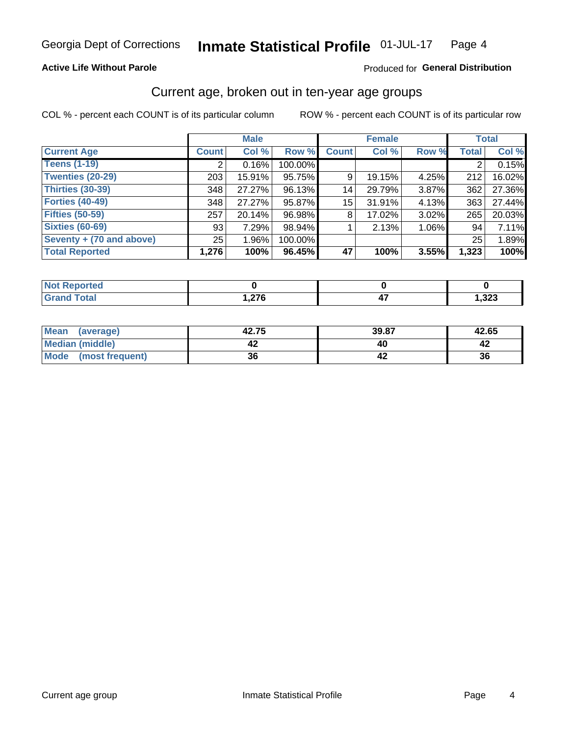Georgia Dept of Corrections **Inmate Statistical Profile** 01-JUL-17

**Active Life Without Parole**

Produced for **General Distribution**

## Current age, broken out in ten-year age groups

COL % - percent each COUNT is of its particular column        ROW % - percent each COUNT is of its particular row

| | Male | | | Female | | | Total | |
|---|---|---|---|---|---|---|---|---|
| **Current Age** | **Count** | **Col %** | **Row %** | **Count** | **Col %** | **Row %** | **Total** | **Col %** |
| **Teens (1-19)** | 2 | 0.16% | 100.00% | | | | 2 | 0.15% |
| **Twenties (20-29)** | 203 | 15.91% | 95.75% | 9 | 19.15% | 4.25% | 212 | 16.02% |
| **Thirties (30-39)** | 348 | 27.27% | 96.13% | 14 | 29.79% | 3.87% | 362 | 27.36% |
| **Forties (40-49)** | 348 | 27.27% | 95.87% | 15 | 31.91% | 4.13% | 363 | 27.44% |
| **Fifties (50-59)** | 257 | 20.14% | 96.98% | 8 | 17.02% | 3.02% | 265 | 20.03% |
| **Sixties (60-69)** | 93 | 7.29% | 98.94% | 1 | 2.13% | 1.06% | 94 | 7.11% |
| **Seventy + (70 and above)** | 25 | 1.96% | 100.00% | | | | 25 | 1.89% |
| **Total Reported** | **1,276** | **100%** | **96.45%** | **47** | **100%** | **3.55%** | **1,323** | **100%** |

| | Male | Female | Total |
|---|---|---|---|
| **Not Reported** | **0** | **0** | **0** |
| **Grand Total** | **1,276** | **47** | **1,323** |

| | Male | Female | Total |
|---|---|---|---|
| **Mean (average)** | **42.75** | **39.87** | **42.65** |
| **Median (middle)** | **42** | **40** | **42** |
| **Mode (most frequent)** | **36** | **42** | **36** |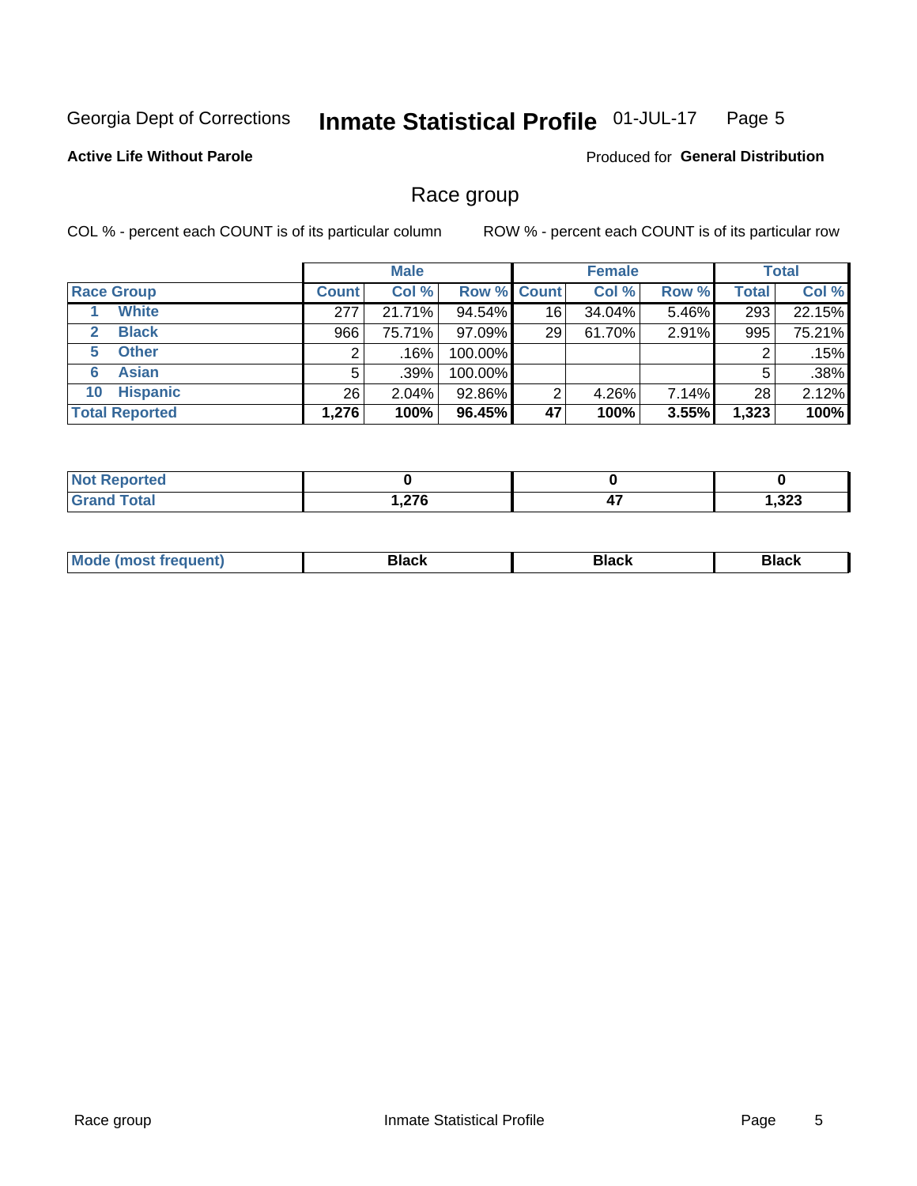Georgia Dept of Corrections **Inmate Statistical Profile** 01-JUL-17

**Active Life Without Parole**

Produced for **General Distribution**

## Race group

COL % - percent each COUNT is of its particular column

ROW % - percent each COUNT is of its particular row

| | Male | | | Female | | | Total | |
|---|---|---|---|---|---|---|---|---|
| **Race Group** | **Count** | **Col %** | **Row %** | **Count** | **Col %** | **Row %** | **Total** | **Col %** |
| 1 **White** | 277 | 21.71% | 94.54% | 16 | 34.04% | 5.46% | 293 | 22.15% |
| 2 **Black** | 966 | 75.71% | 97.09% | 29 | 61.70% | 2.91% | 995 | 75.21% |
| 5 **Other** | 2 | .16% | 100.00% | | | | 2 | .15% |
| 6 **Asian** | 5 | .39% | 100.00% | | | | 5 | .38% |
| 10 **Hispanic** | 26 | 2.04% | 92.86% | 2 | 4.26% | 7.14% | 28 | 2.12% |
| **Total Reported** | **1,276** | **100%** | **96.45%** | **47** | **100%** | **3.55%** | **1,323** | **100%** |

| | Male | Female | Total |
|---|---|---|---|
| **Not Reported** | **0** | **0** | **0** |
| **Grand Total** | **1,276** | **47** | **1,323** |

| | Male | Female | Total |
|---|---|---|---|
| **Mode (most frequent)** | **Black** | **Black** | **Black** |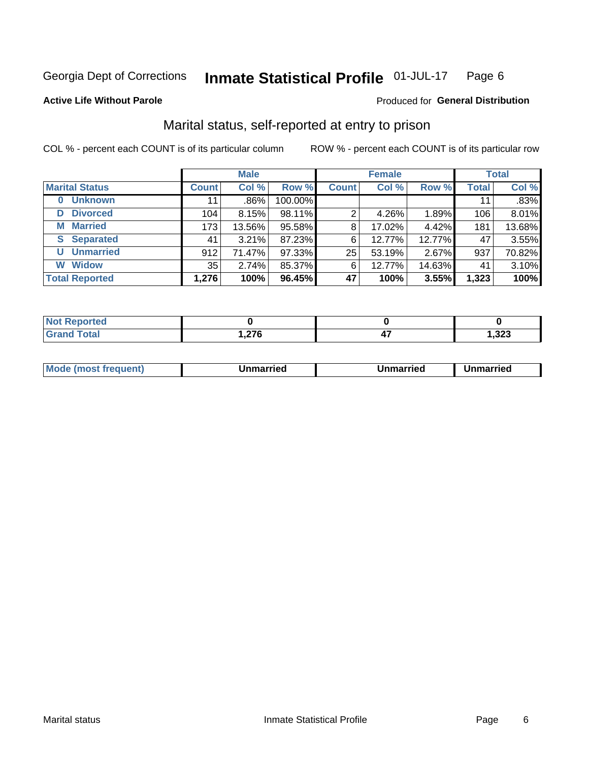Georgia Dept of Corrections **Inmate Statistical Profile** 01-JUL-17

**Active Life Without Parole**

Produced for **General Distribution**

## Marital status, self-reported at entry to prison

COL % - percent each COUNT is of its particular column

ROW % - percent each COUNT is of its particular row

| | Male | | | Female | | | Total | |
|---|---|---|---|---|---|---|---|---|
| **Marital Status** | **Count** | **Col %** | **Row %** | **Count** | **Col %** | **Row %** | **Total** | **Col %** |
| **0 Unknown** | 11 | .86% | 100.00% | | | | 11 | .83% |
| **D Divorced** | 104 | 8.15% | 98.11% | 2 | 4.26% | 1.89% | 106 | 8.01% |
| **M Married** | 173 | 13.56% | 95.58% | 8 | 17.02% | 4.42% | 181 | 13.68% |
| **S Separated** | 41 | 3.21% | 87.23% | 6 | 12.77% | 12.77% | 47 | 3.55% |
| **U Unmarried** | 912 | 71.47% | 97.33% | 25 | 53.19% | 2.67% | 937 | 70.82% |
| **W Widow** | 35 | 2.74% | 85.37% | 6 | 12.77% | 14.63% | 41 | 3.10% |
| **Total Reported** | **1,276** | **100%** | **96.45%** | **47** | **100%** | **3.55%** | **1,323** | **100%** |

| | Male | Female | Total |
|---|---|---|---|
| **Not Reported** | **0** | **0** | **0** |
| **Grand Total** | **1,276** | **47** | **1,323** |

| | Male | Female | Total |
|---|---|---|---|
| **Mode (most frequent)** | **Unmarried** | **Unmarried** | **Unmarried** |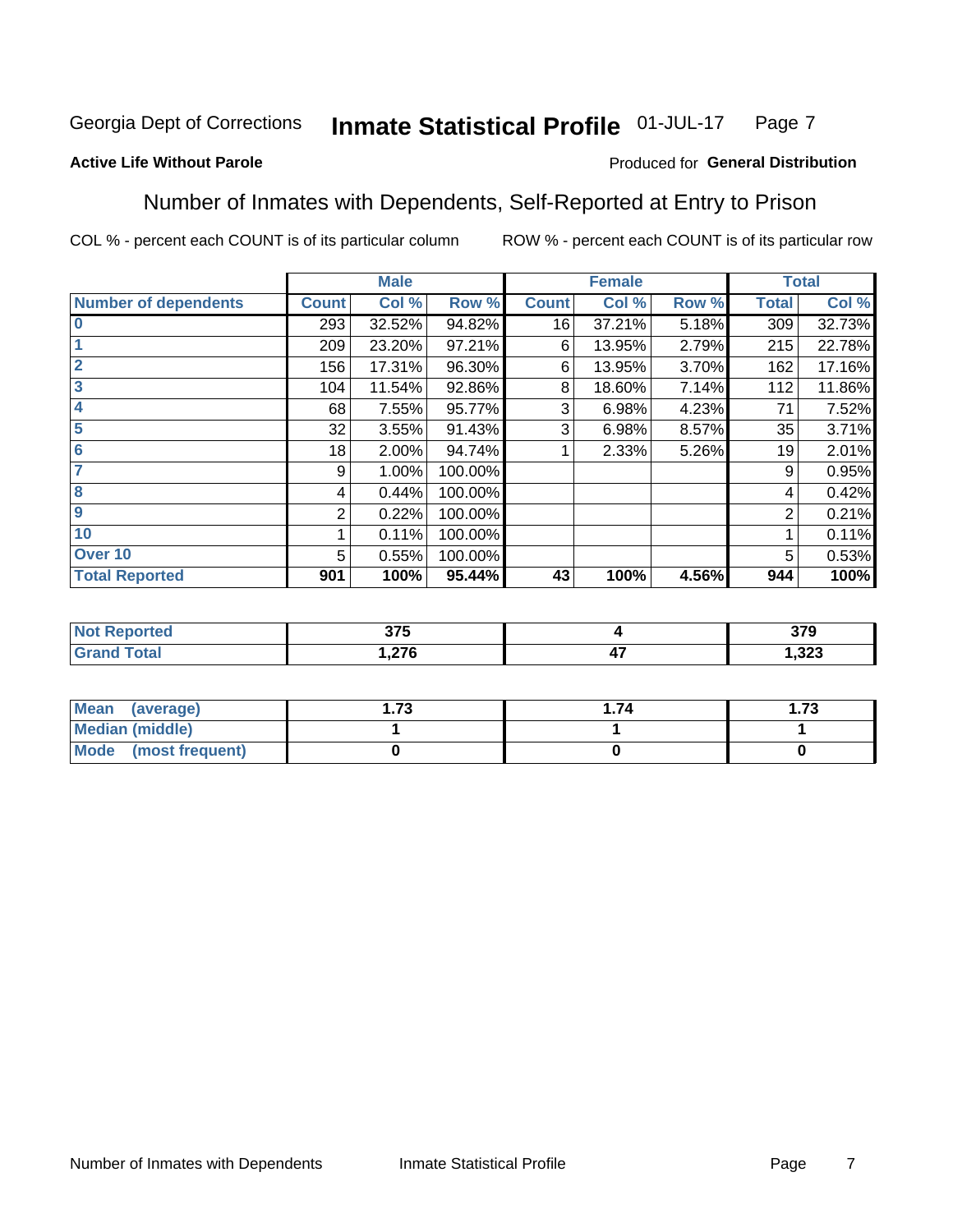Georgia Dept of Corrections **Inmate Statistical Profile** 01-JUL-17

**Active Life Without Parole**

Produced for **General Distribution**

## Number of Inmates with Dependents, Self-Reported at Entry to Prison

COL % - percent each COUNT is of its particular column

ROW % - percent each COUNT is of its particular row

| | Male | | | Female | | | Total | |
|---|---|---|---|---|---|---|---|---|
| **Number of dependents** | **Count** | **Col %** | **Row %** | **Count** | **Col %** | **Row %** | **Total** | **Col %** |
| **0** | 293 | 32.52% | 94.82% | 16 | 37.21% | 5.18% | 309 | 32.73% |
| **1** | 209 | 23.20% | 97.21% | 6 | 13.95% | 2.79% | 215 | 22.78% |
| **2** | 156 | 17.31% | 96.30% | 6 | 13.95% | 3.70% | 162 | 17.16% |
| **3** | 104 | 11.54% | 92.86% | 8 | 18.60% | 7.14% | 112 | 11.86% |
| **4** | 68 | 7.55% | 95.77% | 3 | 6.98% | 4.23% | 71 | 7.52% |
| **5** | 32 | 3.55% | 91.43% | 3 | 6.98% | 8.57% | 35 | 3.71% |
| **6** | 18 | 2.00% | 94.74% | 1 | 2.33% | 5.26% | 19 | 2.01% |
| **7** | 9 | 1.00% | 100.00% | | | | 9 | 0.95% |
| **8** | 4 | 0.44% | 100.00% | | | | 4 | 0.42% |
| **9** | 2 | 0.22% | 100.00% | | | | 2 | 0.21% |
| **10** | 1 | 0.11% | 100.00% | | | | 1 | 0.11% |
| **Over 10** | 5 | 0.55% | 100.00% | | | | 5 | 0.53% |
| **Total Reported** | **901** | **100%** | **95.44%** | **43** | **100%** | **4.56%** | **944** | **100%** |

| | Male | Female | Total |
|---|---|---|---|
| **Not Reported** | **375** | **4** | **379** |
| **Grand Total** | **1,276** | **47** | **1,323** |

| | Male | Female | Total |
|---|---|---|---|
| **Mean (average)** | **1.73** | **1.74** | **1.73** |
| **Median (middle)** | **1** | **1** | **1** |
| **Mode (most frequent)** | **0** | **0** | **0** |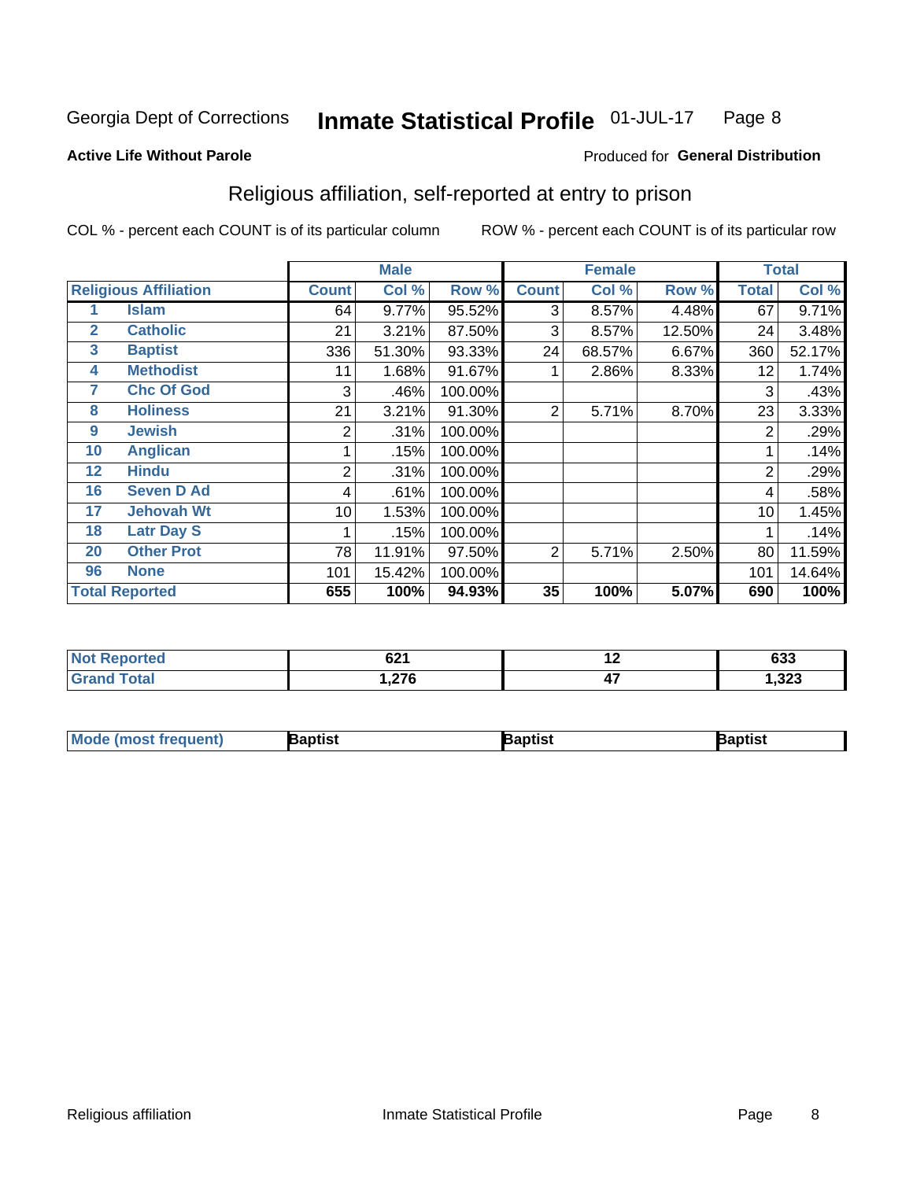Georgia Dept of Corrections **Inmate Statistical Profile** 01-JUL-17

**Active Life Without Parole**

Produced for **General Distribution**

## Religious affiliation, self-reported at entry to prison

COL % - percent each COUNT is of its particular column     ROW % - percent each COUNT is of its particular row

| Religious Affiliation | | Male | | | Female | | | Total | |
|---|---|---|---|---|---|---|---|---|---|
| | | Count | Col % | Row % | Count | Col % | Row % | Total | Col % |
| 1 | Islam | 64 | 9.77% | 95.52% | 3 | 8.57% | 4.48% | 67 | 9.71% |
| 2 | Catholic | 21 | 3.21% | 87.50% | 3 | 8.57% | 12.50% | 24 | 3.48% |
| 3 | Baptist | 336 | 51.30% | 93.33% | 24 | 68.57% | 6.67% | 360 | 52.17% |
| 4 | Methodist | 11 | 1.68% | 91.67% | 1 | 2.86% | 8.33% | 12 | 1.74% |
| 7 | Chc Of God | 3 | .46% | 100.00% | | | | 3 | .43% |
| 8 | Holiness | 21 | 3.21% | 91.30% | 2 | 5.71% | 8.70% | 23 | 3.33% |
| 9 | Jewish | 2 | .31% | 100.00% | | | | 2 | .29% |
| 10 | Anglican | 1 | .15% | 100.00% | | | | 1 | .14% |
| 12 | Hindu | 2 | .31% | 100.00% | | | | 2 | .29% |
| 16 | Seven D Ad | 4 | .61% | 100.00% | | | | 4 | .58% |
| 17 | Jehovah Wt | 10 | 1.53% | 100.00% | | | | 10 | 1.45% |
| 18 | Latr Day S | 1 | .15% | 100.00% | | | | 1 | .14% |
| 20 | Other Prot | 78 | 11.91% | 97.50% | 2 | 5.71% | 2.50% | 80 | 11.59% |
| 96 | None | 101 | 15.42% | 100.00% | | | | 101 | 14.64% |
| **Total Reported** | | **655** | **100%** | **94.93%** | **35** | **100%** | **5.07%** | **690** | **100%** |

| | Male | Female | Total |
|---|---|---|---|
| Not Reported | 621 | 12 | 633 |
| Grand Total | 1,276 | 47 | 1,323 |

| | Male | Female | Total |
|---|---|---|---|
| Mode (most frequent) | Baptist | Baptist | Baptist |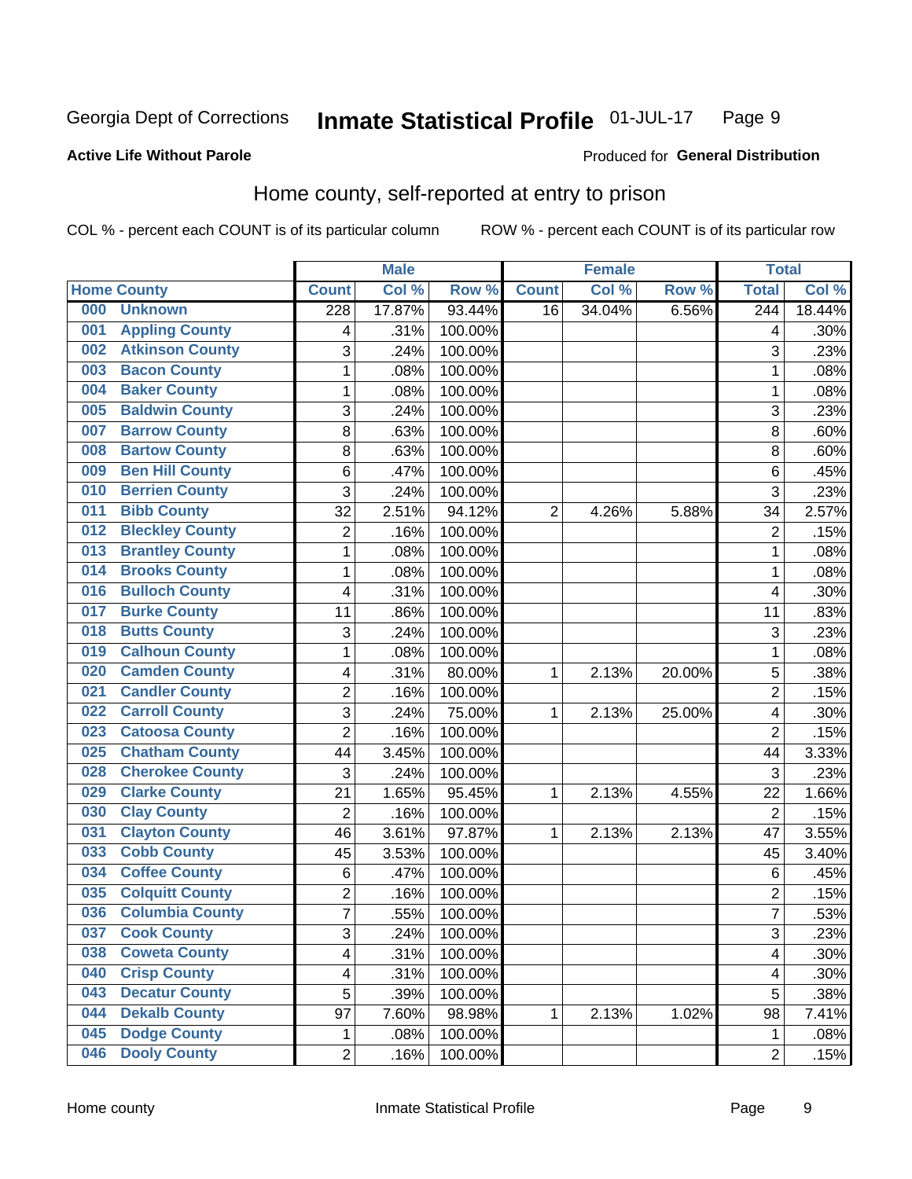Georgia Dept of Corrections **Inmate Statistical Profile** 01-JUL-17 Page 9

**Active Life Without Parole**

Produced for **General Distribution**

## Home county, self-reported at entry to prison

COL % - percent each COUNT is of its particular column ROW % - percent each COUNT is of its particular row

| Home County | | Male | | | Female | | | Total | |
|---|---|---|---|---|---|---|---|---|---|
| | | Count | Col % | Row % | Count | Col % | Row % | Total | Col % |
| 000 | Unknown | 228 | 17.87% | 93.44% | 16 | 34.04% | 6.56% | 244 | 18.44% |
| 001 | Appling County | 4 | .31% | 100.00% | | | | 4 | .30% |
| 002 | Atkinson County | 3 | .24% | 100.00% | | | | 3 | .23% |
| 003 | Bacon County | 1 | .08% | 100.00% | | | | 1 | .08% |
| 004 | Baker County | 1 | .08% | 100.00% | | | | 1 | .08% |
| 005 | Baldwin County | 3 | .24% | 100.00% | | | | 3 | .23% |
| 007 | Barrow County | 8 | .63% | 100.00% | | | | 8 | .60% |
| 008 | Bartow County | 8 | .63% | 100.00% | | | | 8 | .60% |
| 009 | Ben Hill County | 6 | .47% | 100.00% | | | | 6 | .45% |
| 010 | Berrien County | 3 | .24% | 100.00% | | | | 3 | .23% |
| 011 | Bibb County | 32 | 2.51% | 94.12% | 2 | 4.26% | 5.88% | 34 | 2.57% |
| 012 | Bleckley County | 2 | .16% | 100.00% | | | | 2 | .15% |
| 013 | Brantley County | 1 | .08% | 100.00% | | | | 1 | .08% |
| 014 | Brooks County | 1 | .08% | 100.00% | | | | 1 | .08% |
| 016 | Bulloch County | 4 | .31% | 100.00% | | | | 4 | .30% |
| 017 | Burke County | 11 | .86% | 100.00% | | | | 11 | .83% |
| 018 | Butts County | 3 | .24% | 100.00% | | | | 3 | .23% |
| 019 | Calhoun County | 1 | .08% | 100.00% | | | | 1 | .08% |
| 020 | Camden County | 4 | .31% | 80.00% | 1 | 2.13% | 20.00% | 5 | .38% |
| 021 | Candler County | 2 | .16% | 100.00% | | | | 2 | .15% |
| 022 | Carroll County | 3 | .24% | 75.00% | 1 | 2.13% | 25.00% | 4 | .30% |
| 023 | Catoosa County | 2 | .16% | 100.00% | | | | 2 | .15% |
| 025 | Chatham County | 44 | 3.45% | 100.00% | | | | 44 | 3.33% |
| 028 | Cherokee County | 3 | .24% | 100.00% | | | | 3 | .23% |
| 029 | Clarke County | 21 | 1.65% | 95.45% | 1 | 2.13% | 4.55% | 22 | 1.66% |
| 030 | Clay County | 2 | .16% | 100.00% | | | | 2 | .15% |
| 031 | Clayton County | 46 | 3.61% | 97.87% | 1 | 2.13% | 2.13% | 47 | 3.55% |
| 033 | Cobb County | 45 | 3.53% | 100.00% | | | | 45 | 3.40% |
| 034 | Coffee County | 6 | .47% | 100.00% | | | | 6 | .45% |
| 035 | Colquitt County | 2 | .16% | 100.00% | | | | 2 | .15% |
| 036 | Columbia County | 7 | .55% | 100.00% | | | | 7 | .53% |
| 037 | Cook County | 3 | .24% | 100.00% | | | | 3 | .23% |
| 038 | Coweta County | 4 | .31% | 100.00% | | | | 4 | .30% |
| 040 | Crisp County | 4 | .31% | 100.00% | | | | 4 | .30% |
| 043 | Decatur County | 5 | .39% | 100.00% | | | | 5 | .38% |
| 044 | Dekalb County | 97 | 7.60% | 98.98% | 1 | 2.13% | 1.02% | 98 | 7.41% |
| 045 | Dodge County | 1 | .08% | 100.00% | | | | 1 | .08% |
| 046 | Dooly County | 2 | .16% | 100.00% | | | | 2 | .15% |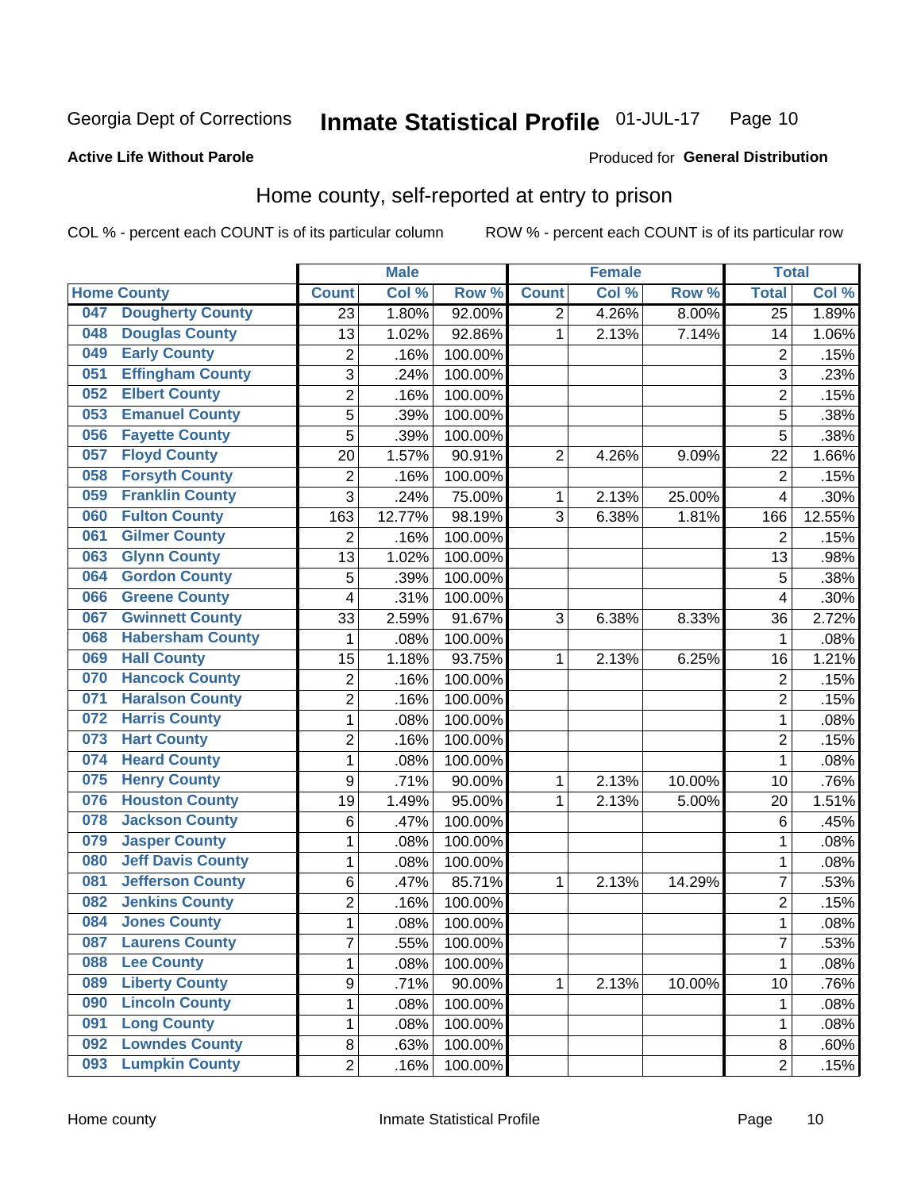Georgia Dept of Corrections **Inmate Statistical Profile** 01-JUL-17

**Active Life Without Parole**

Produced for **General Distribution**

## Home county, self-reported at entry to prison

COL % - percent each COUNT is of its particular column ROW % - percent each COUNT is of its particular row

| Home County | | Male | | | Female | | | Total | |
|---|---|---|---|---|---|---|---|---|---|
| | | Count | Col % | Row % | Count | Col % | Row % | Total | Col % |
| 047 | Dougherty County | 23 | 1.80% | 92.00% | 2 | 4.26% | 8.00% | 25 | 1.89% |
| 048 | Douglas County | 13 | 1.02% | 92.86% | 1 | 2.13% | 7.14% | 14 | 1.06% |
| 049 | Early County | 2 | .16% | 100.00% | | | | 2 | .15% |
| 051 | Effingham County | 3 | .24% | 100.00% | | | | 3 | .23% |
| 052 | Elbert County | 2 | .16% | 100.00% | | | | 2 | .15% |
| 053 | Emanuel County | 5 | .39% | 100.00% | | | | 5 | .38% |
| 056 | Fayette County | 5 | .39% | 100.00% | | | | 5 | .38% |
| 057 | Floyd County | 20 | 1.57% | 90.91% | 2 | 4.26% | 9.09% | 22 | 1.66% |
| 058 | Forsyth County | 2 | .16% | 100.00% | | | | 2 | .15% |
| 059 | Franklin County | 3 | .24% | 75.00% | 1 | 2.13% | 25.00% | 4 | .30% |
| 060 | Fulton County | 163 | 12.77% | 98.19% | 3 | 6.38% | 1.81% | 166 | 12.55% |
| 061 | Gilmer County | 2 | .16% | 100.00% | | | | 2 | .15% |
| 063 | Glynn County | 13 | 1.02% | 100.00% | | | | 13 | .98% |
| 064 | Gordon County | 5 | .39% | 100.00% | | | | 5 | .38% |
| 066 | Greene County | 4 | .31% | 100.00% | | | | 4 | .30% |
| 067 | Gwinnett County | 33 | 2.59% | 91.67% | 3 | 6.38% | 8.33% | 36 | 2.72% |
| 068 | Habersham County | 1 | .08% | 100.00% | | | | 1 | .08% |
| 069 | Hall County | 15 | 1.18% | 93.75% | 1 | 2.13% | 6.25% | 16 | 1.21% |
| 070 | Hancock County | 2 | .16% | 100.00% | | | | 2 | .15% |
| 071 | Haralson County | 2 | .16% | 100.00% | | | | 2 | .15% |
| 072 | Harris County | 1 | .08% | 100.00% | | | | 1 | .08% |
| 073 | Hart County | 2 | .16% | 100.00% | | | | 2 | .15% |
| 074 | Heard County | 1 | .08% | 100.00% | | | | 1 | .08% |
| 075 | Henry County | 9 | .71% | 90.00% | 1 | 2.13% | 10.00% | 10 | .76% |
| 076 | Houston County | 19 | 1.49% | 95.00% | 1 | 2.13% | 5.00% | 20 | 1.51% |
| 078 | Jackson County | 6 | .47% | 100.00% | | | | 6 | .45% |
| 079 | Jasper County | 1 | .08% | 100.00% | | | | 1 | .08% |
| 080 | Jeff Davis County | 1 | .08% | 100.00% | | | | 1 | .08% |
| 081 | Jefferson County | 6 | .47% | 85.71% | 1 | 2.13% | 14.29% | 7 | .53% |
| 082 | Jenkins County | 2 | .16% | 100.00% | | | | 2 | .15% |
| 084 | Jones County | 1 | .08% | 100.00% | | | | 1 | .08% |
| 087 | Laurens County | 7 | .55% | 100.00% | | | | 7 | .53% |
| 088 | Lee County | 1 | .08% | 100.00% | | | | 1 | .08% |
| 089 | Liberty County | 9 | .71% | 90.00% | 1 | 2.13% | 10.00% | 10 | .76% |
| 090 | Lincoln County | 1 | .08% | 100.00% | | | | 1 | .08% |
| 091 | Long County | 1 | .08% | 100.00% | | | | 1 | .08% |
| 092 | Lowndes County | 8 | .63% | 100.00% | | | | 8 | .60% |
| 093 | Lumpkin County | 2 | .16% | 100.00% | | | | 2 | .15% |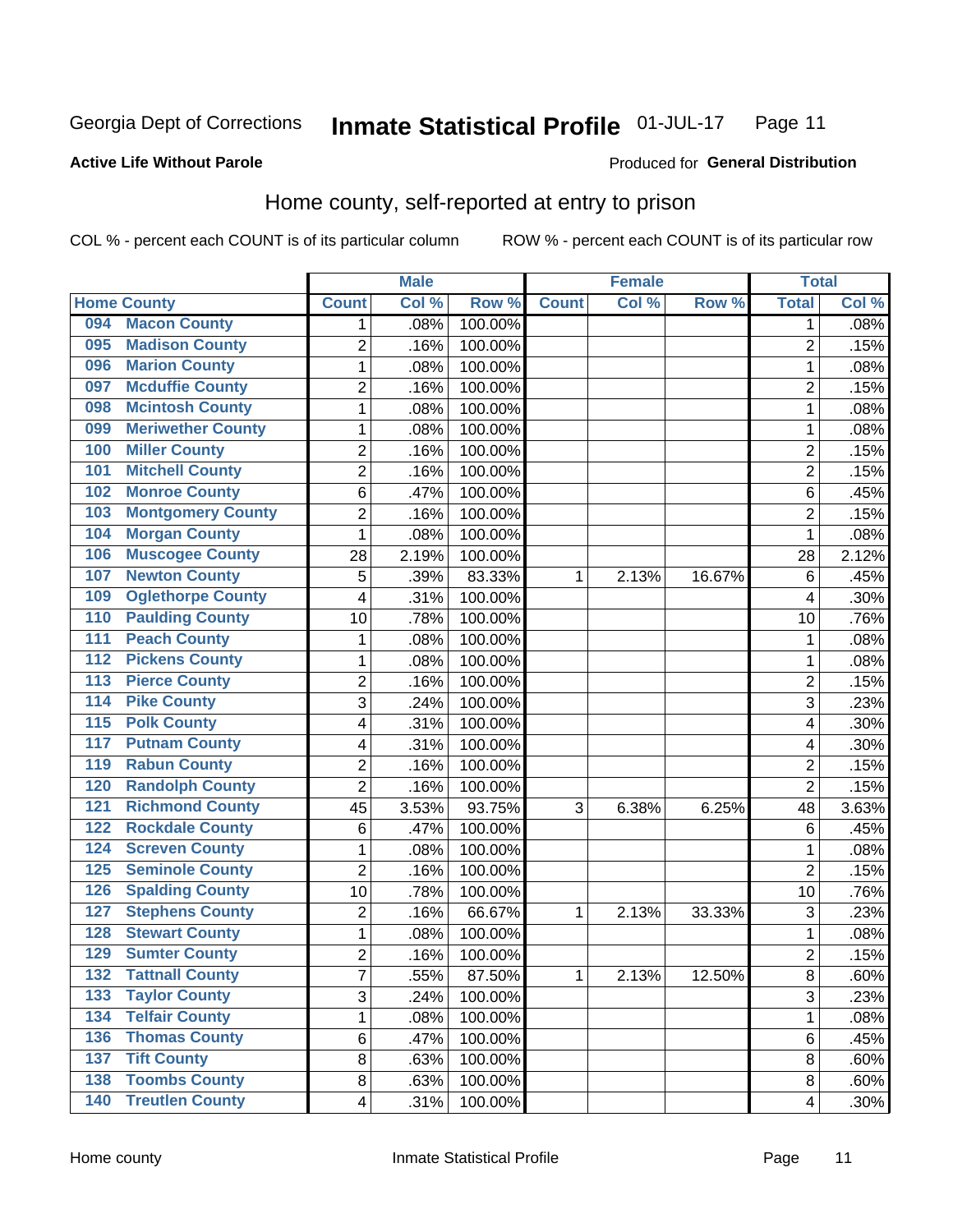Georgia Dept of Corrections **Inmate Statistical Profile** 01-JUL-17

**Active Life Without Parole**

Produced for **General Distribution**

## Home county, self-reported at entry to prison

COL % - percent each COUNT is of its particular column ROW % - percent each COUNT is of its particular row

| Home County | | Male | | | Female | | | Total | |
|---|---|---|---|---|---|---|---|---|---|
| | | Count | Col % | Row % | Count | Col % | Row % | Total | Col % |
| 094 | Macon County | 1 | .08% | 100.00% | | | | 1 | .08% |
| 095 | Madison County | 2 | .16% | 100.00% | | | | 2 | .15% |
| 096 | Marion County | 1 | .08% | 100.00% | | | | 1 | .08% |
| 097 | Mcduffie County | 2 | .16% | 100.00% | | | | 2 | .15% |
| 098 | Mcintosh County | 1 | .08% | 100.00% | | | | 1 | .08% |
| 099 | Meriwether County | 1 | .08% | 100.00% | | | | 1 | .08% |
| 100 | Miller County | 2 | .16% | 100.00% | | | | 2 | .15% |
| 101 | Mitchell County | 2 | .16% | 100.00% | | | | 2 | .15% |
| 102 | Monroe County | 6 | .47% | 100.00% | | | | 6 | .45% |
| 103 | Montgomery County | 2 | .16% | 100.00% | | | | 2 | .15% |
| 104 | Morgan County | 1 | .08% | 100.00% | | | | 1 | .08% |
| 106 | Muscogee County | 28 | 2.19% | 100.00% | | | | 28 | 2.12% |
| 107 | Newton County | 5 | .39% | 83.33% | 1 | 2.13% | 16.67% | 6 | .45% |
| 109 | Oglethorpe County | 4 | .31% | 100.00% | | | | 4 | .30% |
| 110 | Paulding County | 10 | .78% | 100.00% | | | | 10 | .76% |
| 111 | Peach County | 1 | .08% | 100.00% | | | | 1 | .08% |
| 112 | Pickens County | 1 | .08% | 100.00% | | | | 1 | .08% |
| 113 | Pierce County | 2 | .16% | 100.00% | | | | 2 | .15% |
| 114 | Pike County | 3 | .24% | 100.00% | | | | 3 | .23% |
| 115 | Polk County | 4 | .31% | 100.00% | | | | 4 | .30% |
| 117 | Putnam County | 4 | .31% | 100.00% | | | | 4 | .30% |
| 119 | Rabun County | 2 | .16% | 100.00% | | | | 2 | .15% |
| 120 | Randolph County | 2 | .16% | 100.00% | | | | 2 | .15% |
| 121 | Richmond County | 45 | 3.53% | 93.75% | 3 | 6.38% | 6.25% | 48 | 3.63% |
| 122 | Rockdale County | 6 | .47% | 100.00% | | | | 6 | .45% |
| 124 | Screven County | 1 | .08% | 100.00% | | | | 1 | .08% |
| 125 | Seminole County | 2 | .16% | 100.00% | | | | 2 | .15% |
| 126 | Spalding County | 10 | .78% | 100.00% | | | | 10 | .76% |
| 127 | Stephens County | 2 | .16% | 66.67% | 1 | 2.13% | 33.33% | 3 | .23% |
| 128 | Stewart County | 1 | .08% | 100.00% | | | | 1 | .08% |
| 129 | Sumter County | 2 | .16% | 100.00% | | | | 2 | .15% |
| 132 | Tattnall County | 7 | .55% | 87.50% | 1 | 2.13% | 12.50% | 8 | .60% |
| 133 | Taylor County | 3 | .24% | 100.00% | | | | 3 | .23% |
| 134 | Telfair County | 1 | .08% | 100.00% | | | | 1 | .08% |
| 136 | Thomas County | 6 | .47% | 100.00% | | | | 6 | .45% |
| 137 | Tift County | 8 | .63% | 100.00% | | | | 8 | .60% |
| 138 | Toombs County | 8 | .63% | 100.00% | | | | 8 | .60% |
| 140 | Treutlen County | 4 | .31% | 100.00% | | | | 4 | .30% |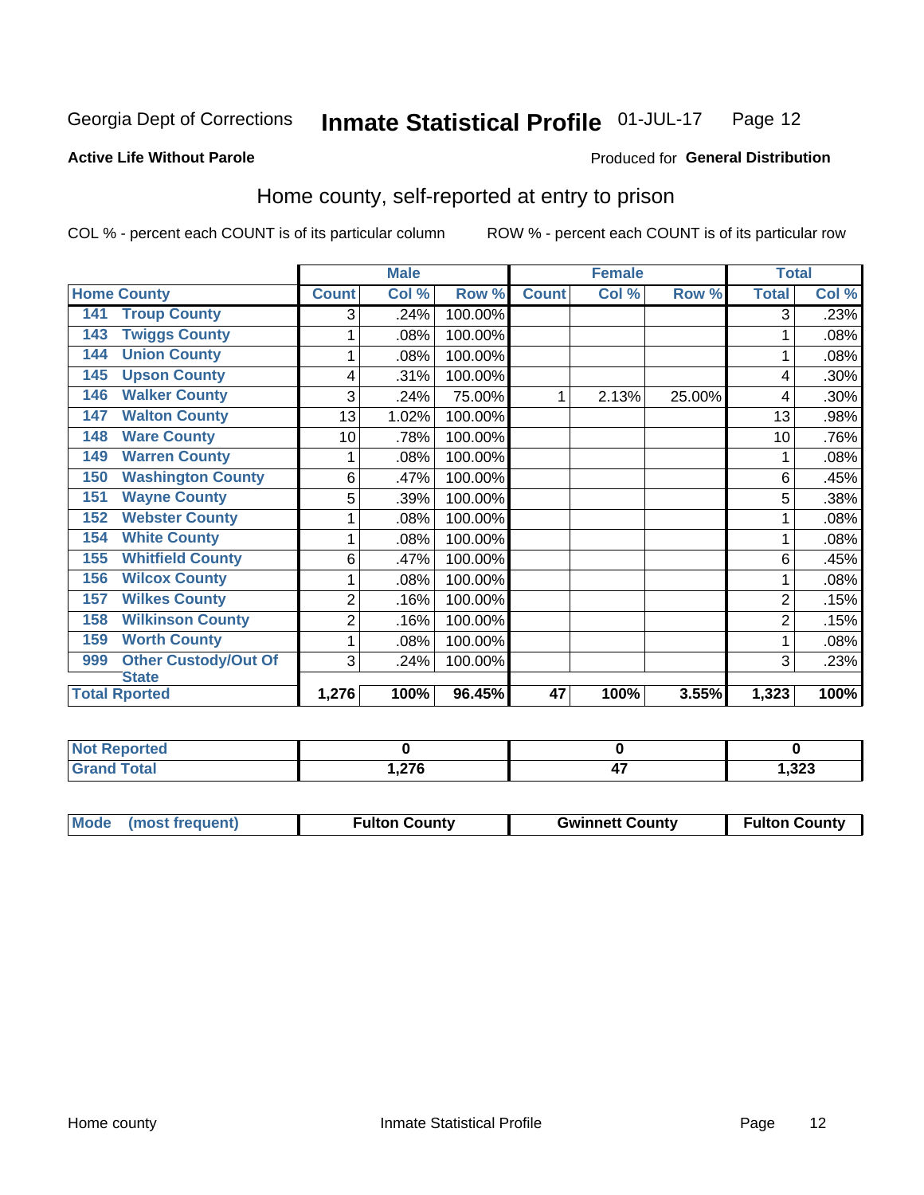Georgia Dept of Corrections **Inmate Statistical Profile** 01-JUL-17

**Active Life Without Parole**

Produced for **General Distribution**

## Home county, self-reported at entry to prison

COL % - percent each COUNT is of its particular column

ROW % - percent each COUNT is of its particular row

| Home County | | Male | | | Female | | | Total | |
|---|---|---|---|---|---|---|---|---|---|
| | | Count | Col % | Row % | Count | Col % | Row % | Total | Col % |
| 141 | Troup County | 3 | .24% | 100.00% | | | | 3 | .23% |
| 143 | Twiggs County | 1 | .08% | 100.00% | | | | 1 | .08% |
| 144 | Union County | 1 | .08% | 100.00% | | | | 1 | .08% |
| 145 | Upson County | 4 | .31% | 100.00% | | | | 4 | .30% |
| 146 | Walker County | 3 | .24% | 75.00% | 1 | 2.13% | 25.00% | 4 | .30% |
| 147 | Walton County | 13 | 1.02% | 100.00% | | | | 13 | .98% |
| 148 | Ware County | 10 | .78% | 100.00% | | | | 10 | .76% |
| 149 | Warren County | 1 | .08% | 100.00% | | | | 1 | .08% |
| 150 | Washington County | 6 | .47% | 100.00% | | | | 6 | .45% |
| 151 | Wayne County | 5 | .39% | 100.00% | | | | 5 | .38% |
| 152 | Webster County | 1 | .08% | 100.00% | | | | 1 | .08% |
| 154 | White County | 1 | .08% | 100.00% | | | | 1 | .08% |
| 155 | Whitfield County | 6 | .47% | 100.00% | | | | 6 | .45% |
| 156 | Wilcox County | 1 | .08% | 100.00% | | | | 1 | .08% |
| 157 | Wilkes County | 2 | .16% | 100.00% | | | | 2 | .15% |
| 158 | Wilkinson County | 2 | .16% | 100.00% | | | | 2 | .15% |
| 159 | Worth County | 1 | .08% | 100.00% | | | | 1 | .08% |
| 999 | Other Custody/Out Of State | 3 | .24% | 100.00% | | | | 3 | .23% |
| Total Rported | | 1,276 | 100% | 96.45% | 47 | 100% | 3.55% | 1,323 | 100% |

| | Male | Female | Total |
|---|---|---|---|
| Not Reported | 0 | 0 | 0 |
| Grand Total | 1,276 | 47 | 1,323 |

| | Male | Female | Total |
|---|---|---|---|
| Mode (most frequent) | Fulton County | Gwinnett County | Fulton County |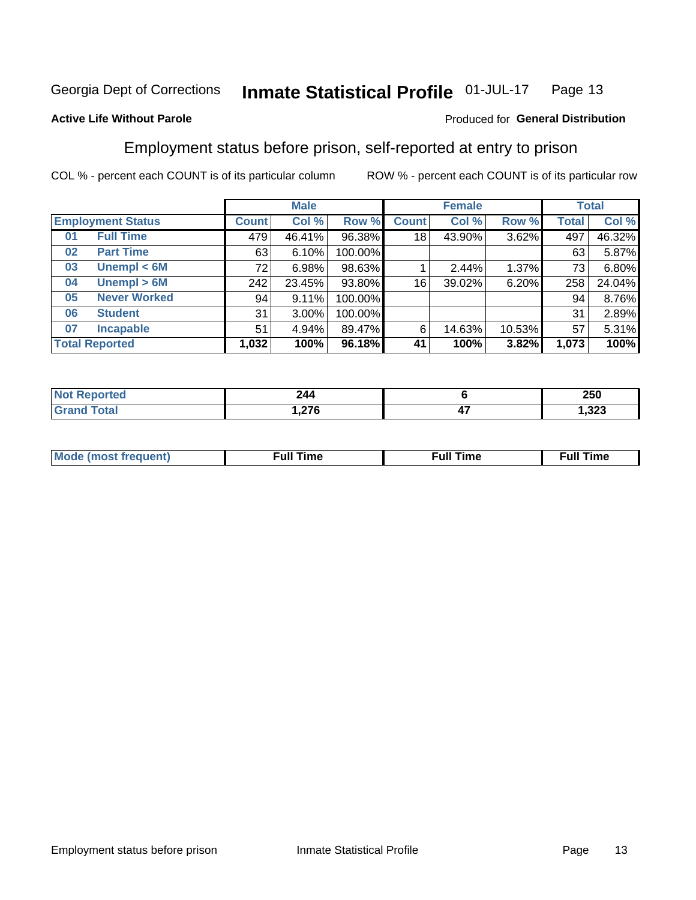Georgia Dept of Corrections **Inmate Statistical Profile** 01-JUL-17

**Active Life Without Parole**

Produced for **General Distribution**

## Employment status before prison, self-reported at entry to prison

COL % - percent each COUNT is of its particular column ROW % - percent each COUNT is of its particular row

| | | Male | | | Female | | | Total | |
|---|---|---|---|---|---|---|---|---|---|
| **Employment Status** | | **Count** | **Col %** | **Row %** | **Count** | **Col %** | **Row %** | **Total** | **Col %** |
| 01 | Full Time | 479 | 46.41% | 96.38% | 18 | 43.90% | 3.62% | 497 | 46.32% |
| 02 | Part Time | 63 | 6.10% | 100.00% | | | | 63 | 5.87% |
| 03 | Unempl < 6M | 72 | 6.98% | 98.63% | 1 | 2.44% | 1.37% | 73 | 6.80% |
| 04 | Unempl > 6M | 242 | 23.45% | 93.80% | 16 | 39.02% | 6.20% | 258 | 24.04% |
| 05 | Never Worked | 94 | 9.11% | 100.00% | | | | 94 | 8.76% |
| 06 | Student | 31 | 3.00% | 100.00% | | | | 31 | 2.89% |
| 07 | Incapable | 51 | 4.94% | 89.47% | 6 | 14.63% | 10.53% | 57 | 5.31% |
| **Total Reported** | | **1,032** | **100%** | **96.18%** | **41** | **100%** | **3.82%** | **1,073** | **100%** |

| | Male | Female | Total |
|---|---|---|---|
| Not Reported | **244** | **6** | **250** |
| Grand Total | **1,276** | **47** | **1,323** |

| | Male | Female | Total |
|---|---|---|---|
| Mode (most frequent) | **Full Time** | **Full Time** | **Full Time** |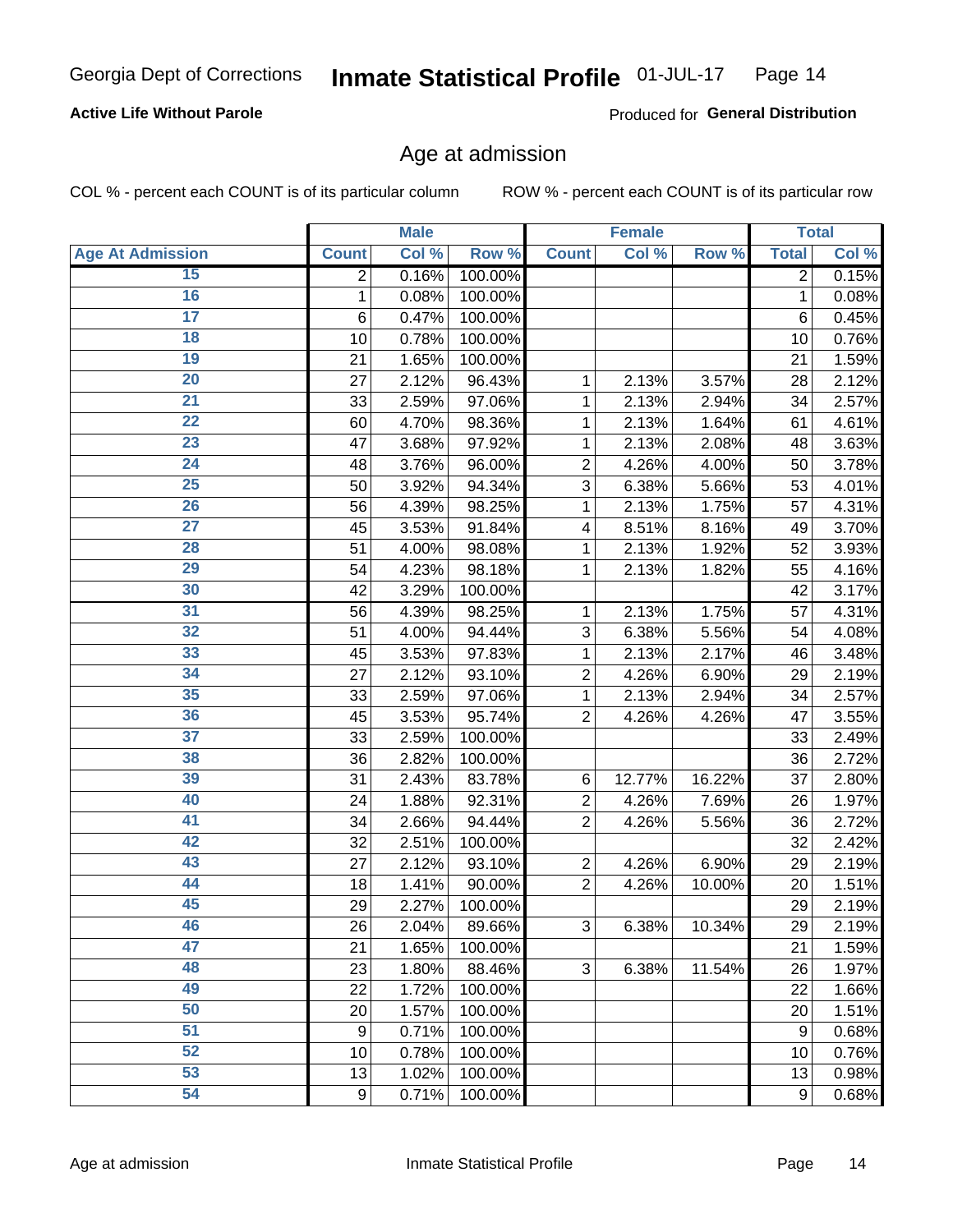Georgia Dept of Corrections **Inmate Statistical Profile** 01-JUL-17

**Active Life Without Parole**

Produced for **General Distribution**

## Age at admission

COL % - percent each COUNT is of its particular column ROW % - percent each COUNT is of its particular row

| | Male | | | Female | | | Total | |
|---|---|---|---|---|---|---|---|---|
| Age At Admission | Count | Col % | Row % | Count | Col % | Row % | Total | Col % |
| 15 | 2 | 0.16% | 100.00% | | | | 2 | 0.15% |
| 16 | 1 | 0.08% | 100.00% | | | | 1 | 0.08% |
| 17 | 6 | 0.47% | 100.00% | | | | 6 | 0.45% |
| 18 | 10 | 0.78% | 100.00% | | | | 10 | 0.76% |
| 19 | 21 | 1.65% | 100.00% | | | | 21 | 1.59% |
| 20 | 27 | 2.12% | 96.43% | 1 | 2.13% | 3.57% | 28 | 2.12% |
| 21 | 33 | 2.59% | 97.06% | 1 | 2.13% | 2.94% | 34 | 2.57% |
| 22 | 60 | 4.70% | 98.36% | 1 | 2.13% | 1.64% | 61 | 4.61% |
| 23 | 47 | 3.68% | 97.92% | 1 | 2.13% | 2.08% | 48 | 3.63% |
| 24 | 48 | 3.76% | 96.00% | 2 | 4.26% | 4.00% | 50 | 3.78% |
| 25 | 50 | 3.92% | 94.34% | 3 | 6.38% | 5.66% | 53 | 4.01% |
| 26 | 56 | 4.39% | 98.25% | 1 | 2.13% | 1.75% | 57 | 4.31% |
| 27 | 45 | 3.53% | 91.84% | 4 | 8.51% | 8.16% | 49 | 3.70% |
| 28 | 51 | 4.00% | 98.08% | 1 | 2.13% | 1.92% | 52 | 3.93% |
| 29 | 54 | 4.23% | 98.18% | 1 | 2.13% | 1.82% | 55 | 4.16% |
| 30 | 42 | 3.29% | 100.00% | | | | 42 | 3.17% |
| 31 | 56 | 4.39% | 98.25% | 1 | 2.13% | 1.75% | 57 | 4.31% |
| 32 | 51 | 4.00% | 94.44% | 3 | 6.38% | 5.56% | 54 | 4.08% |
| 33 | 45 | 3.53% | 97.83% | 1 | 2.13% | 2.17% | 46 | 3.48% |
| 34 | 27 | 2.12% | 93.10% | 2 | 4.26% | 6.90% | 29 | 2.19% |
| 35 | 33 | 2.59% | 97.06% | 1 | 2.13% | 2.94% | 34 | 2.57% |
| 36 | 45 | 3.53% | 95.74% | 2 | 4.26% | 4.26% | 47 | 3.55% |
| 37 | 33 | 2.59% | 100.00% | | | | 33 | 2.49% |
| 38 | 36 | 2.82% | 100.00% | | | | 36 | 2.72% |
| 39 | 31 | 2.43% | 83.78% | 6 | 12.77% | 16.22% | 37 | 2.80% |
| 40 | 24 | 1.88% | 92.31% | 2 | 4.26% | 7.69% | 26 | 1.97% |
| 41 | 34 | 2.66% | 94.44% | 2 | 4.26% | 5.56% | 36 | 2.72% |
| 42 | 32 | 2.51% | 100.00% | | | | 32 | 2.42% |
| 43 | 27 | 2.12% | 93.10% | 2 | 4.26% | 6.90% | 29 | 2.19% |
| 44 | 18 | 1.41% | 90.00% | 2 | 4.26% | 10.00% | 20 | 1.51% |
| 45 | 29 | 2.27% | 100.00% | | | | 29 | 2.19% |
| 46 | 26 | 2.04% | 89.66% | 3 | 6.38% | 10.34% | 29 | 2.19% |
| 47 | 21 | 1.65% | 100.00% | | | | 21 | 1.59% |
| 48 | 23 | 1.80% | 88.46% | 3 | 6.38% | 11.54% | 26 | 1.97% |
| 49 | 22 | 1.72% | 100.00% | | | | 22 | 1.66% |
| 50 | 20 | 1.57% | 100.00% | | | | 20 | 1.51% |
| 51 | 9 | 0.71% | 100.00% | | | | 9 | 0.68% |
| 52 | 10 | 0.78% | 100.00% | | | | 10 | 0.76% |
| 53 | 13 | 1.02% | 100.00% | | | | 13 | 0.98% |
| 54 | 9 | 0.71% | 100.00% | | | | 9 | 0.68% |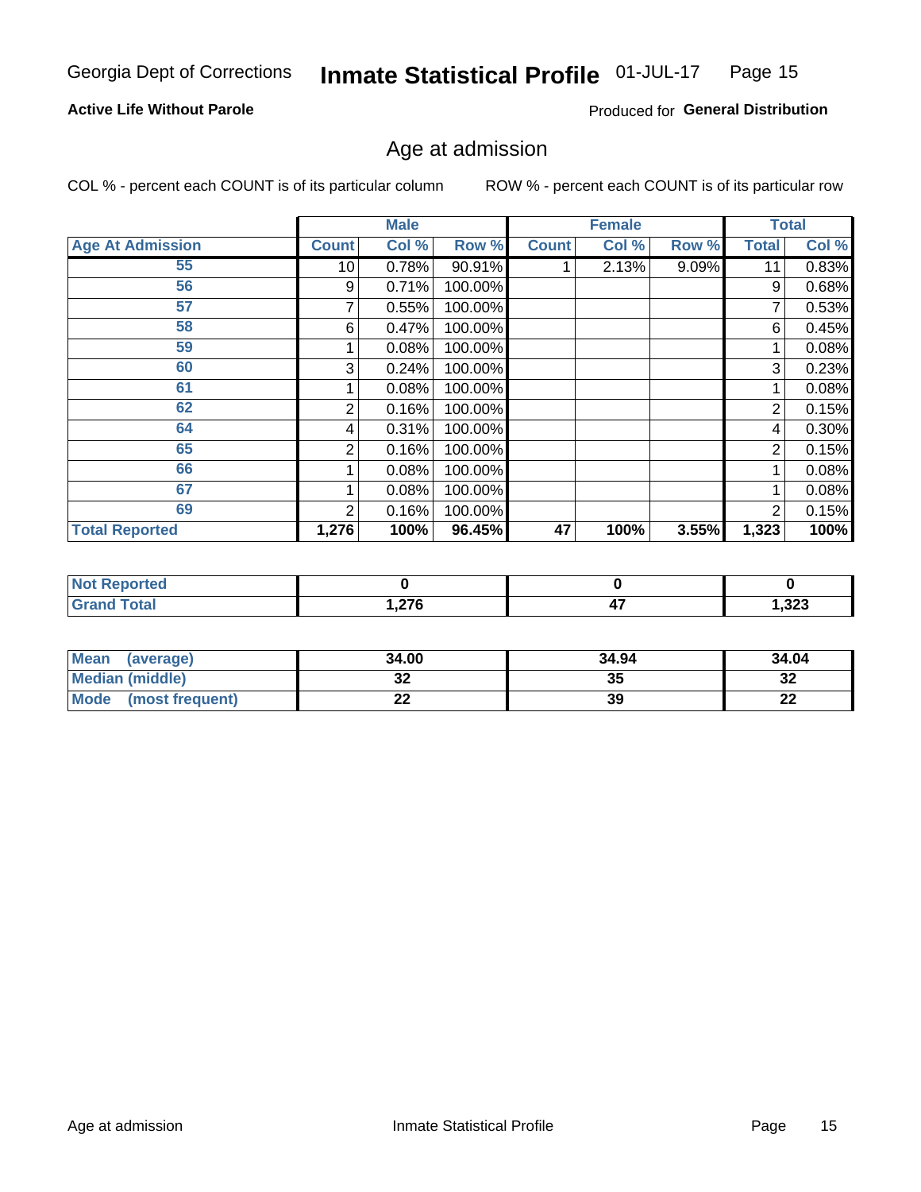Georgia Dept of Corrections **Inmate Statistical Profile** 01-JUL-17

**Active Life Without Parole**

Produced for **General Distribution**

## Age at admission

COL % - percent each COUNT is of its particular column ROW % - percent each COUNT is of its particular row

| | Male | | | Female | | | Total | |
|---|---|---|---|---|---|---|---|---|
| **Age At Admission** | **Count** | **Col %** | **Row %** | **Count** | **Col %** | **Row %** | **Total** | **Col %** |
| 55 | 10 | 0.78% | 90.91% | 1 | 2.13% | 9.09% | 11 | 0.83% |
| 56 | 9 | 0.71% | 100.00% | | | | 9 | 0.68% |
| 57 | 7 | 0.55% | 100.00% | | | | 7 | 0.53% |
| 58 | 6 | 0.47% | 100.00% | | | | 6 | 0.45% |
| 59 | 1 | 0.08% | 100.00% | | | | 1 | 0.08% |
| 60 | 3 | 0.24% | 100.00% | | | | 3 | 0.23% |
| 61 | 1 | 0.08% | 100.00% | | | | 1 | 0.08% |
| 62 | 2 | 0.16% | 100.00% | | | | 2 | 0.15% |
| 64 | 4 | 0.31% | 100.00% | | | | 4 | 0.30% |
| 65 | 2 | 0.16% | 100.00% | | | | 2 | 0.15% |
| 66 | 1 | 0.08% | 100.00% | | | | 1 | 0.08% |
| 67 | 1 | 0.08% | 100.00% | | | | 1 | 0.08% |
| 69 | 2 | 0.16% | 100.00% | | | | 2 | 0.15% |
| **Total Reported** | **1,276** | **100%** | **96.45%** | **47** | **100%** | **3.55%** | **1,323** | **100%** |

| | Male | Female | Total |
|---|---|---|---|
| **Not Reported** | **0** | **0** | **0** |
| **Grand Total** | **1,276** | **47** | **1,323** |

| | Male | Female | Total |
|---|---|---|---|
| **Mean (average)** | **34.00** | **34.94** | **34.04** |
| **Median (middle)** | **32** | **35** | **32** |
| **Mode (most frequent)** | **22** | **39** | **22** |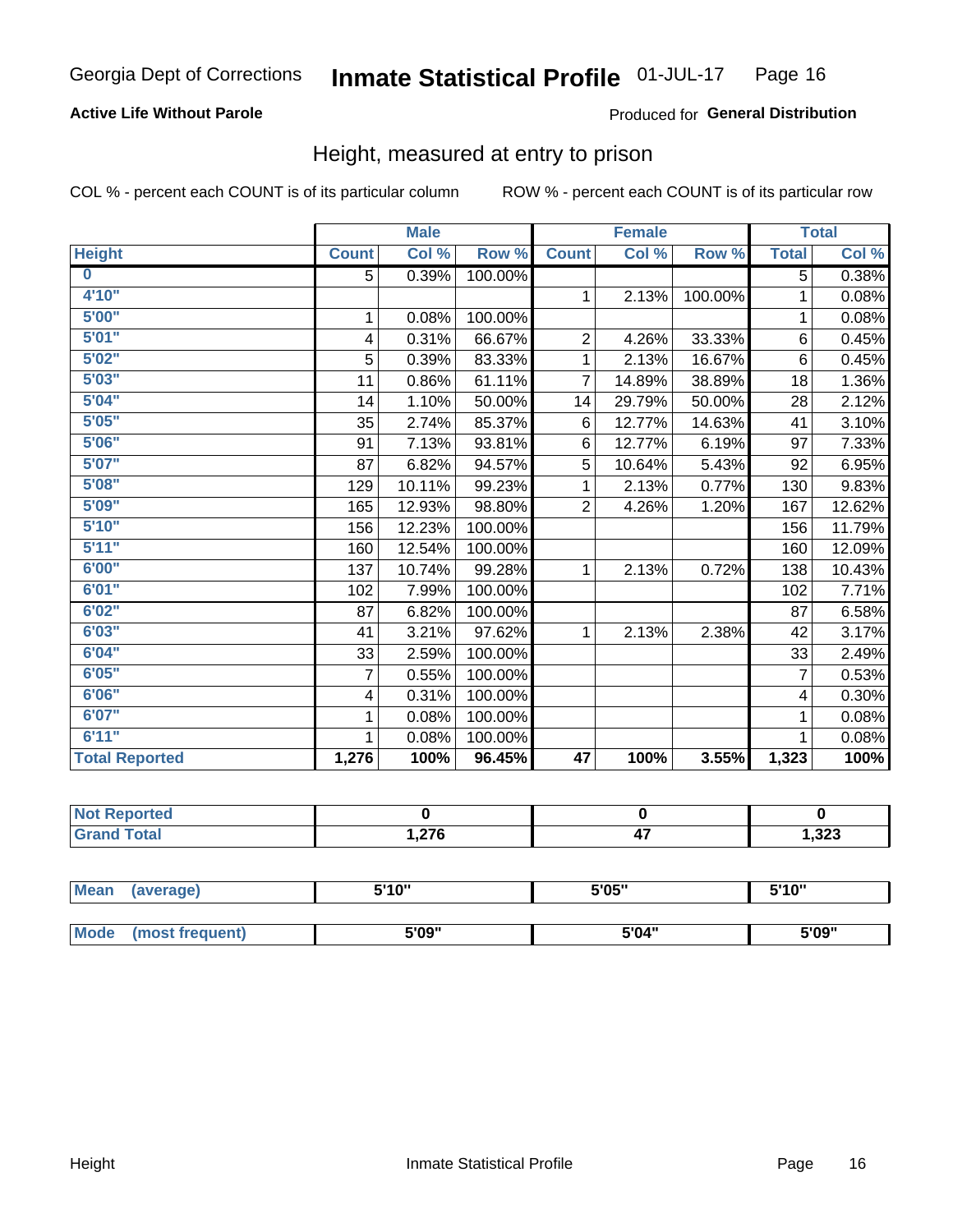Georgia Dept of Corrections **Inmate Statistical Profile** 01-JUL-17

**Active Life Without Parole**

Produced for **General Distribution**

## Height, measured at entry to prison

COL % - percent each COUNT is of its particular column

ROW % - percent each COUNT is of its particular row

| | Male | | | Female | | | Total | |
|---|---|---|---|---|---|---|---|---|
| Height | Count | Col % | Row % | Count | Col % | Row % | Total | Col % |
| 0 | 5 | 0.39% | 100.00% | | | | 5 | 0.38% |
| 4'10" | | | | 1 | 2.13% | 100.00% | 1 | 0.08% |
| 5'00" | 1 | 0.08% | 100.00% | | | | 1 | 0.08% |
| 5'01" | 4 | 0.31% | 66.67% | 2 | 4.26% | 33.33% | 6 | 0.45% |
| 5'02" | 5 | 0.39% | 83.33% | 1 | 2.13% | 16.67% | 6 | 0.45% |
| 5'03" | 11 | 0.86% | 61.11% | 7 | 14.89% | 38.89% | 18 | 1.36% |
| 5'04" | 14 | 1.10% | 50.00% | 14 | 29.79% | 50.00% | 28 | 2.12% |
| 5'05" | 35 | 2.74% | 85.37% | 6 | 12.77% | 14.63% | 41 | 3.10% |
| 5'06" | 91 | 7.13% | 93.81% | 6 | 12.77% | 6.19% | 97 | 7.33% |
| 5'07" | 87 | 6.82% | 94.57% | 5 | 10.64% | 5.43% | 92 | 6.95% |
| 5'08" | 129 | 10.11% | 99.23% | 1 | 2.13% | 0.77% | 130 | 9.83% |
| 5'09" | 165 | 12.93% | 98.80% | 2 | 4.26% | 1.20% | 167 | 12.62% |
| 5'10" | 156 | 12.23% | 100.00% | | | | 156 | 11.79% |
| 5'11" | 160 | 12.54% | 100.00% | | | | 160 | 12.09% |
| 6'00" | 137 | 10.74% | 99.28% | 1 | 2.13% | 0.72% | 138 | 10.43% |
| 6'01" | 102 | 7.99% | 100.00% | | | | 102 | 7.71% |
| 6'02" | 87 | 6.82% | 100.00% | | | | 87 | 6.58% |
| 6'03" | 41 | 3.21% | 97.62% | 1 | 2.13% | 2.38% | 42 | 3.17% |
| 6'04" | 33 | 2.59% | 100.00% | | | | 33 | 2.49% |
| 6'05" | 7 | 0.55% | 100.00% | | | | 7 | 0.53% |
| 6'06" | 4 | 0.31% | 100.00% | | | | 4 | 0.30% |
| 6'07" | 1 | 0.08% | 100.00% | | | | 1 | 0.08% |
| 6'11" | 1 | 0.08% | 100.00% | | | | 1 | 0.08% |
| **Total Reported** | **1,276** | **100%** | **96.45%** | **47** | **100%** | **3.55%** | **1,323** | **100%** |

| | Male | Female | Total |
|---|---|---|---|
| Not Reported | 0 | 0 | 0 |
| Grand Total | 1,276 | 47 | 1,323 |

| | Male | Female | Total |
|---|---|---|---|
| Mean (average) | 5'10" | 5'05" | 5'10" |
| Mode (most frequent) | 5'09" | 5'04" | 5'09" |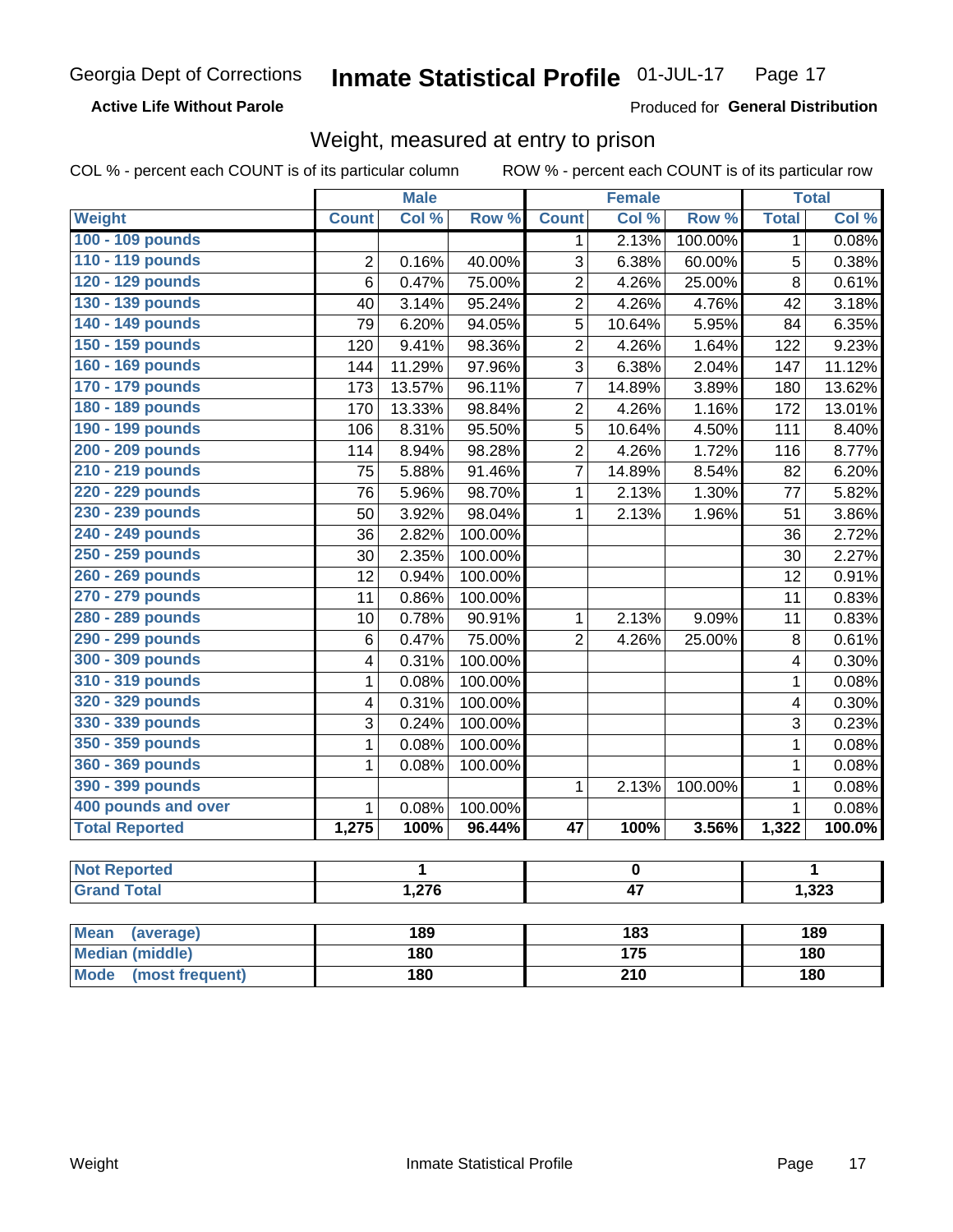Georgia Dept of Corrections **Inmate Statistical Profile** 01-JUL-17

**Active Life Without Parole**

Produced for **General Distribution**

## Weight, measured at entry to prison

COL % - percent each COUNT is of its particular column ROW % - percent each COUNT is of its particular row

| | Male | | | Female | | | Total | |
|---|---|---|---|---|---|---|---|---|
| **Weight** | **Count** | **Col %** | **Row %** | **Count** | **Col %** | **Row %** | **Total** | **Col %** |
| **100 - 109 pounds** | | | | 1 | 2.13% | 100.00% | 1 | 0.08% |
| **110 - 119 pounds** | 2 | 0.16% | 40.00% | 3 | 6.38% | 60.00% | 5 | 0.38% |
| **120 - 129 pounds** | 6 | 0.47% | 75.00% | 2 | 4.26% | 25.00% | 8 | 0.61% |
| **130 - 139 pounds** | 40 | 3.14% | 95.24% | 2 | 4.26% | 4.76% | 42 | 3.18% |
| **140 - 149 pounds** | 79 | 6.20% | 94.05% | 5 | 10.64% | 5.95% | 84 | 6.35% |
| **150 - 159 pounds** | 120 | 9.41% | 98.36% | 2 | 4.26% | 1.64% | 122 | 9.23% |
| **160 - 169 pounds** | 144 | 11.29% | 97.96% | 3 | 6.38% | 2.04% | 147 | 11.12% |
| **170 - 179 pounds** | 173 | 13.57% | 96.11% | 7 | 14.89% | 3.89% | 180 | 13.62% |
| **180 - 189 pounds** | 170 | 13.33% | 98.84% | 2 | 4.26% | 1.16% | 172 | 13.01% |
| **190 - 199 pounds** | 106 | 8.31% | 95.50% | 5 | 10.64% | 4.50% | 111 | 8.40% |
| **200 - 209 pounds** | 114 | 8.94% | 98.28% | 2 | 4.26% | 1.72% | 116 | 8.77% |
| **210 - 219 pounds** | 75 | 5.88% | 91.46% | 7 | 14.89% | 8.54% | 82 | 6.20% |
| **220 - 229 pounds** | 76 | 5.96% | 98.70% | 1 | 2.13% | 1.30% | 77 | 5.82% |
| **230 - 239 pounds** | 50 | 3.92% | 98.04% | 1 | 2.13% | 1.96% | 51 | 3.86% |
| **240 - 249 pounds** | 36 | 2.82% | 100.00% | | | | 36 | 2.72% |
| **250 - 259 pounds** | 30 | 2.35% | 100.00% | | | | 30 | 2.27% |
| **260 - 269 pounds** | 12 | 0.94% | 100.00% | | | | 12 | 0.91% |
| **270 - 279 pounds** | 11 | 0.86% | 100.00% | | | | 11 | 0.83% |
| **280 - 289 pounds** | 10 | 0.78% | 90.91% | 1 | 2.13% | 9.09% | 11 | 0.83% |
| **290 - 299 pounds** | 6 | 0.47% | 75.00% | 2 | 4.26% | 25.00% | 8 | 0.61% |
| **300 - 309 pounds** | 4 | 0.31% | 100.00% | | | | 4 | 0.30% |
| **310 - 319 pounds** | 1 | 0.08% | 100.00% | | | | 1 | 0.08% |
| **320 - 329 pounds** | 4 | 0.31% | 100.00% | | | | 4 | 0.30% |
| **330 - 339 pounds** | 3 | 0.24% | 100.00% | | | | 3 | 0.23% |
| **350 - 359 pounds** | 1 | 0.08% | 100.00% | | | | 1 | 0.08% |
| **360 - 369 pounds** | 1 | 0.08% | 100.00% | | | | 1 | 0.08% |
| **390 - 399 pounds** | | | | 1 | 2.13% | 100.00% | 1 | 0.08% |
| **400 pounds and over** | 1 | 0.08% | 100.00% | | | | 1 | 0.08% |
| **Total Reported** | **1,275** | **100%** | **96.44%** | **47** | **100%** | **3.56%** | **1,322** | **100.0%** |

| | Male | Female | Total |
|---|---|---|---|
| **Not Reported** | **1** | **0** | **1** |
| **Grand Total** | **1,276** | **47** | **1,323** |

| | Male | Female | Total |
|---|---|---|---|
| **Mean (average)** | **189** | **183** | **189** |
| **Median (middle)** | **180** | **175** | **180** |
| **Mode (most frequent)** | **180** | **210** | **180** |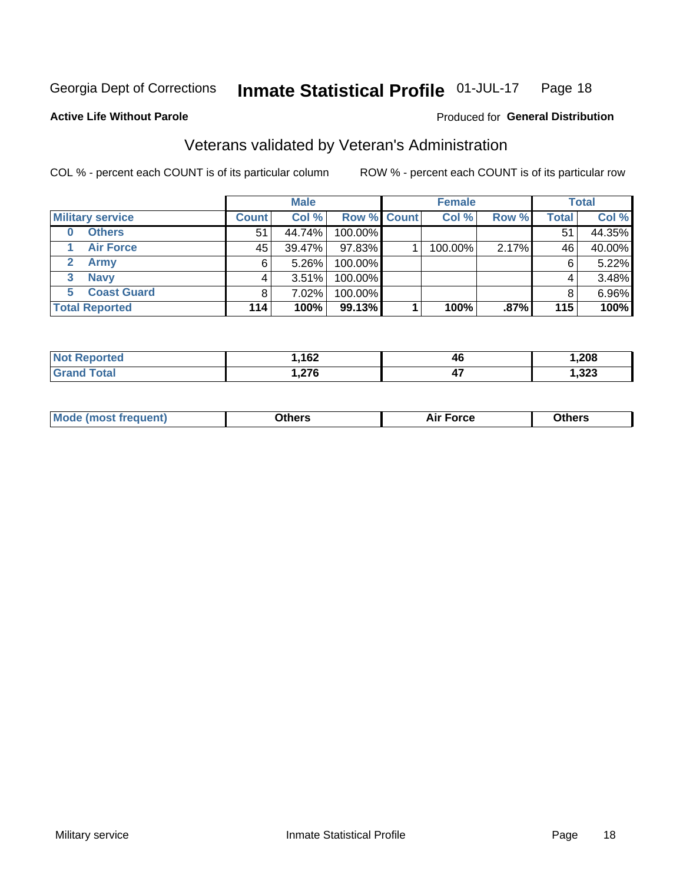Georgia Dept of Corrections **Inmate Statistical Profile** 01-JUL-17

**Active Life Without Parole**

Produced for **General Distribution**

## Veterans validated by Veteran's Administration

COL % - percent each COUNT is of its particular column

ROW % - percent each COUNT is of its particular row

| | Male | | | Female | | | Total | |
|---|---|---|---|---|---|---|---|---|
| **Military service** | **Count** | **Col %** | **Row %** | **Count** | **Col %** | **Row %** | **Total** | **Col %** |
| **0 Others** | 51 | 44.74% | 100.00% | | | | 51 | 44.35% |
| **1 Air Force** | 45 | 39.47% | 97.83% | 1 | 100.00% | 2.17% | 46 | 40.00% |
| **2 Army** | 6 | 5.26% | 100.00% | | | | 6 | 5.22% |
| **3 Navy** | 4 | 3.51% | 100.00% | | | | 4 | 3.48% |
| **5 Coast Guard** | 8 | 7.02% | 100.00% | | | | 8 | 6.96% |
| **Total Reported** | **114** | **100%** | **99.13%** | **1** | **100%** | **.87%** | **115** | **100%** |

| | Male | Female | Total |
|---|---|---|---|
| **Not Reported** | **1,162** | **46** | **1,208** |
| **Grand Total** | **1,276** | **47** | **1,323** |

| | Male | Female | Total |
|---|---|---|---|
| **Mode (most frequent)** | **Others** | **Air Force** | **Others** |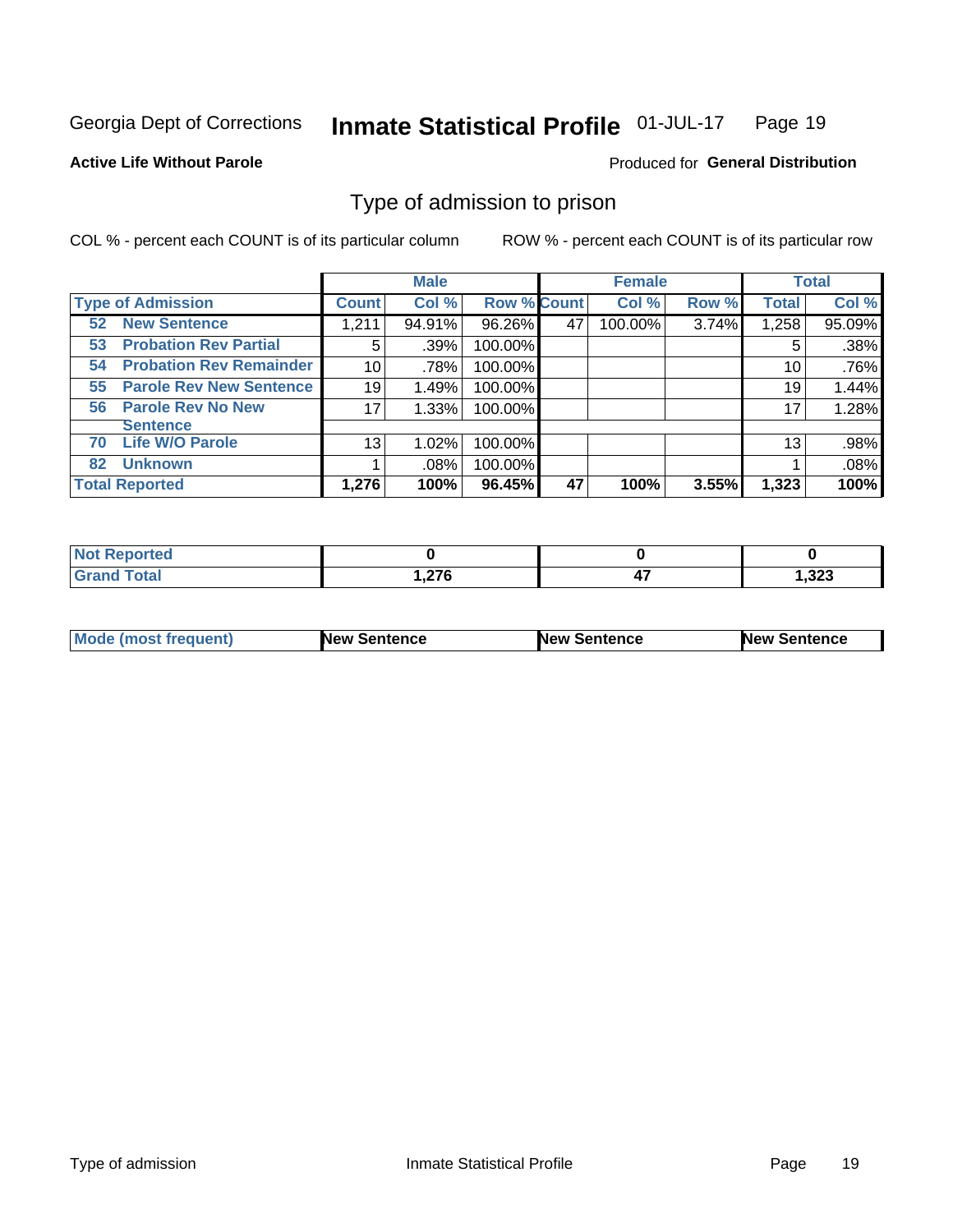Georgia Dept of Corrections **Inmate Statistical Profile** 01-JUL-17

**Active Life Without Parole**

Produced for **General Distribution**

## Type of admission to prison

COL % - percent each COUNT is of its particular column

ROW % - percent each COUNT is of its particular row

| | Male | | | Female | | | Total | |
|---|---|---|---|---|---|---|---|---|
| **Type of Admission** | **Count** | **Col %** | **Row %** | **Count** | **Col %** | **Row %** | **Total** | **Col %** |
| 52 **New Sentence** | 1,211 | 94.91% | 96.26% | 47 | 100.00% | 3.74% | 1,258 | 95.09% |
| 53 **Probation Rev Partial** | 5 | .39% | 100.00% | | | | 5 | .38% |
| 54 **Probation Rev Remainder** | 10 | .78% | 100.00% | | | | 10 | .76% |
| 55 **Parole Rev New Sentence** | 19 | 1.49% | 100.00% | | | | 19 | 1.44% |
| 56 **Parole Rev No New Sentence** | 17 | 1.33% | 100.00% | | | | 17 | 1.28% |
| 70 **Life W/O Parole** | 13 | 1.02% | 100.00% | | | | 13 | .98% |
| 82 **Unknown** | 1 | .08% | 100.00% | | | | 1 | .08% |
| **Total Reported** | **1,276** | **100%** | **96.45%** | **47** | **100%** | **3.55%** | **1,323** | **100%** |

| | Male | Female | Total |
|---|---|---|---|
| **Not Reported** | **0** | **0** | **0** |
| **Grand Total** | **1,276** | **47** | **1,323** |

| | Male | Female | Total |
|---|---|---|---|
| **Mode (most frequent)** | **New Sentence** | **New Sentence** | **New Sentence** |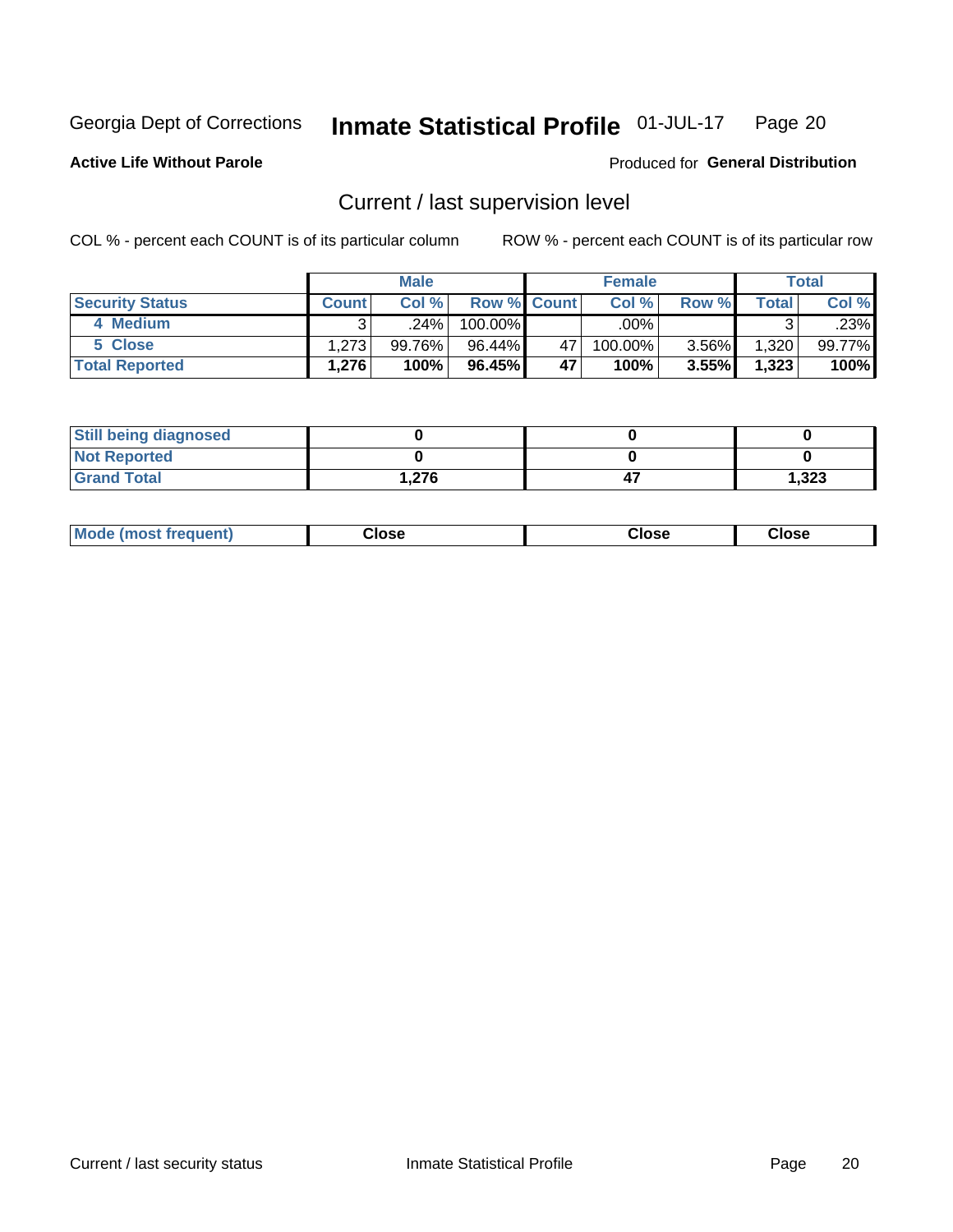Georgia Dept of Corrections **Inmate Statistical Profile** 01-JUL-17

**Active Life Without Parole**

Produced for **General Distribution**

## Current / last supervision level

COL % - percent each COUNT is of its particular column

ROW % - percent each COUNT is of its particular row

| | Male | | | Female | | | Total | |
|---|---|---|---|---|---|---|---|---|
| **Security Status** | **Count** | **Col %** | **Row %** | **Count** | **Col %** | **Row %** | **Total** | **Col %** |
| 4 Medium | 3 | .24% | 100.00% | | .00% | | 3 | .23% |
| 5 Close | 1,273 | 99.76% | 96.44% | 47 | 100.00% | 3.56% | 1,320 | 99.77% |
| **Total Reported** | **1,276** | **100%** | **96.45%** | **47** | **100%** | **3.55%** | **1,323** | **100%** |

| | Male | Female | Total |
|---|---|---|---|
| **Still being diagnosed** | **0** | **0** | **0** |
| **Not Reported** | **0** | **0** | **0** |
| **Grand Total** | **1,276** | **47** | **1,323** |

| | Male | Female | Total |
|---|---|---|---|
| **Mode (most frequent)** | **Close** | **Close** | **Close** |

Current / last security status

Inmate Statistical Profile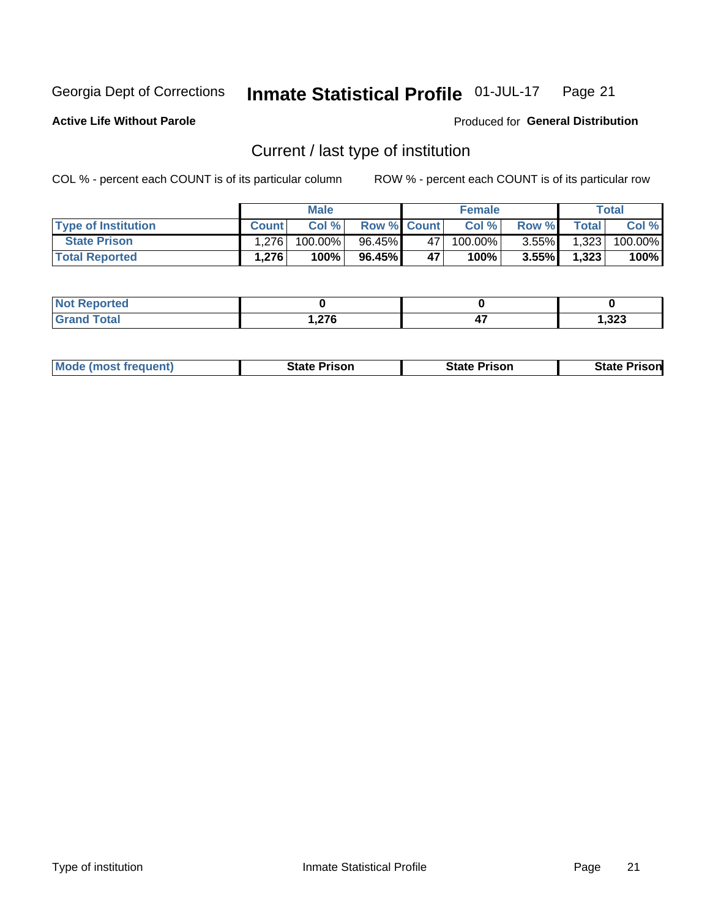Georgia Dept of Corrections **Inmate Statistical Profile** 01-JUL-17

**Active Life Without Parole**

Produced for **General Distribution**

## Current / last type of institution

COL % - percent each COUNT is of its particular column

ROW % - percent each COUNT is of its particular row

| | Male | | | Female | | | Total | |
|---|---|---|---|---|---|---|---|---|
| **Type of Institution** | **Count** | **Col %** | **Row %** | **Count** | **Col %** | **Row %** | **Total** | **Col %** |
| **State Prison** | 1,276 | 100.00% | 96.45% | 47 | 100.00% | 3.55% | 1,323 | 100.00% |
| **Total Reported** | **1,276** | **100%** | **96.45%** | **47** | **100%** | **3.55%** | **1,323** | **100%** |

| | Male | Female | Total |
|---|---|---|---|
| **Not Reported** | **0** | **0** | **0** |
| **Grand Total** | **1,276** | **47** | **1,323** |

| | Male | Female | Total |
|---|---|---|---|
| **Mode (most frequent)** | **State Prison** | **State Prison** | **State Prison** |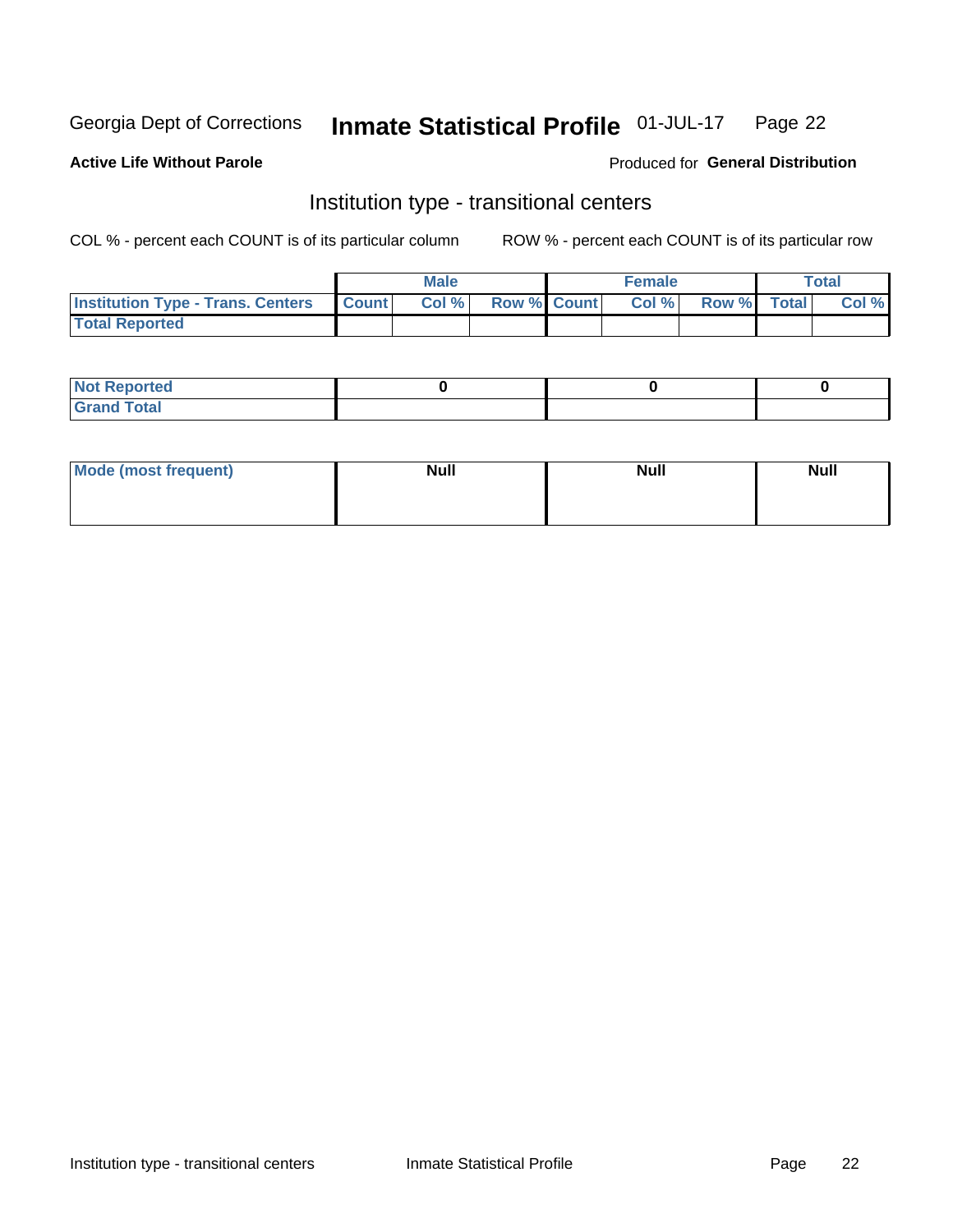Georgia Dept of Corrections **Inmate Statistical Profile** 01-JUL-17

**Active Life Without Parole**

Produced for **General Distribution**

## Institution type - transitional centers

COL % - percent each COUNT is of its particular column

ROW % - percent each COUNT is of its particular row

| | Male | | | Female | | | Total | |
|---|---|---|---|---|---|---|---|---|
| **Institution Type - Trans. Centers** | **Count** | **Col %** | **Row %** | **Count** | **Col %** | **Row %** | **Total** | **Col %** |
| **Total Reported** | | | | | | | | |

| | Male | Female | Total |
|---|---|---|---|
| **Not Reported** | 0 | 0 | 0 |
| **Grand Total** | | | |

| | Male | Female | Total |
|---|---|---|---|
| **Mode (most frequent)** | Null | Null | Null |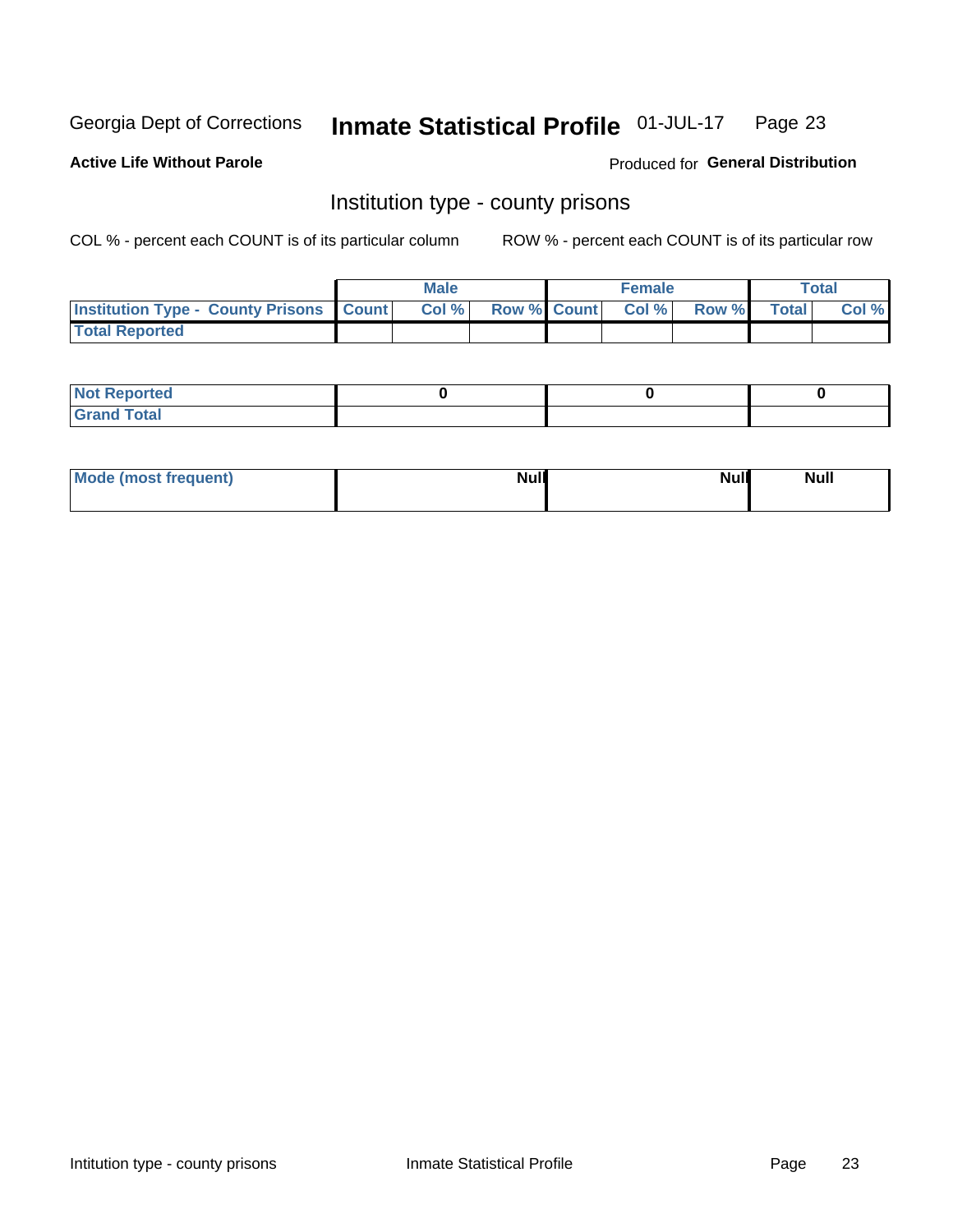Georgia Dept of Corrections **Inmate Statistical Profile** 01-JUL-17

**Active Life Without Parole** Produced for **General Distribution**

## Institution type - county prisons

COL % - percent each COUNT is of its particular column ROW % - percent each COUNT is of its particular row

| | Male | | | Female | | | Total | |
|---|---|---|---|---|---|---|---|---|
| Institution Type - County Prisons | Count | Col % | Row % | Count | Col % | Row % | Total | Col % |
| Total Reported | | | | | | | | |

| | Male | Female | Total |
|---|---|---|---|
| Not Reported | 0 | 0 | 0 |
| Grand Total | | | |

| | Male | Female | Total |
|---|---|---|---|
| Mode (most frequent) | Null | Null | Null |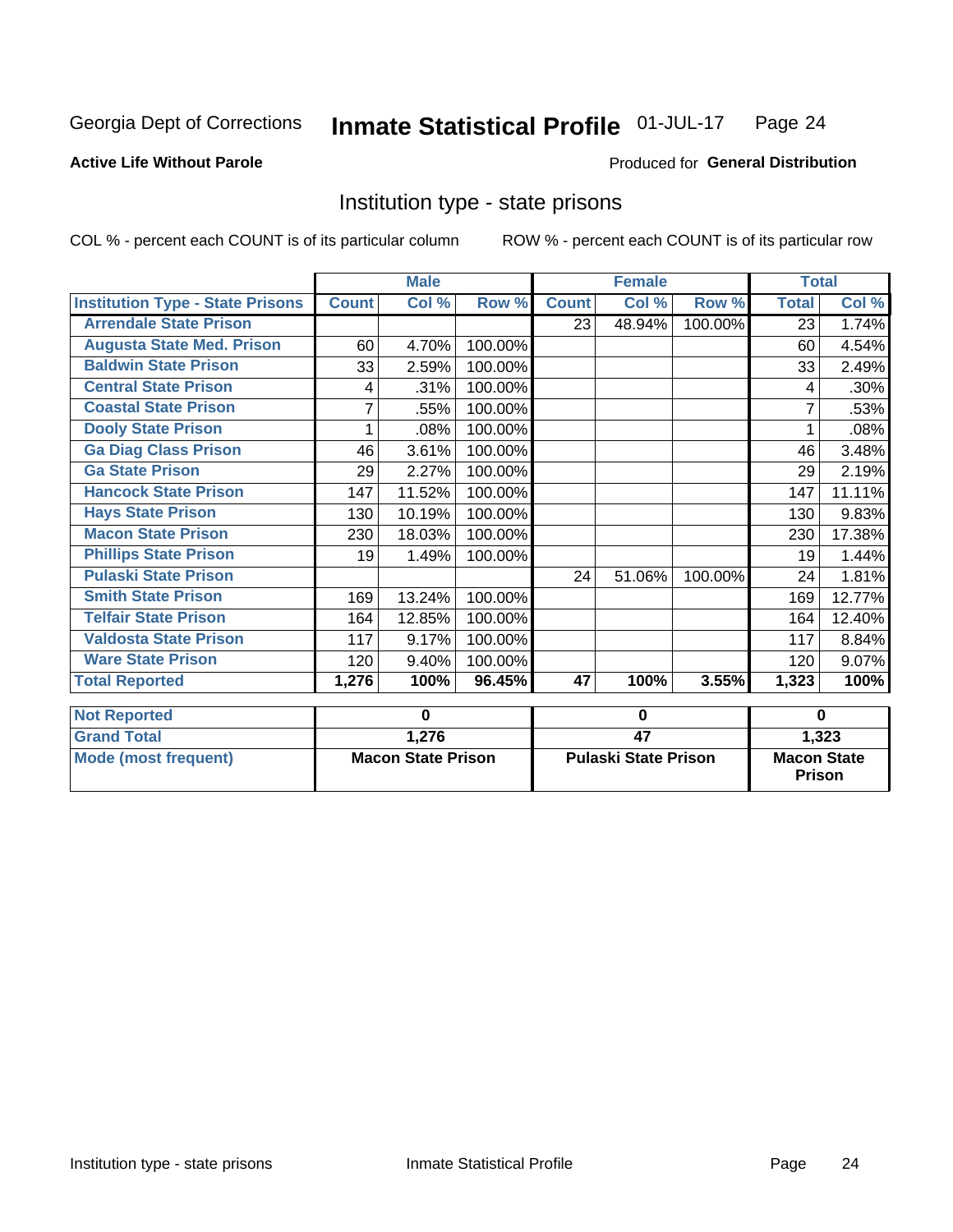Georgia Dept of Corrections **Inmate Statistical Profile** 01-JUL-17 Page 24

**Active Life Without Parole**

Produced for **General Distribution**

## Institution type - state prisons

COL % - percent each COUNT is of its particular column

ROW % - percent each COUNT is of its particular row

| | Male | | | Female | | | Total | |
|---|---|---|---|---|---|---|---|---|
| **Institution Type - State Prisons** | **Count** | **Col %** | **Row %** | **Count** | **Col %** | **Row %** | **Total** | **Col %** |
| **Arrendale State Prison** | | | | 23 | 48.94% | 100.00% | 23 | 1.74% |
| **Augusta State Med. Prison** | 60 | 4.70% | 100.00% | | | | 60 | 4.54% |
| **Baldwin State Prison** | 33 | 2.59% | 100.00% | | | | 33 | 2.49% |
| **Central State Prison** | 4 | .31% | 100.00% | | | | 4 | .30% |
| **Coastal State Prison** | 7 | .55% | 100.00% | | | | 7 | .53% |
| **Dooly State Prison** | 1 | .08% | 100.00% | | | | 1 | .08% |
| **Ga Diag Class Prison** | 46 | 3.61% | 100.00% | | | | 46 | 3.48% |
| **Ga State Prison** | 29 | 2.27% | 100.00% | | | | 29 | 2.19% |
| **Hancock State Prison** | 147 | 11.52% | 100.00% | | | | 147 | 11.11% |
| **Hays State Prison** | 130 | 10.19% | 100.00% | | | | 130 | 9.83% |
| **Macon State Prison** | 230 | 18.03% | 100.00% | | | | 230 | 17.38% |
| **Phillips State Prison** | 19 | 1.49% | 100.00% | | | | 19 | 1.44% |
| **Pulaski State Prison** | | | | 24 | 51.06% | 100.00% | 24 | 1.81% |
| **Smith State Prison** | 169 | 13.24% | 100.00% | | | | 169 | 12.77% |
| **Telfair State Prison** | 164 | 12.85% | 100.00% | | | | 164 | 12.40% |
| **Valdosta State Prison** | 117 | 9.17% | 100.00% | | | | 117 | 8.84% |
| **Ware State Prison** | 120 | 9.40% | 100.00% | | | | 120 | 9.07% |
| **Total Reported** | **1,276** | **100%** | **96.45%** | **47** | **100%** | **3.55%** | **1,323** | **100%** |

| | Male | Female | Total |
|---|---|---|---|
| **Not Reported** | **0** | **0** | **0** |
| **Grand Total** | **1,276** | **47** | **1,323** |
| **Mode (most frequent)** | **Macon State Prison** | **Pulaski State Prison** | **Macon State Prison** |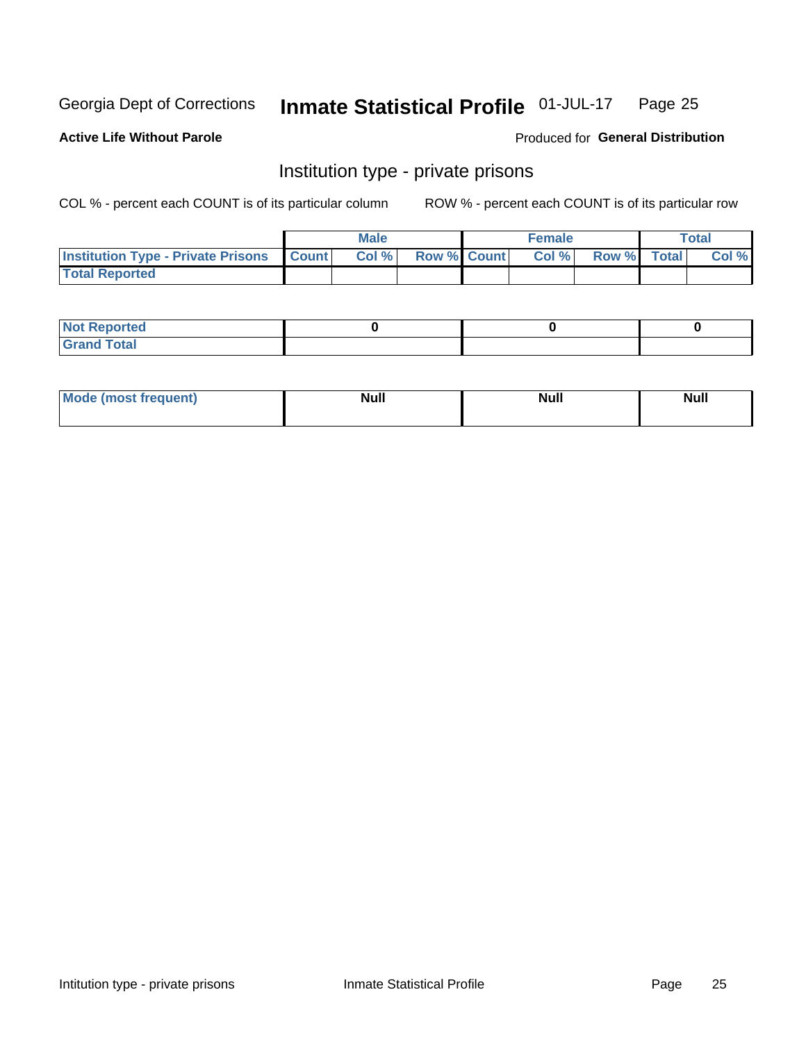Georgia Dept of Corrections **Inmate Statistical Profile** 01-JUL-17

**Active Life Without Parole**

Produced for **General Distribution**

## Institution type - private prisons

COL % - percent each COUNT is of its particular column

ROW % - percent each COUNT is of its particular row

| | Male | | | Female | | | Total | |
|---|---|---|---|---|---|---|---|---|
| **Institution Type - Private Prisons** | **Count** | **Col %** | **Row %** | **Count** | **Col %** | **Row %** | **Total** | **Col %** |
| **Total Reported** | | | | | | | | |

| | Male | Female | Total |
|---|---|---|---|
| **Not Reported** | 0 | 0 | 0 |
| **Grand Total** | | | |

| | Male | Female | Total |
|---|---|---|---|
| **Mode (most frequent)** | Null | Null | Null |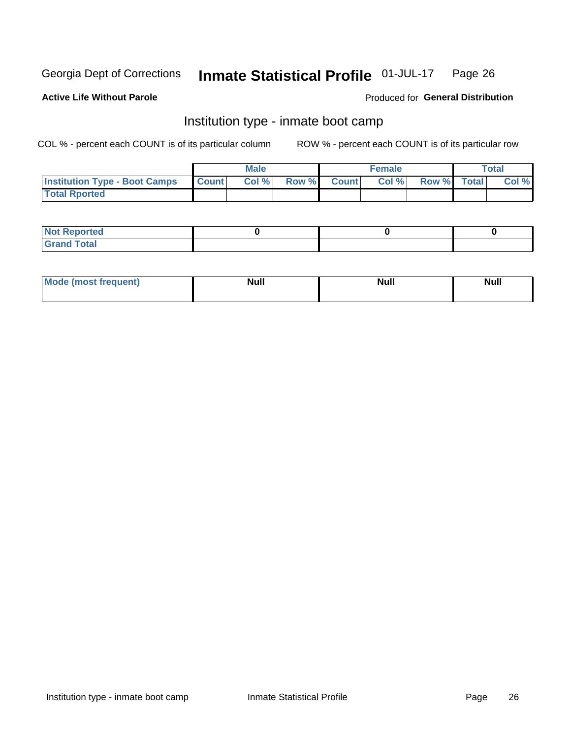Georgia Dept of Corrections **Inmate Statistical Profile** 01-JUL-17

**Active Life Without Parole**

Produced for **General Distribution**

## Institution type - inmate boot camp

COL % - percent each COUNT is of its particular column ROW % - percent each COUNT is of its particular row

| | Male | | | Female | | | Total | |
|---|---|---|---|---|---|---|---|---|
| **Institution Type - Boot Camps** | **Count** | **Col %** | **Row %** | **Count** | **Col %** | **Row %** | **Total** | **Col %** |
| **Total Rported** | | | | | | | | |

| | Male | Female | Total |
|---|---|---|---|
| **Not Reported** | 0 | 0 | 0 |
| **Grand Total** | | | |

| | Male | Female | Total |
|---|---|---|---|
| **Mode (most frequent)** | Null | Null | Null |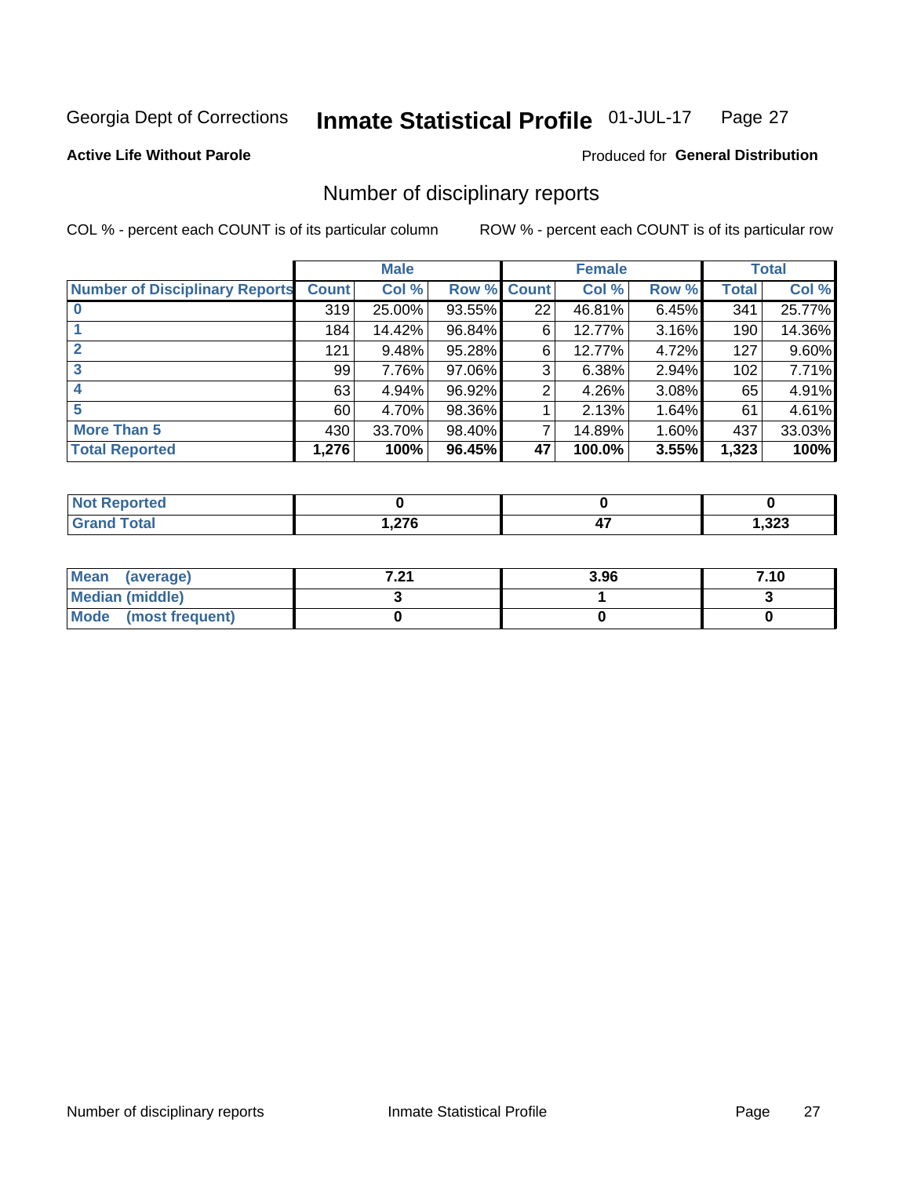Georgia Dept of Corrections **Inmate Statistical Profile** 01-JUL-17

**Active Life Without Parole**

Produced for **General Distribution**

## Number of disciplinary reports

COL % - percent each COUNT is of its particular column

ROW % - percent each COUNT is of its particular row

| | Male | | | Female | | | Total | |
|---|---|---|---|---|---|---|---|---|
| **Number of Disciplinary Reports** | **Count** | **Col %** | **Row %** | **Count** | **Col %** | **Row %** | **Total** | **Col %** |
| **0** | 319 | 25.00% | 93.55% | 22 | 46.81% | 6.45% | 341 | 25.77% |
| **1** | 184 | 14.42% | 96.84% | 6 | 12.77% | 3.16% | 190 | 14.36% |
| **2** | 121 | 9.48% | 95.28% | 6 | 12.77% | 4.72% | 127 | 9.60% |
| **3** | 99 | 7.76% | 97.06% | 3 | 6.38% | 2.94% | 102 | 7.71% |
| **4** | 63 | 4.94% | 96.92% | 2 | 4.26% | 3.08% | 65 | 4.91% |
| **5** | 60 | 4.70% | 98.36% | 1 | 2.13% | 1.64% | 61 | 4.61% |
| **More Than 5** | 430 | 33.70% | 98.40% | 7 | 14.89% | 1.60% | 437 | 33.03% |
| **Total Reported** | **1,276** | **100%** | **96.45%** | **47** | **100.0%** | **3.55%** | **1,323** | **100%** |

| | Male | Female | Total |
|---|---|---|---|
| **Not Reported** | **0** | **0** | **0** |
| **Grand Total** | **1,276** | **47** | **1,323** |

| | Male | Female | Total |
|---|---|---|---|
| **Mean (average)** | **7.21** | **3.96** | **7.10** |
| **Median (middle)** | **3** | **1** | **3** |
| **Mode (most frequent)** | **0** | **0** | **0** |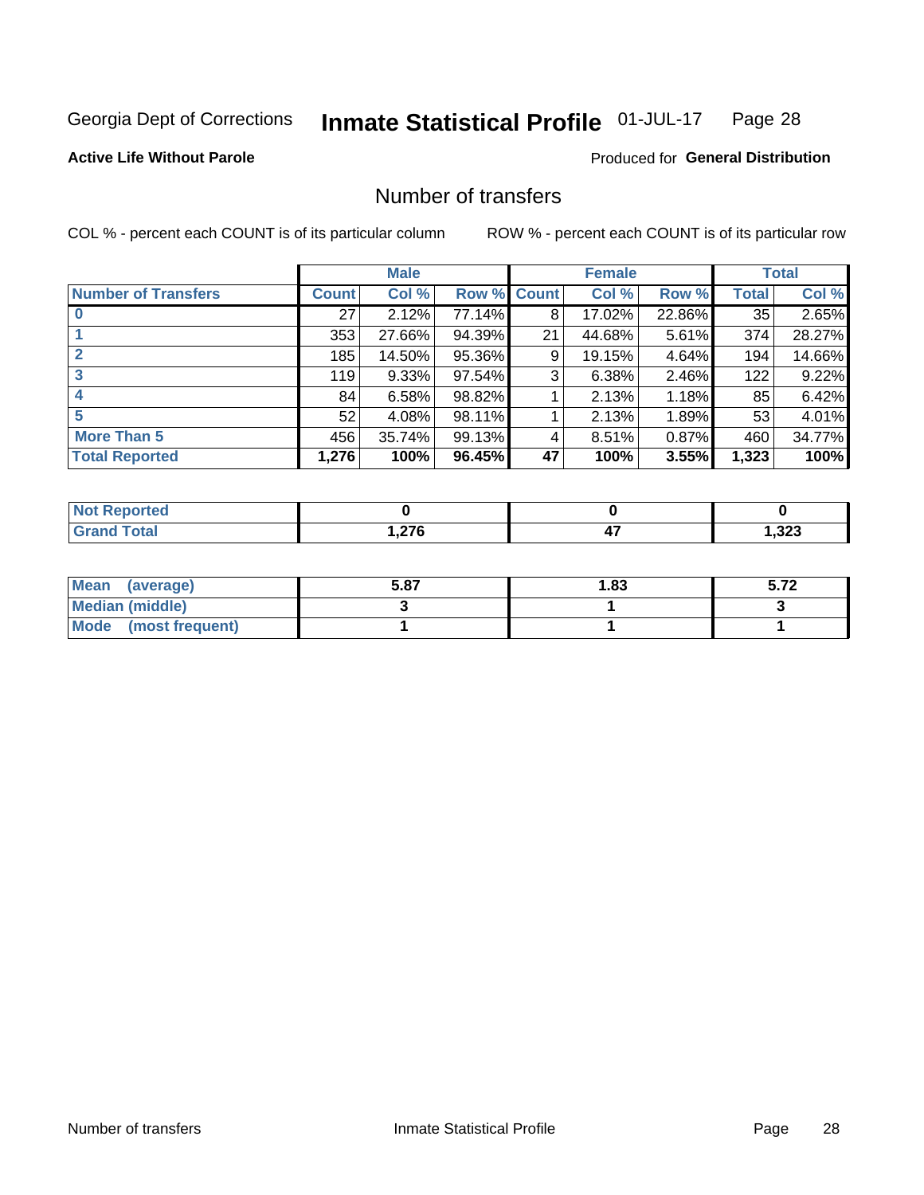Georgia Dept of Corrections **Inmate Statistical Profile** 01-JUL-17 Page 28

**Active Life Without Parole**

Produced for **General Distribution**

## Number of transfers

COL % - percent each COUNT is of its particular column

ROW % - percent each COUNT is of its particular row

| | Male | | | Female | | | Total | |
|---|---|---|---|---|---|---|---|---|
| Number of Transfers | Count | Col % | Row % | Count | Col % | Row % | Total | Col % |
| 0 | 27 | 2.12% | 77.14% | 8 | 17.02% | 22.86% | 35 | 2.65% |
| 1 | 353 | 27.66% | 94.39% | 21 | 44.68% | 5.61% | 374 | 28.27% |
| 2 | 185 | 14.50% | 95.36% | 9 | 19.15% | 4.64% | 194 | 14.66% |
| 3 | 119 | 9.33% | 97.54% | 3 | 6.38% | 2.46% | 122 | 9.22% |
| 4 | 84 | 6.58% | 98.82% | 1 | 2.13% | 1.18% | 85 | 6.42% |
| 5 | 52 | 4.08% | 98.11% | 1 | 2.13% | 1.89% | 53 | 4.01% |
| More Than 5 | 456 | 35.74% | 99.13% | 4 | 8.51% | 0.87% | 460 | 34.77% |
| **Total Reported** | **1,276** | **100%** | **96.45%** | **47** | **100%** | **3.55%** | **1,323** | **100%** |

| | Male | Female | Total |
|---|---|---|---|
| Not Reported | 0 | 0 | 0 |
| Grand Total | 1,276 | 47 | 1,323 |

| | Male | Female | Total |
|---|---|---|---|
| Mean (average) | 5.87 | 1.83 | 5.72 |
| Median (middle) | 3 | 1 | 3 |
| Mode (most frequent) | 1 | 1 | 1 |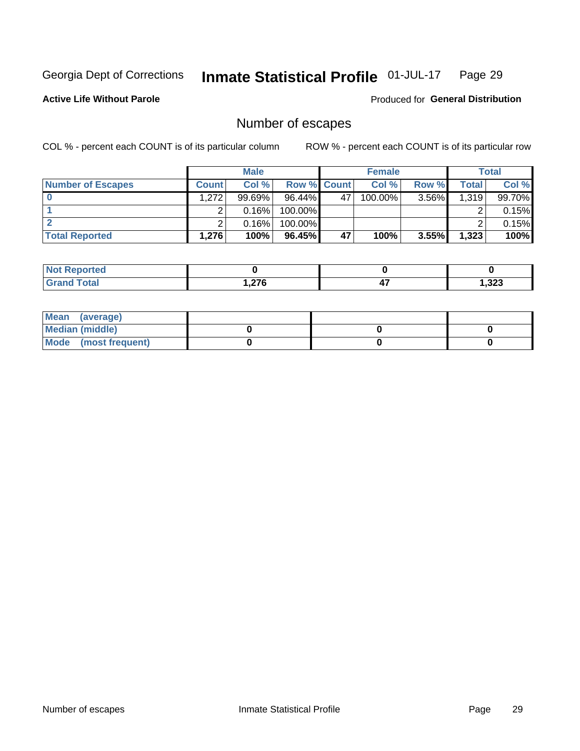Georgia Dept of Corrections **Inmate Statistical Profile** 01-JUL-17 Page 29

**Active Life Without Parole**

Produced for **General Distribution**

## Number of escapes

COL % - percent each COUNT is of its particular column

ROW % - percent each COUNT is of its particular row

| | Male | | | Female | | | Total | |
|---|---|---|---|---|---|---|---|---|
| **Number of Escapes** | **Count** | **Col %** | **Row %** | **Count** | **Col %** | **Row %** | **Total** | **Col %** |
| **0** | 1,272 | 99.69% | 96.44% | 47 | 100.00% | 3.56% | 1,319 | 99.70% |
| **1** | 2 | 0.16% | 100.00% | | | | 2 | 0.15% |
| **2** | 2 | 0.16% | 100.00% | | | | 2 | 0.15% |
| **Total Reported** | **1,276** | **100%** | **96.45%** | **47** | **100%** | **3.55%** | **1,323** | **100%** |

| | Male | Female | Total |
|---|---|---|---|
| **Not Reported** | **0** | **0** | **0** |
| **Grand Total** | **1,276** | **47** | **1,323** |

| | Male | Female | Total |
|---|---|---|---|
| **Mean (average)** | | | |
| **Median (middle)** | **0** | **0** | **0** |
| **Mode (most frequent)** | **0** | **0** | **0** |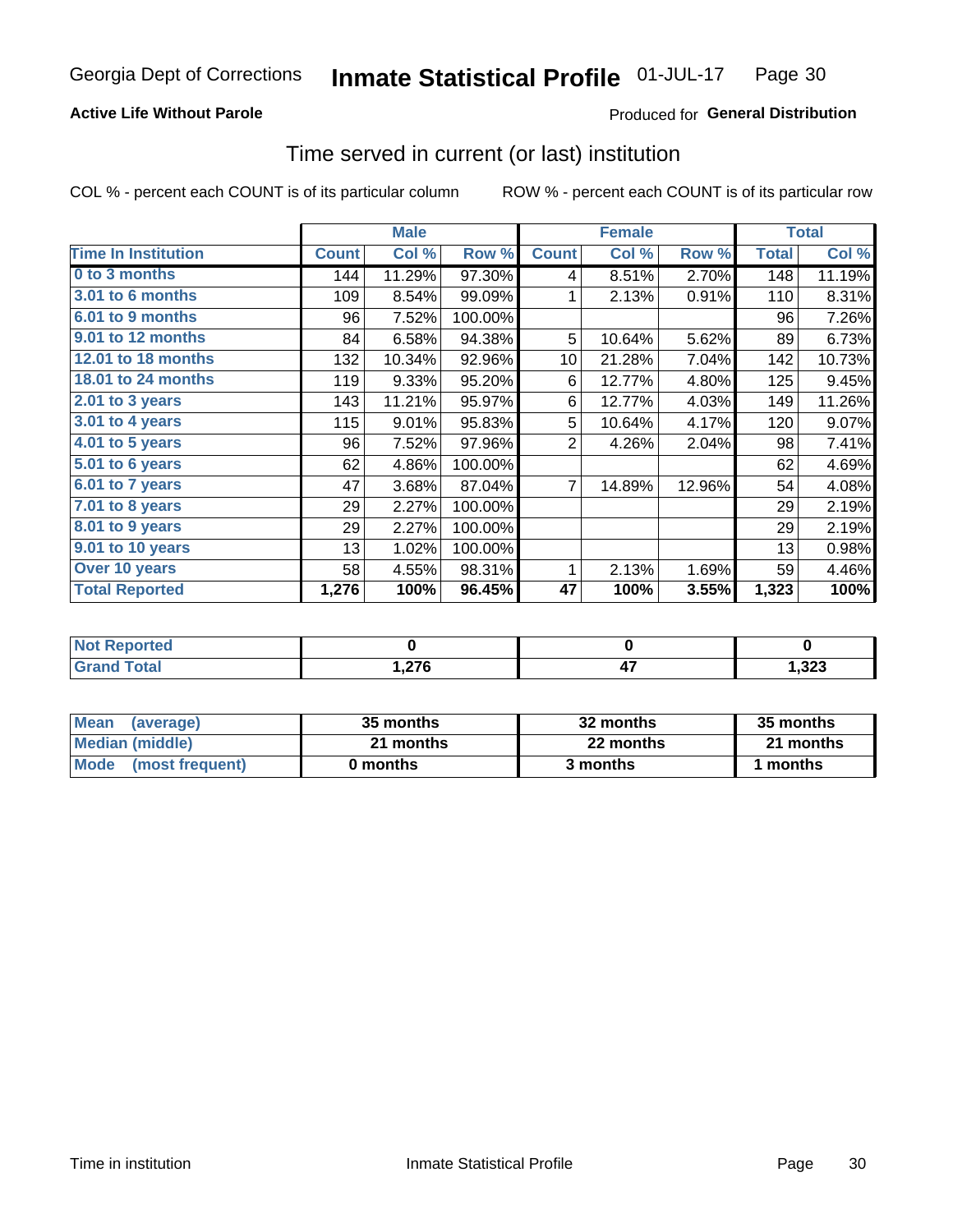Georgia Dept of Corrections **Inmate Statistical Profile** 01-JUL-17

**Active Life Without Parole**

Produced for **General Distribution**

## Time served in current (or last) institution

COL % - percent each COUNT is of its particular column

ROW % - percent each COUNT is of its particular row

| | Male | | | Female | | | Total | |
|---|---|---|---|---|---|---|---|---|
| **Time In Institution** | **Count** | **Col %** | **Row %** | **Count** | **Col %** | **Row %** | **Total** | **Col %** |
| **0 to 3 months** | 144 | 11.29% | 97.30% | 4 | 8.51% | 2.70% | 148 | 11.19% |
| **3.01 to 6 months** | 109 | 8.54% | 99.09% | 1 | 2.13% | 0.91% | 110 | 8.31% |
| **6.01 to 9 months** | 96 | 7.52% | 100.00% | | | | 96 | 7.26% |
| **9.01 to 12 months** | 84 | 6.58% | 94.38% | 5 | 10.64% | 5.62% | 89 | 6.73% |
| **12.01 to 18 months** | 132 | 10.34% | 92.96% | 10 | 21.28% | 7.04% | 142 | 10.73% |
| **18.01 to 24 months** | 119 | 9.33% | 95.20% | 6 | 12.77% | 4.80% | 125 | 9.45% |
| **2.01 to 3 years** | 143 | 11.21% | 95.97% | 6 | 12.77% | 4.03% | 149 | 11.26% |
| **3.01 to 4 years** | 115 | 9.01% | 95.83% | 5 | 10.64% | 4.17% | 120 | 9.07% |
| **4.01 to 5 years** | 96 | 7.52% | 97.96% | 2 | 4.26% | 2.04% | 98 | 7.41% |
| **5.01 to 6 years** | 62 | 4.86% | 100.00% | | | | 62 | 4.69% |
| **6.01 to 7 years** | 47 | 3.68% | 87.04% | 7 | 14.89% | 12.96% | 54 | 4.08% |
| **7.01 to 8 years** | 29 | 2.27% | 100.00% | | | | 29 | 2.19% |
| **8.01 to 9 years** | 29 | 2.27% | 100.00% | | | | 29 | 2.19% |
| **9.01 to 10 years** | 13 | 1.02% | 100.00% | | | | 13 | 0.98% |
| **Over 10 years** | 58 | 4.55% | 98.31% | 1 | 2.13% | 1.69% | 59 | 4.46% |
| **Total Reported** | **1,276** | **100%** | **96.45%** | **47** | **100%** | **3.55%** | **1,323** | **100%** |

| | Male | Female | Total |
|---|---|---|---|
| **Not Reported** | **0** | **0** | **0** |
| **Grand Total** | **1,276** | **47** | **1,323** |

| | Male | Female | Total |
|---|---|---|---|
| **Mean (average)** | **35 months** | **32 months** | **35 months** |
| **Median (middle)** | **21 months** | **22 months** | **21 months** |
| **Mode (most frequent)** | **0 months** | **3 months** | **1 months** |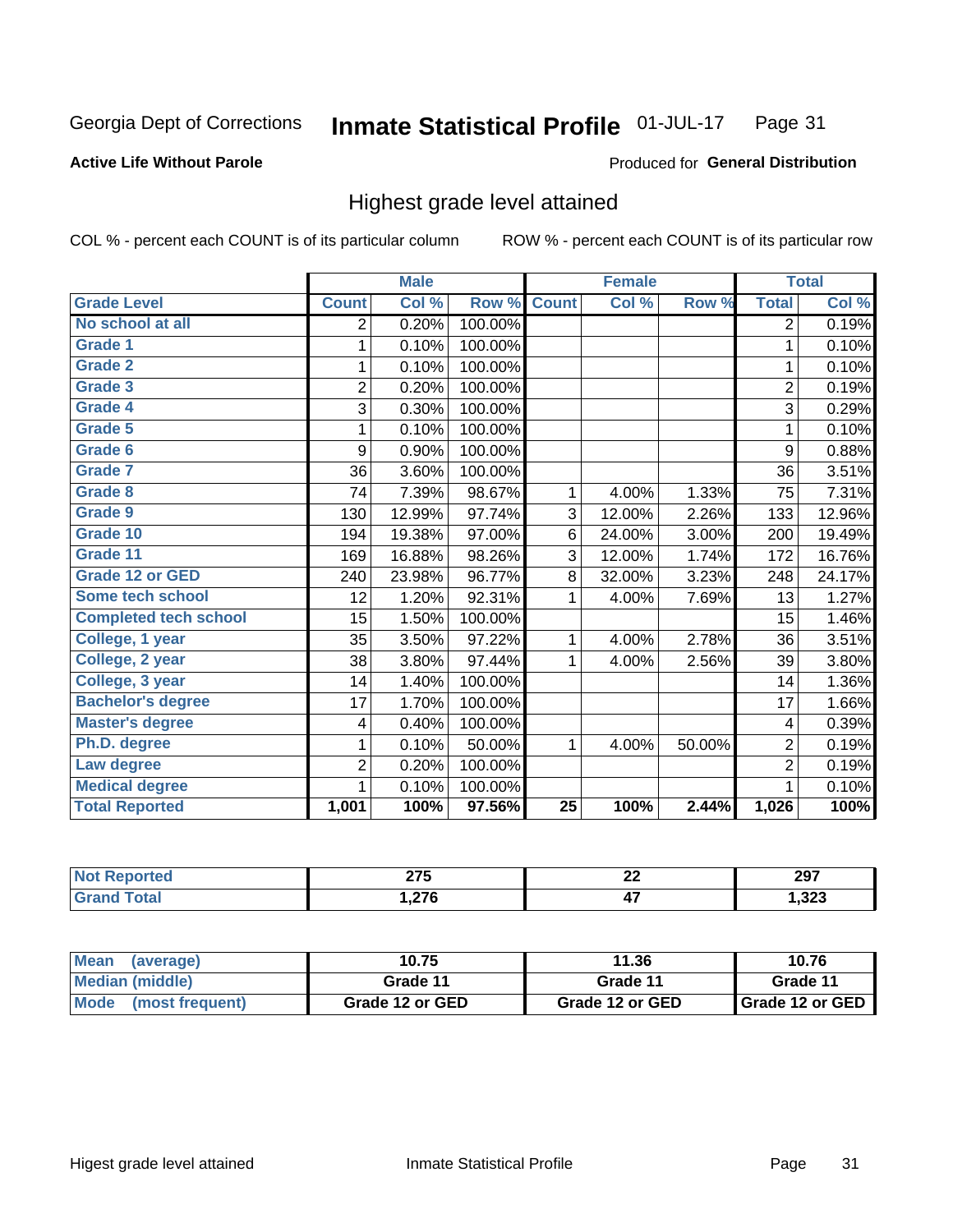Georgia Dept of Corrections **Inmate Statistical Profile** 01-JUL-17

**Active Life Without Parole**

Produced for **General Distribution**

## Highest grade level attained

COL % - percent each COUNT is of its particular column ROW % - percent each COUNT is of its particular row

| | Male | | | Female | | | Total | |
|---|---|---|---|---|---|---|---|---|
| **Grade Level** | **Count** | **Col %** | **Row %** | **Count** | **Col %** | **Row %** | **Total** | **Col %** |
| No school at all | 2 | 0.20% | 100.00% | | | | 2 | 0.19% |
| Grade 1 | 1 | 0.10% | 100.00% | | | | 1 | 0.10% |
| Grade 2 | 1 | 0.10% | 100.00% | | | | 1 | 0.10% |
| Grade 3 | 2 | 0.20% | 100.00% | | | | 2 | 0.19% |
| Grade 4 | 3 | 0.30% | 100.00% | | | | 3 | 0.29% |
| Grade 5 | 1 | 0.10% | 100.00% | | | | 1 | 0.10% |
| Grade 6 | 9 | 0.90% | 100.00% | | | | 9 | 0.88% |
| Grade 7 | 36 | 3.60% | 100.00% | | | | 36 | 3.51% |
| Grade 8 | 74 | 7.39% | 98.67% | 1 | 4.00% | 1.33% | 75 | 7.31% |
| Grade 9 | 130 | 12.99% | 97.74% | 3 | 12.00% | 2.26% | 133 | 12.96% |
| Grade 10 | 194 | 19.38% | 97.00% | 6 | 24.00% | 3.00% | 200 | 19.49% |
| Grade 11 | 169 | 16.88% | 98.26% | 3 | 12.00% | 1.74% | 172 | 16.76% |
| Grade 12 or GED | 240 | 23.98% | 96.77% | 8 | 32.00% | 3.23% | 248 | 24.17% |
| Some tech school | 12 | 1.20% | 92.31% | 1 | 4.00% | 7.69% | 13 | 1.27% |
| Completed tech school | 15 | 1.50% | 100.00% | | | | 15 | 1.46% |
| College, 1 year | 35 | 3.50% | 97.22% | 1 | 4.00% | 2.78% | 36 | 3.51% |
| College, 2 year | 38 | 3.80% | 97.44% | 1 | 4.00% | 2.56% | 39 | 3.80% |
| College, 3 year | 14 | 1.40% | 100.00% | | | | 14 | 1.36% |
| Bachelor's degree | 17 | 1.70% | 100.00% | | | | 17 | 1.66% |
| Master's degree | 4 | 0.40% | 100.00% | | | | 4 | 0.39% |
| Ph.D. degree | 1 | 0.10% | 50.00% | 1 | 4.00% | 50.00% | 2 | 0.19% |
| Law degree | 2 | 0.20% | 100.00% | | | | 2 | 0.19% |
| Medical degree | 1 | 0.10% | 100.00% | | | | 1 | 0.10% |
| **Total Reported** | **1,001** | **100%** | **97.56%** | **25** | **100%** | **2.44%** | **1,026** | **100%** |

| | Male | Female | Total |
|---|---|---|---|
| Not Reported | 275 | 22 | 297 |
| Grand Total | 1,276 | 47 | 1,323 |

| | Male | Female | Total |
|---|---|---|---|
| Mean (average) | 10.75 | 11.36 | 10.76 |
| Median (middle) | Grade 11 | Grade 11 | Grade 11 |
| Mode (most frequent) | Grade 12 or GED | Grade 12 or GED | Grade 12 or GED |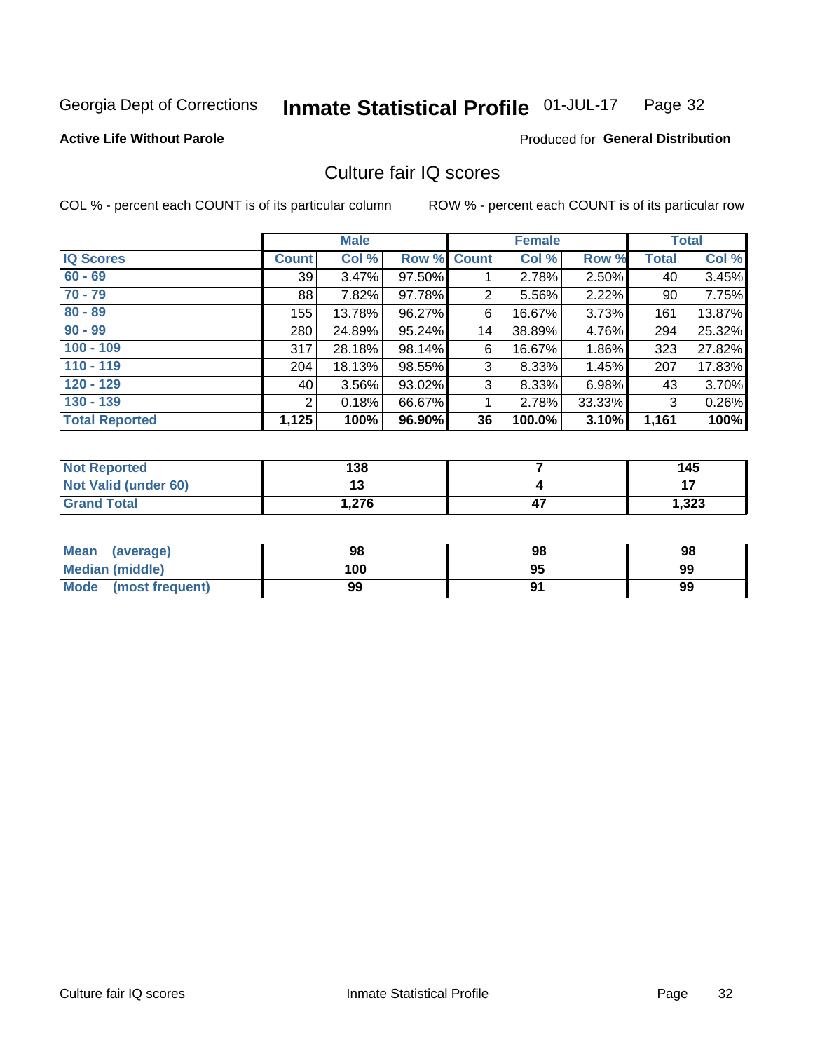Georgia Dept of Corrections **Inmate Statistical Profile** 01-JUL-17 Page 32

**Active Life Without Parole**

Produced for **General Distribution**

## Culture fair IQ scores

COL % - percent each COUNT is of its particular column

ROW % - percent each COUNT is of its particular row

| | Male | | | Female | | | Total | |
|---|---|---|---|---|---|---|---|---|
| **IQ Scores** | **Count** | **Col %** | **Row %** | **Count** | **Col %** | **Row %** | **Total** | **Col %** |
| 60 - 69 | 39 | 3.47% | 97.50% | 1 | 2.78% | 2.50% | 40 | 3.45% |
| 70 - 79 | 88 | 7.82% | 97.78% | 2 | 5.56% | 2.22% | 90 | 7.75% |
| 80 - 89 | 155 | 13.78% | 96.27% | 6 | 16.67% | 3.73% | 161 | 13.87% |
| 90 - 99 | 280 | 24.89% | 95.24% | 14 | 38.89% | 4.76% | 294 | 25.32% |
| 100 - 109 | 317 | 28.18% | 98.14% | 6 | 16.67% | 1.86% | 323 | 27.82% |
| 110 - 119 | 204 | 18.13% | 98.55% | 3 | 8.33% | 1.45% | 207 | 17.83% |
| 120 - 129 | 40 | 3.56% | 93.02% | 3 | 8.33% | 6.98% | 43 | 3.70% |
| 130 - 139 | 2 | 0.18% | 66.67% | 1 | 2.78% | 33.33% | 3 | 0.26% |
| **Total Reported** | **1,125** | **100%** | **96.90%** | **36** | **100.0%** | **3.10%** | **1,161** | **100%** |

| | Male | Female | Total |
|---|---|---|---|
| Not Reported | 138 | 7 | 145 |
| Not Valid (under 60) | 13 | 4 | 17 |
| Grand Total | 1,276 | 47 | 1,323 |

| | Male | Female | Total |
|---|---|---|---|
| Mean (average) | 98 | 98 | 98 |
| Median (middle) | 100 | 95 | 99 |
| Mode (most frequent) | 99 | 91 | 99 |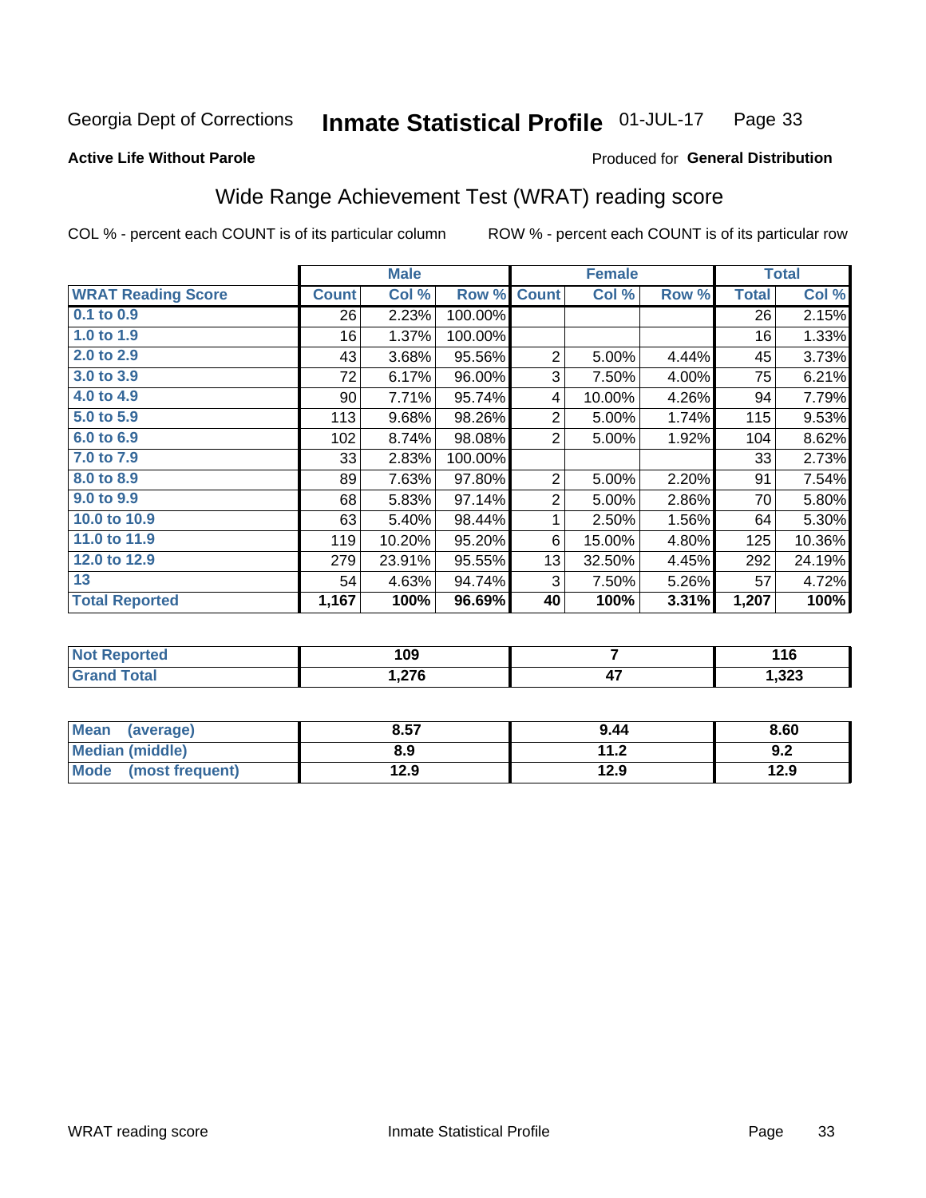Georgia Dept of Corrections **Inmate Statistical Profile** 01-JUL-17

**Active Life Without Parole**

Produced for **General Distribution**

## Wide Range Achievement Test (WRAT) reading score

COL % - percent each COUNT is of its particular column ROW % - percent each COUNT is of its particular row

| | Male | | | Female | | | Total | |
|---|---|---|---|---|---|---|---|---|
| **WRAT Reading Score** | **Count** | **Col %** | **Row %** | **Count** | **Col %** | **Row %** | **Total** | **Col %** |
| 0.1 to 0.9 | 26 | 2.23% | 100.00% | | | | 26 | 2.15% |
| 1.0 to 1.9 | 16 | 1.37% | 100.00% | | | | 16 | 1.33% |
| 2.0 to 2.9 | 43 | 3.68% | 95.56% | 2 | 5.00% | 4.44% | 45 | 3.73% |
| 3.0 to 3.9 | 72 | 6.17% | 96.00% | 3 | 7.50% | 4.00% | 75 | 6.21% |
| 4.0 to 4.9 | 90 | 7.71% | 95.74% | 4 | 10.00% | 4.26% | 94 | 7.79% |
| 5.0 to 5.9 | 113 | 9.68% | 98.26% | 2 | 5.00% | 1.74% | 115 | 9.53% |
| 6.0 to 6.9 | 102 | 8.74% | 98.08% | 2 | 5.00% | 1.92% | 104 | 8.62% |
| 7.0 to 7.9 | 33 | 2.83% | 100.00% | | | | 33 | 2.73% |
| 8.0 to 8.9 | 89 | 7.63% | 97.80% | 2 | 5.00% | 2.20% | 91 | 7.54% |
| 9.0 to 9.9 | 68 | 5.83% | 97.14% | 2 | 5.00% | 2.86% | 70 | 5.80% |
| 10.0 to 10.9 | 63 | 5.40% | 98.44% | 1 | 2.50% | 1.56% | 64 | 5.30% |
| 11.0 to 11.9 | 119 | 10.20% | 95.20% | 6 | 15.00% | 4.80% | 125 | 10.36% |
| 12.0 to 12.9 | 279 | 23.91% | 95.55% | 13 | 32.50% | 4.45% | 292 | 24.19% |
| 13 | 54 | 4.63% | 94.74% | 3 | 7.50% | 5.26% | 57 | 4.72% |
| **Total Reported** | **1,167** | **100%** | **96.69%** | **40** | **100%** | **3.31%** | **1,207** | **100%** |

| | Male | Female | Total |
|---|---|---|---|
| Not Reported | 109 | 7 | 116 |
| Grand Total | 1,276 | 47 | 1,323 |

| | Male | Female | Total |
|---|---|---|---|
| Mean (average) | 8.57 | 9.44 | 8.60 |
| Median (middle) | 8.9 | 11.2 | 9.2 |
| Mode (most frequent) | 12.9 | 12.9 | 12.9 |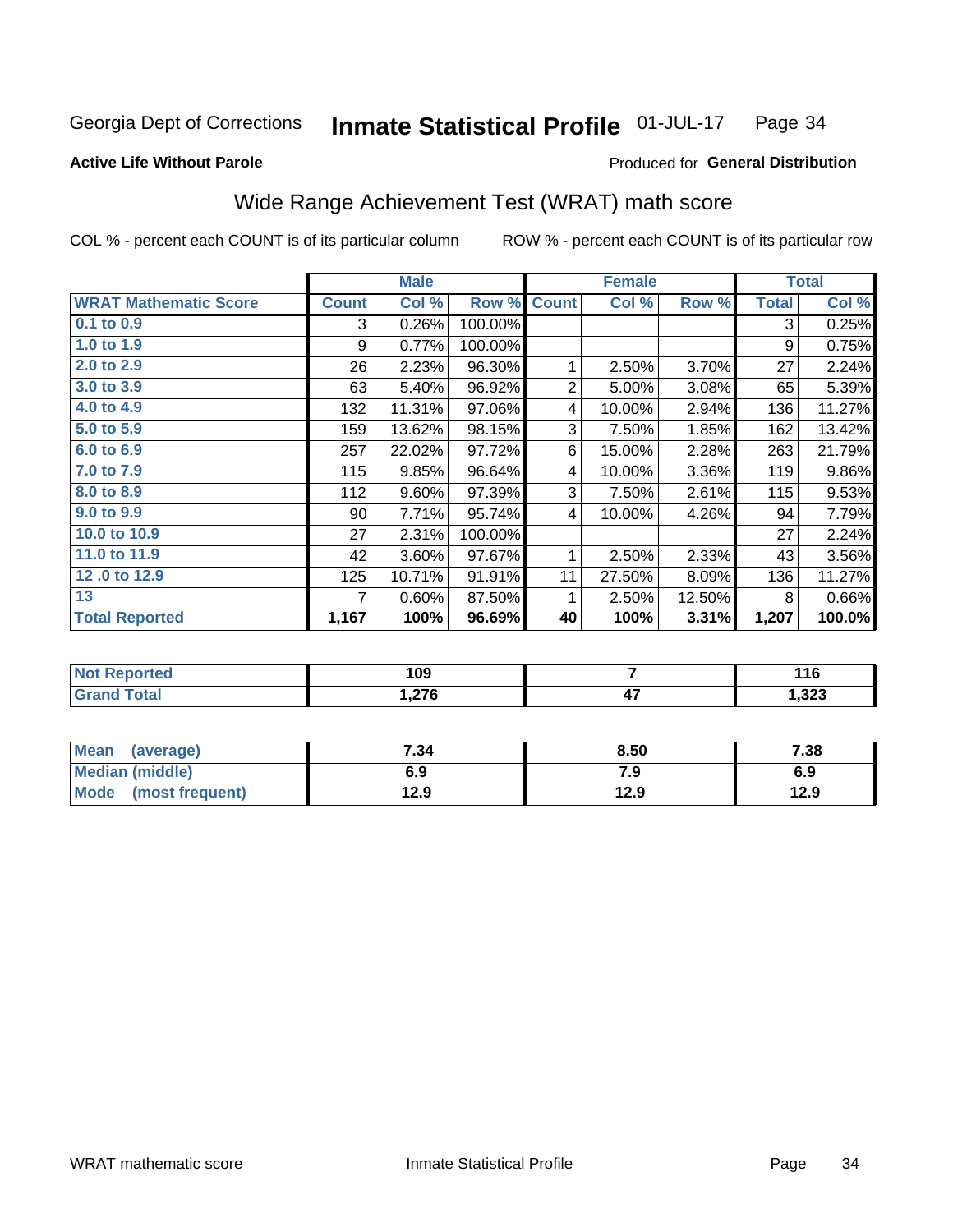Georgia Dept of Corrections **Inmate Statistical Profile** 01-JUL-17 Page 34

**Active Life Without Parole**

Produced for **General Distribution**

## Wide Range Achievement Test (WRAT) math score

COL % - percent each COUNT is of its particular column ROW % - percent each COUNT is of its particular row

| | Male | | | Female | | | Total | |
|---|---|---|---|---|---|---|---|---|
| **WRAT Mathematic Score** | **Count** | **Col %** | **Row %** | **Count** | **Col %** | **Row %** | **Total** | **Col %** |
| 0.1 to 0.9 | 3 | 0.26% | 100.00% | | | | 3 | 0.25% |
| 1.0 to 1.9 | 9 | 0.77% | 100.00% | | | | 9 | 0.75% |
| 2.0 to 2.9 | 26 | 2.23% | 96.30% | 1 | 2.50% | 3.70% | 27 | 2.24% |
| 3.0 to 3.9 | 63 | 5.40% | 96.92% | 2 | 5.00% | 3.08% | 65 | 5.39% |
| 4.0 to 4.9 | 132 | 11.31% | 97.06% | 4 | 10.00% | 2.94% | 136 | 11.27% |
| 5.0 to 5.9 | 159 | 13.62% | 98.15% | 3 | 7.50% | 1.85% | 162 | 13.42% |
| 6.0 to 6.9 | 257 | 22.02% | 97.72% | 6 | 15.00% | 2.28% | 263 | 21.79% |
| 7.0 to 7.9 | 115 | 9.85% | 96.64% | 4 | 10.00% | 3.36% | 119 | 9.86% |
| 8.0 to 8.9 | 112 | 9.60% | 97.39% | 3 | 7.50% | 2.61% | 115 | 9.53% |
| 9.0 to 9.9 | 90 | 7.71% | 95.74% | 4 | 10.00% | 4.26% | 94 | 7.79% |
| 10.0 to 10.9 | 27 | 2.31% | 100.00% | | | | 27 | 2.24% |
| 11.0 to 11.9 | 42 | 3.60% | 97.67% | 1 | 2.50% | 2.33% | 43 | 3.56% |
| 12 .0 to 12.9 | 125 | 10.71% | 91.91% | 11 | 27.50% | 8.09% | 136 | 11.27% |
| 13 | 7 | 0.60% | 87.50% | 1 | 2.50% | 12.50% | 8 | 0.66% |
| **Total Reported** | **1,167** | **100%** | **96.69%** | **40** | **100%** | **3.31%** | **1,207** | **100.0%** |

| | Male | Female | Total |
|---|---|---|---|
| Not Reported | 109 | 7 | 116 |
| Grand Total | 1,276 | 47 | 1,323 |

| | Male | Female | Total |
|---|---|---|---|
| Mean (average) | 7.34 | 8.50 | 7.38 |
| Median (middle) | 6.9 | 7.9 | 6.9 |
| Mode (most frequent) | 12.9 | 12.9 | 12.9 |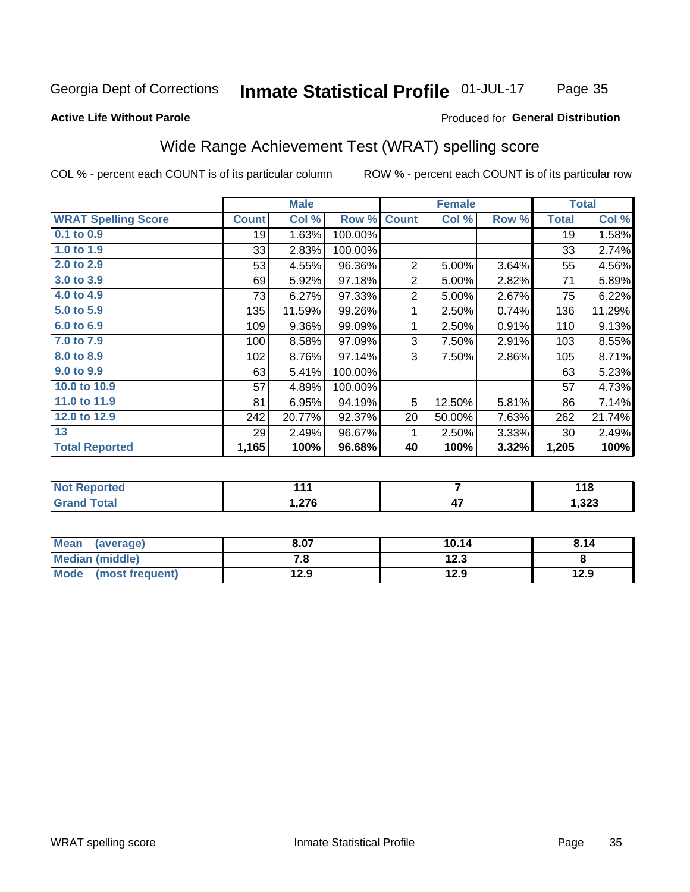Georgia Dept of Corrections **Inmate Statistical Profile** 01-JUL-17

**Active Life Without Parole**

Produced for **General Distribution**

## Wide Range Achievement Test (WRAT) spelling score

COL % - percent each COUNT is of its particular column ROW % - percent each COUNT is of its particular row

| | Male | | | Female | | | Total | |
|---|---|---|---|---|---|---|---|---|
| **WRAT Spelling Score** | **Count** | **Col %** | **Row %** | **Count** | **Col %** | **Row %** | **Total** | **Col %** |
| 0.1 to 0.9 | 19 | 1.63% | 100.00% | | | | 19 | 1.58% |
| 1.0 to 1.9 | 33 | 2.83% | 100.00% | | | | 33 | 2.74% |
| 2.0 to 2.9 | 53 | 4.55% | 96.36% | 2 | 5.00% | 3.64% | 55 | 4.56% |
| 3.0 to 3.9 | 69 | 5.92% | 97.18% | 2 | 5.00% | 2.82% | 71 | 5.89% |
| 4.0 to 4.9 | 73 | 6.27% | 97.33% | 2 | 5.00% | 2.67% | 75 | 6.22% |
| 5.0 to 5.9 | 135 | 11.59% | 99.26% | 1 | 2.50% | 0.74% | 136 | 11.29% |
| 6.0 to 6.9 | 109 | 9.36% | 99.09% | 1 | 2.50% | 0.91% | 110 | 9.13% |
| 7.0 to 7.9 | 100 | 8.58% | 97.09% | 3 | 7.50% | 2.91% | 103 | 8.55% |
| 8.0 to 8.9 | 102 | 8.76% | 97.14% | 3 | 7.50% | 2.86% | 105 | 8.71% |
| 9.0 to 9.9 | 63 | 5.41% | 100.00% | | | | 63 | 5.23% |
| 10.0 to 10.9 | 57 | 4.89% | 100.00% | | | | 57 | 4.73% |
| 11.0 to 11.9 | 81 | 6.95% | 94.19% | 5 | 12.50% | 5.81% | 86 | 7.14% |
| 12.0 to 12.9 | 242 | 20.77% | 92.37% | 20 | 50.00% | 7.63% | 262 | 21.74% |
| 13 | 29 | 2.49% | 96.67% | 1 | 2.50% | 3.33% | 30 | 2.49% |
| **Total Reported** | **1,165** | **100%** | **96.68%** | **40** | **100%** | **3.32%** | **1,205** | **100%** |

| | Male | Female | Total |
|---|---|---|---|
| **Not Reported** | **111** | **7** | **118** |
| **Grand Total** | **1,276** | **47** | **1,323** |

| | Male | Female | Total |
|---|---|---|---|
| **Mean (average)** | **8.07** | **10.14** | **8.14** |
| **Median (middle)** | **7.8** | **12.3** | **8** |
| **Mode (most frequent)** | **12.9** | **12.9** | **12.9** |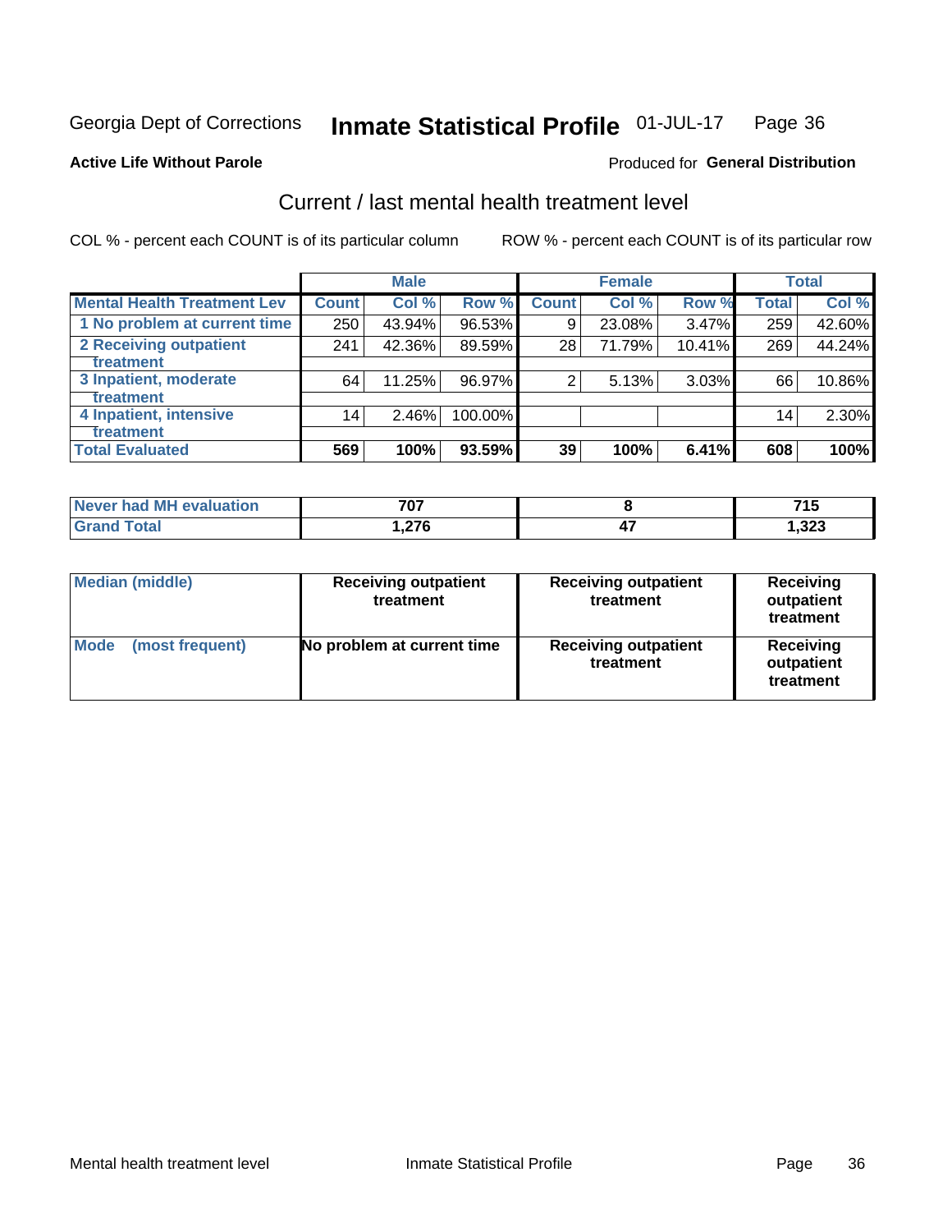Georgia Dept of Corrections **Inmate Statistical Profile** 01-JUL-17 Page 36

**Active Life Without Parole**

Produced for **General Distribution**

## Current / last mental health treatment level

COL % - percent each COUNT is of its particular column

ROW % - percent each COUNT is of its particular row

| | Male | | | Female | | | Total | |
|---|---|---|---|---|---|---|---|---|
| **Mental Health Treatment Lev** | **Count** | **Col %** | **Row %** | **Count** | **Col %** | **Row %** | **Total** | **Col %** |
| 1 No problem at current time | 250 | 43.94% | 96.53% | 9 | 23.08% | 3.47% | 259 | 42.60% |
| 2 Receiving outpatient treatment | 241 | 42.36% | 89.59% | 28 | 71.79% | 10.41% | 269 | 44.24% |
| 3 Inpatient, moderate treatment | 64 | 11.25% | 96.97% | 2 | 5.13% | 3.03% | 66 | 10.86% |
| 4 Inpatient, intensive treatment | 14 | 2.46% | 100.00% | | | | 14 | 2.30% |
| **Total Evaluated** | **569** | **100%** | **93.59%** | **39** | **100%** | **6.41%** | **608** | **100%** |

| | Male | Female | Total |
|---|---|---|---|
| **Never had MH evaluation** | **707** | **8** | **715** |
| **Grand Total** | **1,276** | **47** | **1,323** |

| | Male | Female | Total |
|---|---|---|---|
| **Median (middle)** | **Receiving outpatient treatment** | **Receiving outpatient treatment** | **Receiving outpatient treatment** |
| **Mode (most frequent)** | **No problem at current time** | **Receiving outpatient treatment** | **Receiving outpatient treatment** |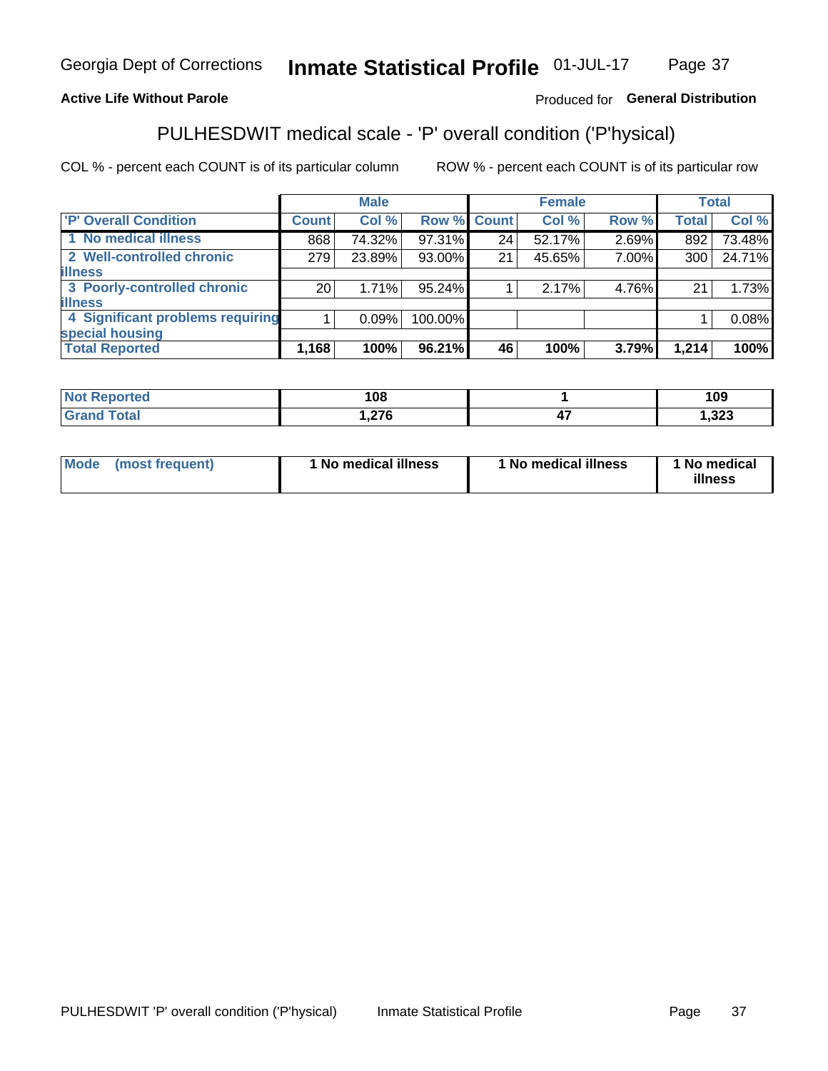Georgia Dept of Corrections **Inmate Statistical Profile** 01-JUL-17

**Active Life Without Parole**

Produced for **General Distribution**

## PULHESDWIT medical scale - 'P' overall condition ('P'hysical)

COL % - percent each COUNT is of its particular column ROW % - percent each COUNT is of its particular row

| | Male | | | Female | | | Total | |
|---|---|---|---|---|---|---|---|---|
| 'P' Overall Condition | Count | Col % | Row % | Count | Col % | Row % | Total | Col % |
| 1 No medical illness | 868 | 74.32% | 97.31% | 24 | 52.17% | 2.69% | 892 | 73.48% |
| 2 Well-controlled chronic illness | 279 | 23.89% | 93.00% | 21 | 45.65% | 7.00% | 300 | 24.71% |
| 3 Poorly-controlled chronic illness | 20 | 1.71% | 95.24% | 1 | 2.17% | 4.76% | 21 | 1.73% |
| 4 Significant problems requiring special housing | 1 | 0.09% | 100.00% | | | | 1 | 0.08% |
| **Total Reported** | **1,168** | **100%** | **96.21%** | **46** | **100%** | **3.79%** | **1,214** | **100%** |

| | Male | Female | Total |
|---|---|---|---|
| Not Reported | 108 | 1 | 109 |
| Grand Total | 1,276 | 47 | 1,323 |

| | Male | Female | Total |
|---|---|---|---|
| Mode (most frequent) | 1 No medical illness | 1 No medical illness | 1 No medical illness |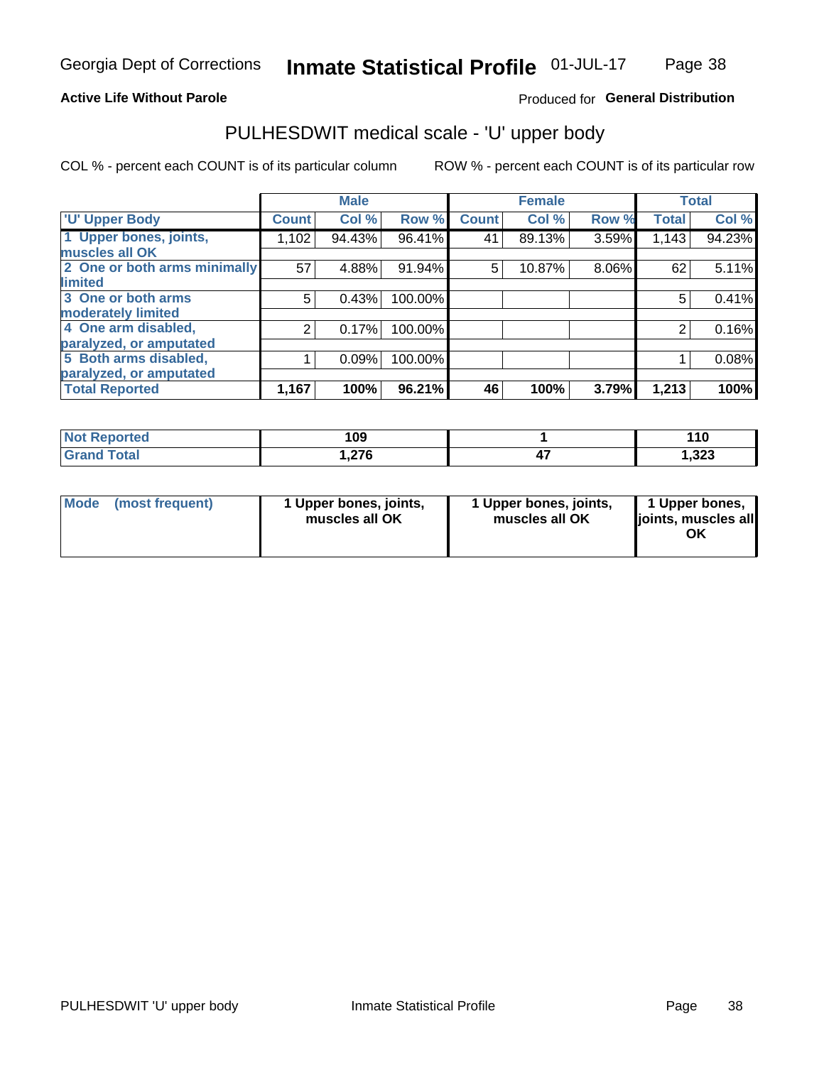**Active Life Without Parole**

Produced for **General Distribution**

## PULHESDWIT medical scale - 'U' upper body

COL % - percent each COUNT is of its particular column

ROW % - percent each COUNT is of its particular row

| | Male | | | Female | | | Total | |
|---|---|---|---|---|---|---|---|---|
| 'U' Upper Body | Count | Col % | Row % | Count | Col % | Row % | Total | Col % |
| 1 Upper bones, joints, muscles all OK | 1,102 | 94.43% | 96.41% | 41 | 89.13% | 3.59% | 1,143 | 94.23% |
| 2 One or both arms minimally limited | 57 | 4.88% | 91.94% | 5 | 10.87% | 8.06% | 62 | 5.11% |
| 3 One or both arms moderately limited | 5 | 0.43% | 100.00% | | | | 5 | 0.41% |
| 4 One arm disabled, paralyzed, or amputated | 2 | 0.17% | 100.00% | | | | 2 | 0.16% |
| 5 Both arms disabled, paralyzed, or amputated | 1 | 0.09% | 100.00% | | | | 1 | 0.08% |
| **Total Reported** | **1,167** | **100%** | **96.21%** | **46** | **100%** | **3.79%** | **1,213** | **100%** |

| | Male | Female | Total |
|---|---|---|---|
| Not Reported | 109 | 1 | 110 |
| Grand Total | 1,276 | 47 | 1,323 |

| | Male | Female | Total |
|---|---|---|---|
| Mode (most frequent) | 1 Upper bones, joints, muscles all OK | 1 Upper bones, joints, muscles all OK | 1 Upper bones, joints, muscles all OK |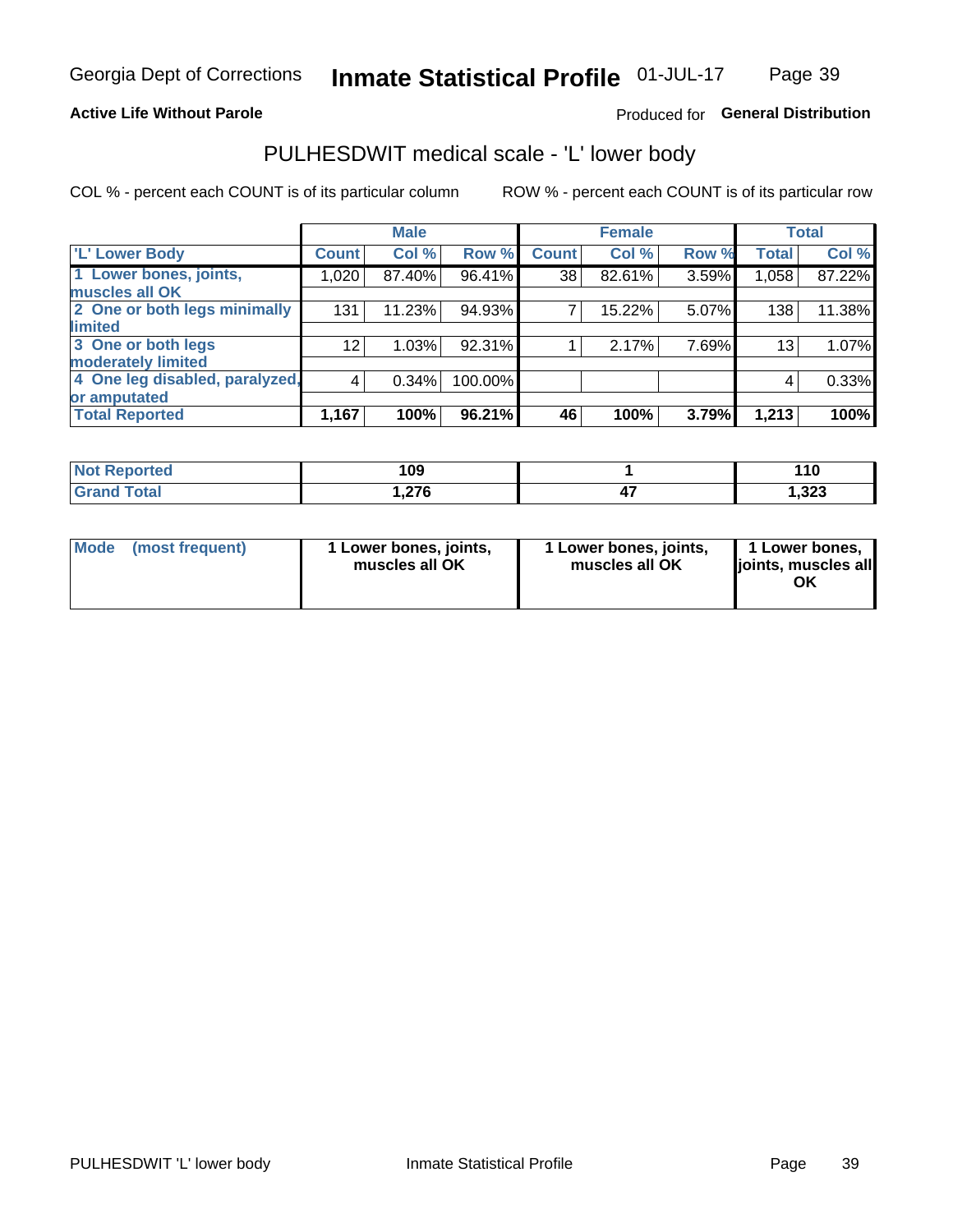**Active Life Without Parole** Produced for **General Distribution**

## PULHESDWIT medical scale - 'L' lower body

COL % - percent each COUNT is of its particular column ROW % - percent each COUNT is of its particular row

| | Male | | | Female | | | Total | |
|---|---|---|---|---|---|---|---|---|
| 'L' Lower Body | Count | Col % | Row % | Count | Col % | Row % | Total | Col % |
| 1 Lower bones, joints, muscles all OK | 1,020 | 87.40% | 96.41% | 38 | 82.61% | 3.59% | 1,058 | 87.22% |
| 2 One or both legs minimally limited | 131 | 11.23% | 94.93% | 7 | 15.22% | 5.07% | 138 | 11.38% |
| 3 One or both legs moderately limited | 12 | 1.03% | 92.31% | 1 | 2.17% | 7.69% | 13 | 1.07% |
| 4 One leg disabled, paralyzed, or amputated | 4 | 0.34% | 100.00% | | | | 4 | 0.33% |
| **Total Reported** | **1,167** | **100%** | **96.21%** | **46** | **100%** | **3.79%** | **1,213** | **100%** |

| | Male | Female | Total |
|---|---|---|---|
| Not Reported | 109 | 1 | 110 |
| Grand Total | 1,276 | 47 | 1,323 |

| | Male | Female | Total |
|---|---|---|---|
| Mode (most frequent) | 1 Lower bones, joints, muscles all OK | 1 Lower bones, joints, muscles all OK | 1 Lower bones, joints, muscles all OK |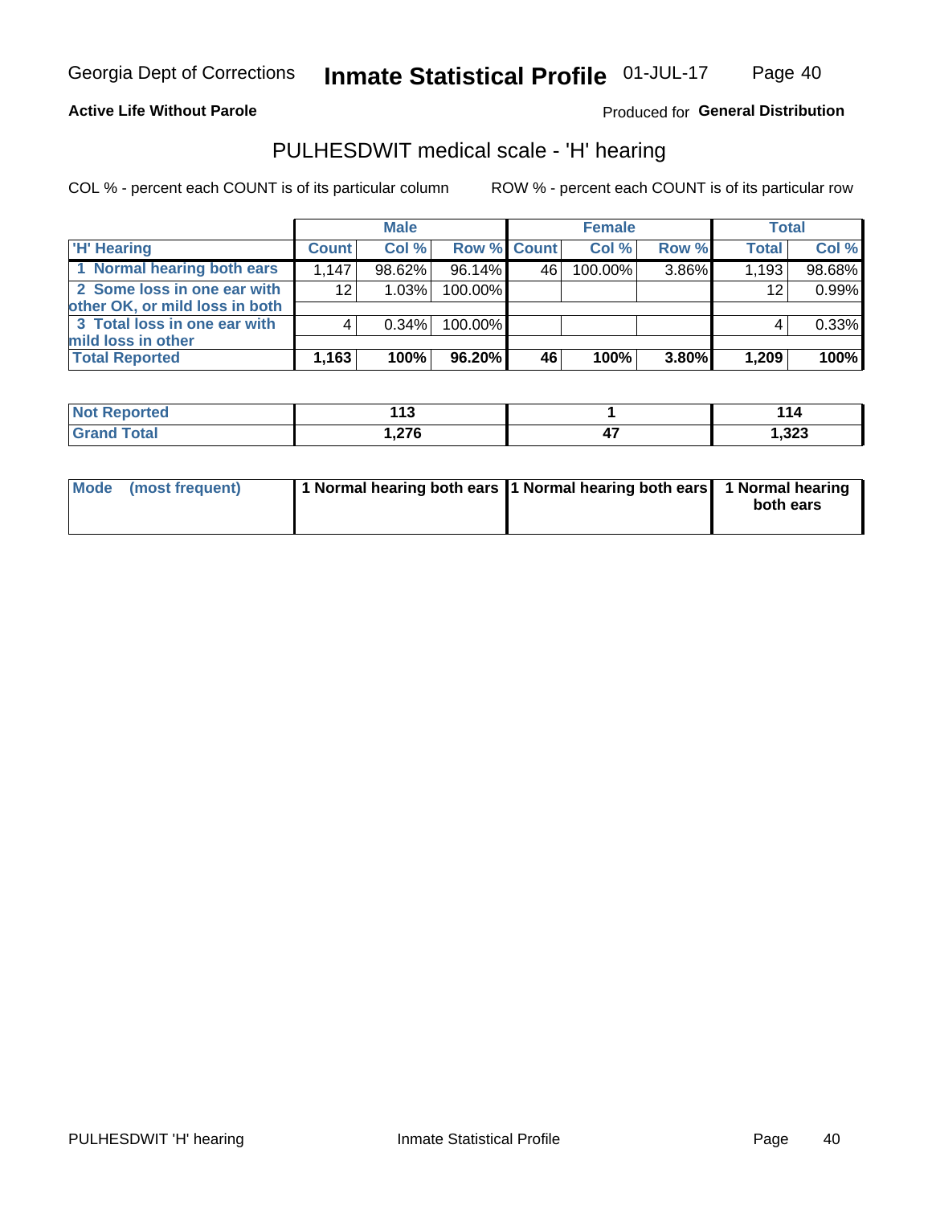Georgia Dept of Corrections **Inmate Statistical Profile** 01-JUL-17

**Active Life Without Parole**

Produced for **General Distribution**

## PULHESDWIT medical scale - 'H' hearing

COL % - percent each COUNT is of its particular column

ROW % - percent each COUNT is of its particular row

| | Male | | | Female | | | Total | |
|---|---|---|---|---|---|---|---|---|
| 'H' Hearing | Count | Col % | Row % | Count | Col % | Row % | Total | Col % |
| 1 Normal hearing both ears | 1,147 | 98.62% | 96.14% | 46 | 100.00% | 3.86% | 1,193 | 98.68% |
| 2 Some loss in one ear with other OK, or mild loss in both | 12 | 1.03% | 100.00% | | | | 12 | 0.99% |
| 3 Total loss in one ear with mild loss in other | 4 | 0.34% | 100.00% | | | | 4 | 0.33% |
| **Total Reported** | **1,163** | **100%** | **96.20%** | **46** | **100%** | **3.80%** | **1,209** | **100%** |

| | Male | Female | Total |
|---|---|---|---|
| Not Reported | 113 | 1 | 114 |
| Grand Total | 1,276 | 47 | 1,323 |

| | Male | Female | Total |
|---|---|---|---|
| Mode (most frequent) | 1 Normal hearing both ears | 1 Normal hearing both ears | 1 Normal hearing both ears |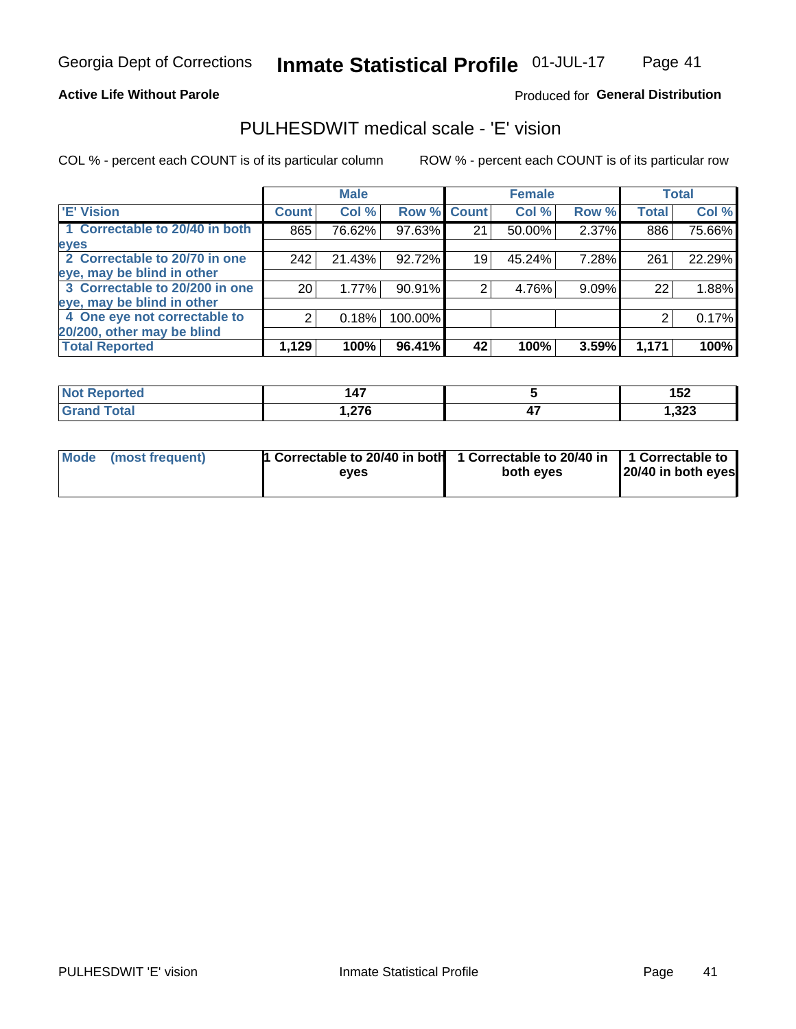**Active Life Without Parole**

Produced for **General Distribution**

## PULHESDWIT medical scale - 'E' vision

COL % - percent each COUNT is of its particular column

ROW % - percent each COUNT is of its particular row

| | Male | | | Female | | | Total | |
|---|---|---|---|---|---|---|---|---|
| 'E' Vision | Count | Col % | Row % | Count | Col % | Row % | Total | Col % |
| 1 Correctable to 20/40 in both eyes | 865 | 76.62% | 97.63% | 21 | 50.00% | 2.37% | 886 | 75.66% |
| 2 Correctable to 20/70 in one eye, may be blind in other | 242 | 21.43% | 92.72% | 19 | 45.24% | 7.28% | 261 | 22.29% |
| 3 Correctable to 20/200 in one eye, may be blind in other | 20 | 1.77% | 90.91% | 2 | 4.76% | 9.09% | 22 | 1.88% |
| 4 One eye not correctable to 20/200, other may be blind | 2 | 0.18% | 100.00% | | | | 2 | 0.17% |
| **Total Reported** | **1,129** | **100%** | **96.41%** | **42** | **100%** | **3.59%** | **1,171** | **100%** |

| | Male | Female | Total |
|---|---|---|---|
| Not Reported | 147 | 5 | 152 |
| Grand Total | 1,276 | 47 | 1,323 |

| | Male | Female | Total |
|---|---|---|---|
| Mode (most frequent) | 1 Correctable to 20/40 in both eyes | 1 Correctable to 20/40 in both eyes | 1 Correctable to 20/40 in both eyes |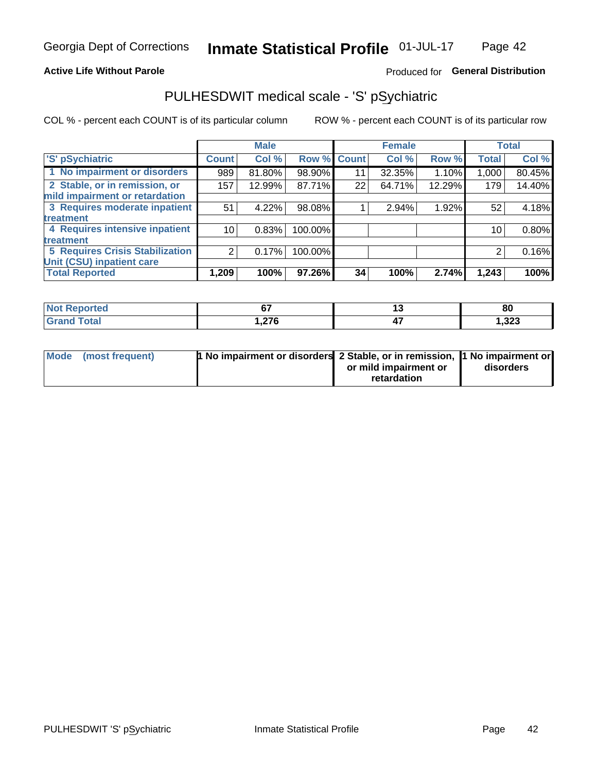Georgia Dept of Corrections **Inmate Statistical Profile** 01-JUL-17

**Active Life Without Parole**

Produced for **General Distribution**

## PULHESDWIT medical scale - 'S' pSychiatric

COL % - percent each COUNT is of its particular column

ROW % - percent each COUNT is of its particular row

| 'S' pSychiatric | Male | | | Female | | | Total | |
|---|---|---|---|---|---|---|---|---|
| | Count | Col % | Row % | Count | Col % | Row % | Total | Col % |
| 1 No impairment or disorders | 989 | 81.80% | 98.90% | 11 | 32.35% | 1.10% | 1,000 | 80.45% |
| 2 Stable, or in remission, or mild impairment or retardation | 157 | 12.99% | 87.71% | 22 | 64.71% | 12.29% | 179 | 14.40% |
| 3 Requires moderate inpatient treatment | 51 | 4.22% | 98.08% | 1 | 2.94% | 1.92% | 52 | 4.18% |
| 4 Requires intensive inpatient treatment | 10 | 0.83% | 100.00% | | | | 10 | 0.80% |
| 5 Requires Crisis Stabilization Unit (CSU) inpatient care | 2 | 0.17% | 100.00% | | | | 2 | 0.16% |
| **Total Reported** | **1,209** | **100%** | **97.26%** | **34** | **100%** | **2.74%** | **1,243** | **100%** |

| | Male | Female | Total |
|---|---|---|---|
| Not Reported | 67 | 13 | 80 |
| Grand Total | 1,276 | 47 | 1,323 |

| | Male | Female | Total |
|---|---|---|---|
| Mode (most frequent) | 1 No impairment or disorders | 2 Stable, or in remission, or mild impairment or retardation | 1 No impairment or disorders |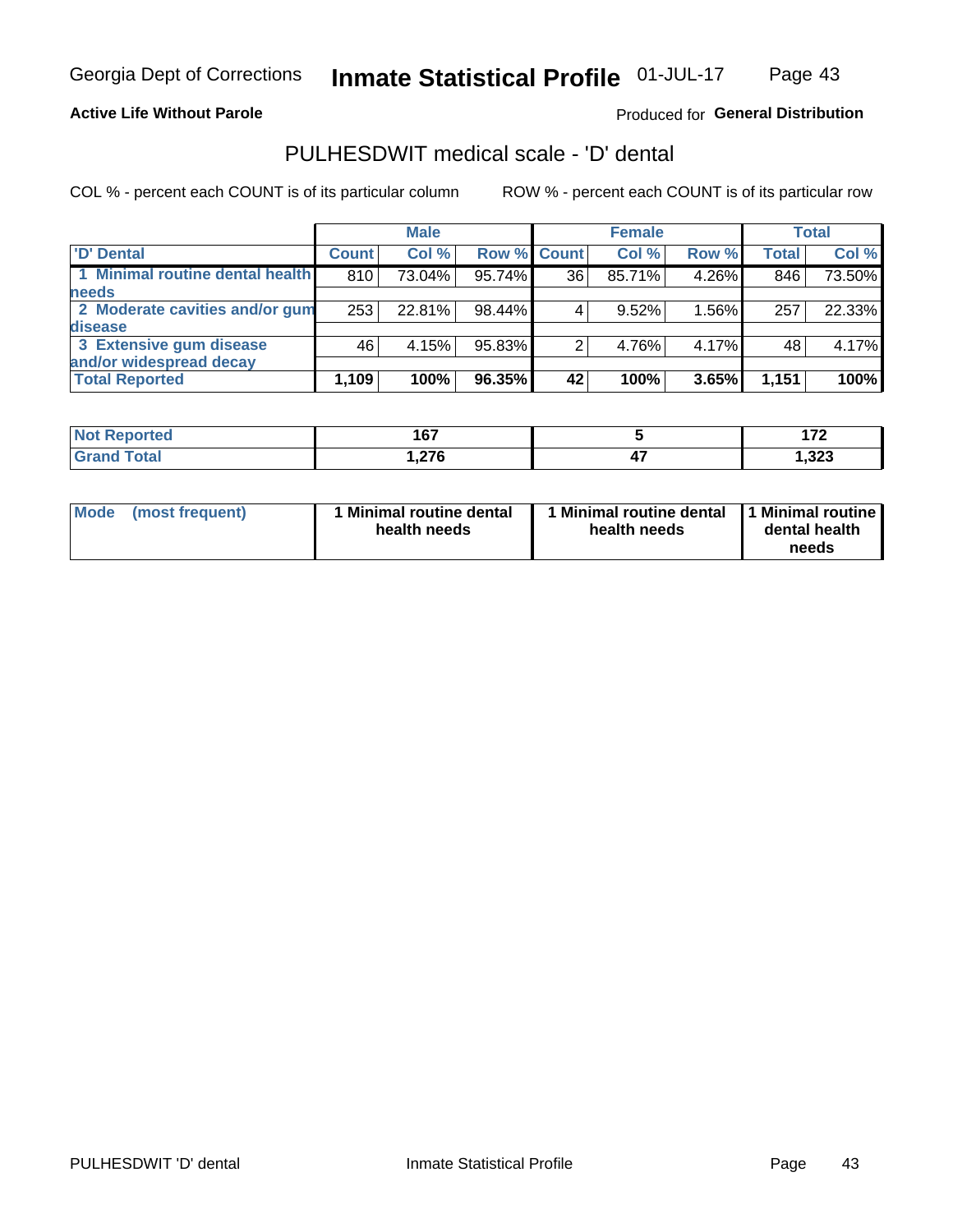Georgia Dept of Corrections **Inmate Statistical Profile** 01-JUL-17

**Active Life Without Parole**

Produced for **General Distribution**

## PULHESDWIT medical scale - 'D' dental

COL % - percent each COUNT is of its particular column ROW % - percent each COUNT is of its particular row

| | Male | | | Female | | | Total | |
|---|---|---|---|---|---|---|---|---|
| 'D' Dental | Count | Col % | Row % | Count | Col % | Row % | Total | Col % |
| 1 Minimal routine dental health needs | 810 | 73.04% | 95.74% | 36 | 85.71% | 4.26% | 846 | 73.50% |
| 2 Moderate cavities and/or gum disease | 253 | 22.81% | 98.44% | 4 | 9.52% | 1.56% | 257 | 22.33% |
| 3 Extensive gum disease and/or widespread decay | 46 | 4.15% | 95.83% | 2 | 4.76% | 4.17% | 48 | 4.17% |
| **Total Reported** | **1,109** | **100%** | **96.35%** | **42** | **100%** | **3.65%** | **1,151** | **100%** |

| | Male | Female | Total |
|---|---|---|---|
| Not Reported | 167 | 5 | 172 |
| Grand Total | 1,276 | 47 | 1,323 |

| | Male | Female | Total |
|---|---|---|---|
| Mode (most frequent) | 1 Minimal routine dental health needs | 1 Minimal routine dental health needs | 1 Minimal routine dental health needs |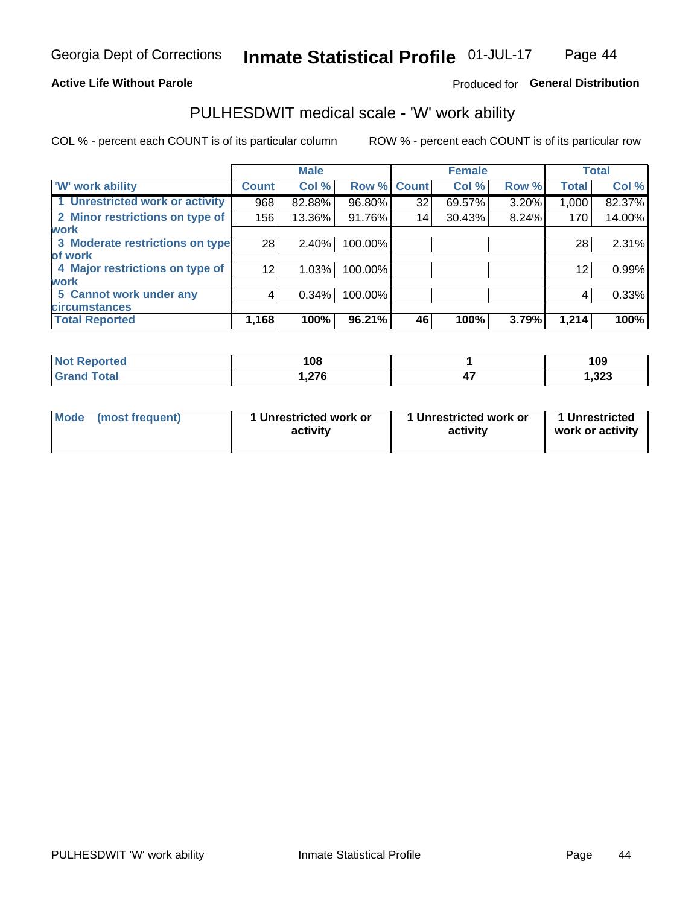Georgia Dept of Corrections **Inmate Statistical Profile** 01-JUL-17

**Active Life Without Parole**

Produced for **General Distribution**

## PULHESDWIT medical scale - 'W' work ability

COL % - percent each COUNT is of its particular column ROW % - percent each COUNT is of its particular row

| | Male | | | Female | | | Total | |
|---|---|---|---|---|---|---|---|---|
| 'W' work ability | Count | Col % | Row % | Count | Col % | Row % | Total | Col % |
| 1 Unrestricted work or activity | 968 | 82.88% | 96.80% | 32 | 69.57% | 3.20% | 1,000 | 82.37% |
| 2 Minor restrictions on type of work | 156 | 13.36% | 91.76% | 14 | 30.43% | 8.24% | 170 | 14.00% |
| 3 Moderate restrictions on type of work | 28 | 2.40% | 100.00% | | | | 28 | 2.31% |
| 4 Major restrictions on type of work | 12 | 1.03% | 100.00% | | | | 12 | 0.99% |
| 5 Cannot work under any circumstances | 4 | 0.34% | 100.00% | | | | 4 | 0.33% |
| **Total Reported** | **1,168** | **100%** | **96.21%** | **46** | **100%** | **3.79%** | **1,214** | **100%** |

| | Male | Female | Total |
|---|---|---|---|
| Not Reported | 108 | 1 | 109 |
| Grand Total | 1,276 | 47 | 1,323 |

| | Male | Female | Total |
|---|---|---|---|
| Mode (most frequent) | 1 Unrestricted work or activity | 1 Unrestricted work or activity | 1 Unrestricted work or activity |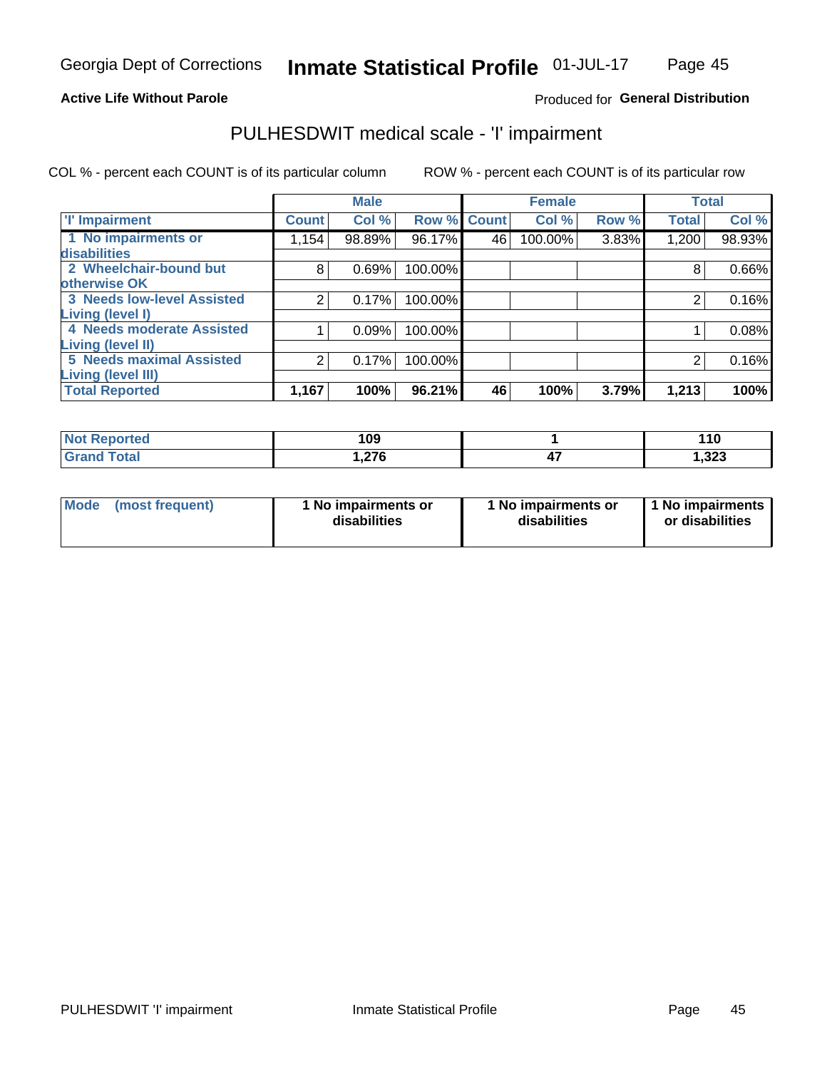Georgia Dept of Corrections **Inmate Statistical Profile** 01-JUL-17

**Active Life Without Parole**

Produced for **General Distribution**

## PULHESDWIT medical scale - 'I' impairment

COL % - percent each COUNT is of its particular column ROW % - percent each COUNT is of its particular row

| | Male | | | Female | | | Total | |
|---|---|---|---|---|---|---|---|---|
| 'I' Impairment | Count | Col % | Row % | Count | Col % | Row % | Total | Col % |
| 1 No impairments or disabilities | 1,154 | 98.89% | 96.17% | 46 | 100.00% | 3.83% | 1,200 | 98.93% |
| 2 Wheelchair-bound but otherwise OK | 8 | 0.69% | 100.00% | | | | 8 | 0.66% |
| 3 Needs low-level Assisted Living (level I) | 2 | 0.17% | 100.00% | | | | 2 | 0.16% |
| 4 Needs moderate Assisted Living (level II) | 1 | 0.09% | 100.00% | | | | 1 | 0.08% |
| 5 Needs maximal Assisted Living (level III) | 2 | 0.17% | 100.00% | | | | 2 | 0.16% |
| **Total Reported** | **1,167** | **100%** | **96.21%** | **46** | **100%** | **3.79%** | **1,213** | **100%** |

| | Male | Female | Total |
|---|---|---|---|
| Not Reported | 109 | 1 | 110 |
| Grand Total | 1,276 | 47 | 1,323 |

| | Male | Female | Total |
|---|---|---|---|
| Mode (most frequent) | 1 No impairments or disabilities | 1 No impairments or disabilities | 1 No impairments or disabilities |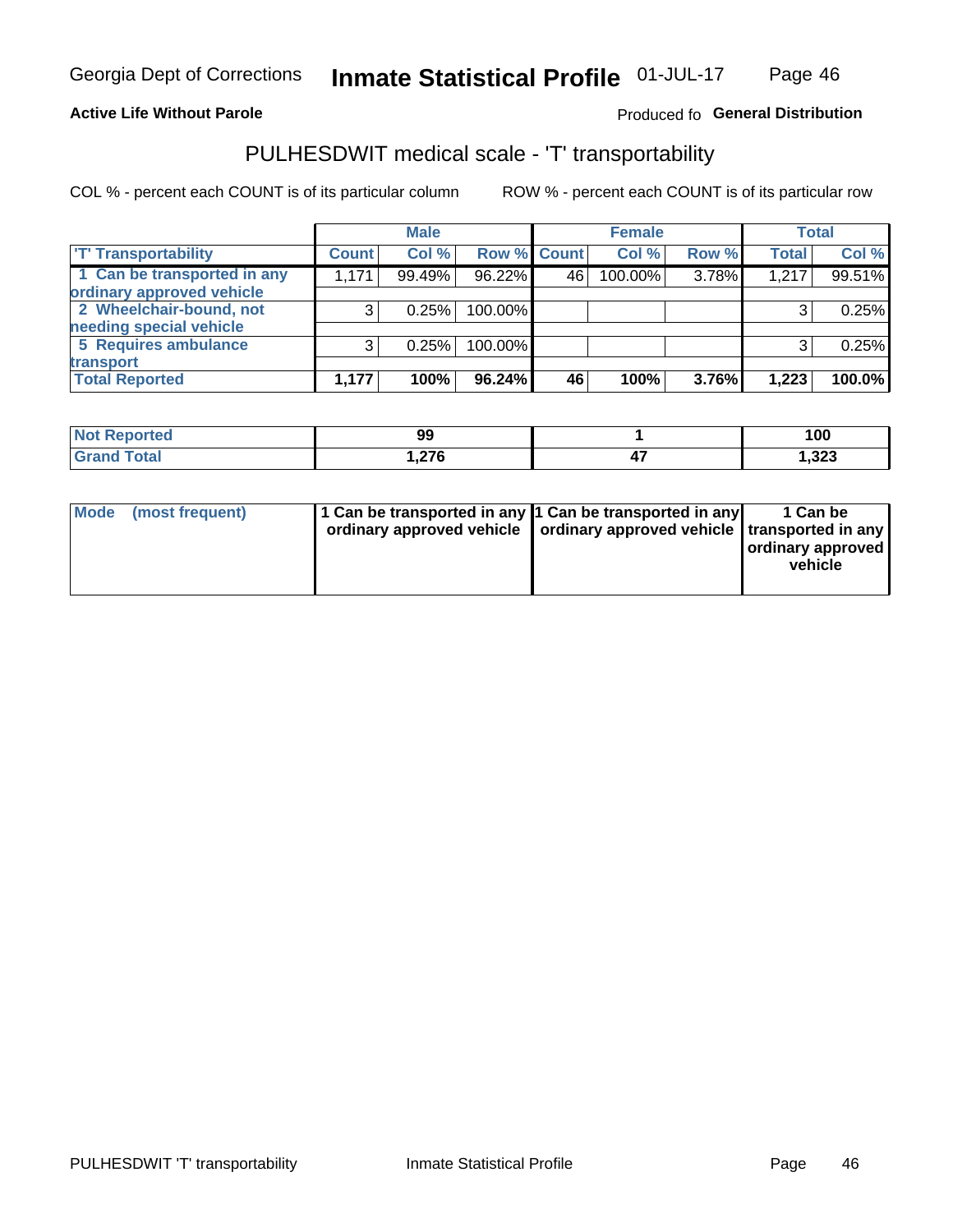Georgia Dept of Corrections **Inmate Statistical Profile** 01-JUL-17

**Active Life Without Parole**

Produced fo **General Distribution**

## PULHESDWIT medical scale - 'T' transportability

COL % - percent each COUNT is of its particular column

ROW % - percent each COUNT is of its particular row

| | Male | | | Female | | | Total | |
|---|---|---|---|---|---|---|---|---|
| 'T' Transportability | Count | Col % | Row % | Count | Col % | Row % | Total | Col % |
| 1 Can be transported in any ordinary approved vehicle | 1,171 | 99.49% | 96.22% | 46 | 100.00% | 3.78% | 1,217 | 99.51% |
| 2 Wheelchair-bound, not needing special vehicle | 3 | 0.25% | 100.00% | | | | 3 | 0.25% |
| 5 Requires ambulance transport | 3 | 0.25% | 100.00% | | | | 3 | 0.25% |
| **Total Reported** | **1,177** | **100%** | **96.24%** | **46** | **100%** | **3.76%** | **1,223** | **100.0%** |

| | Male | Female | Total |
|---|---|---|---|
| Not Reported | 99 | 1 | 100 |
| Grand Total | 1,276 | 47 | 1,323 |

| | Male | Female | Total |
|---|---|---|---|
| Mode (most frequent) | 1 Can be transported in any ordinary approved vehicle | 1 Can be transported in any ordinary approved vehicle | 1 Can be transported in any ordinary approved vehicle |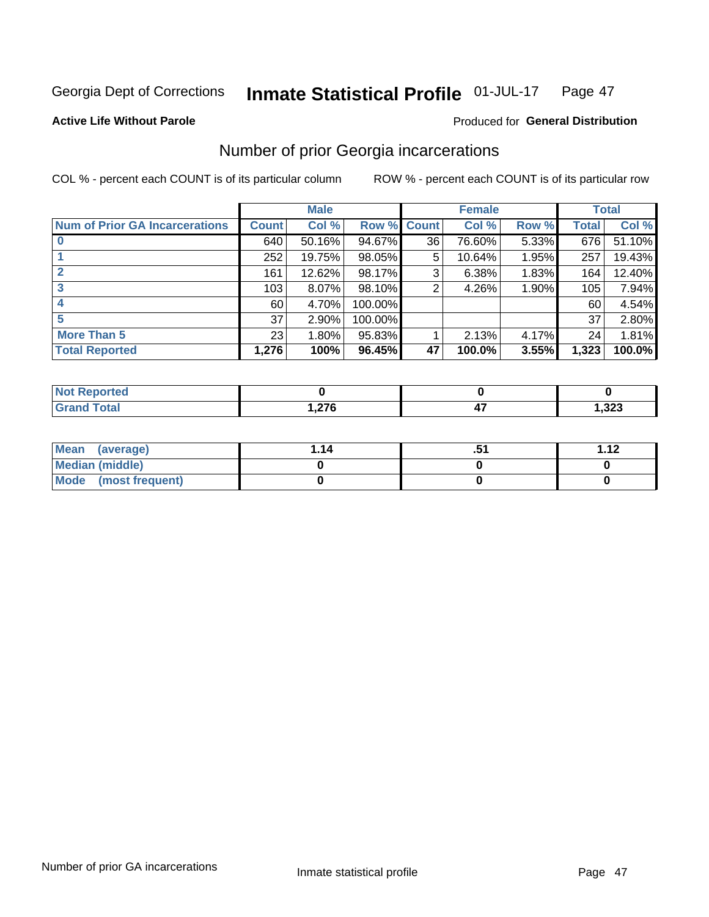Georgia Dept of Corrections **Inmate Statistical Profile** 01-JUL-17

**Active Life Without Parole**

Produced for **General Distribution**

## Number of prior Georgia incarcerations

COL % - percent each COUNT is of its particular column

ROW % - percent each COUNT is of its particular row

| | Male | | | Female | | | Total | |
|---|---|---|---|---|---|---|---|---|
| **Num of Prior GA Incarcerations** | **Count** | **Col %** | **Row %** | **Count** | **Col %** | **Row %** | **Total** | **Col %** |
| **0** | 640 | 50.16% | 94.67% | 36 | 76.60% | 5.33% | 676 | 51.10% |
| **1** | 252 | 19.75% | 98.05% | 5 | 10.64% | 1.95% | 257 | 19.43% |
| **2** | 161 | 12.62% | 98.17% | 3 | 6.38% | 1.83% | 164 | 12.40% |
| **3** | 103 | 8.07% | 98.10% | 2 | 4.26% | 1.90% | 105 | 7.94% |
| **4** | 60 | 4.70% | 100.00% | | | | 60 | 4.54% |
| **5** | 37 | 2.90% | 100.00% | | | | 37 | 2.80% |
| **More Than 5** | 23 | 1.80% | 95.83% | 1 | 2.13% | 4.17% | 24 | 1.81% |
| **Total Reported** | **1,276** | **100%** | **96.45%** | **47** | **100.0%** | **3.55%** | **1,323** | **100.0%** |

| | Male | Female | Total |
|---|---|---|---|
| **Not Reported** | **0** | **0** | **0** |
| **Grand Total** | **1,276** | **47** | **1,323** |

| | Male | Female | Total |
|---|---|---|---|
| **Mean (average)** | **1.14** | **.51** | **1.12** |
| **Median (middle)** | **0** | **0** | **0** |
| **Mode (most frequent)** | **0** | **0** | **0** |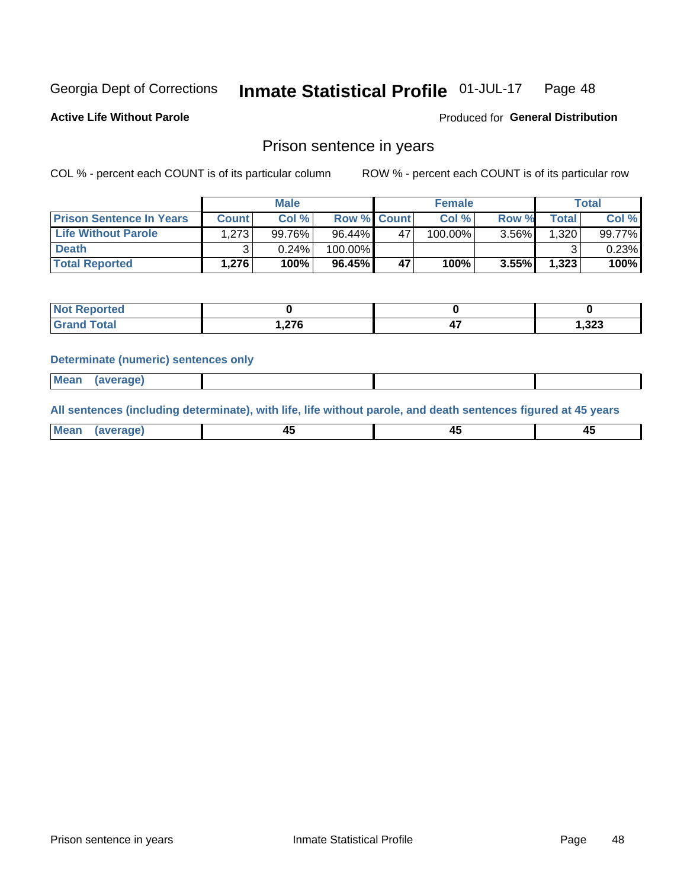Georgia Dept of Corrections **Inmate Statistical Profile** 01-JUL-17

**Active Life Without Parole**

Produced for **General Distribution**

## Prison sentence in years

COL % - percent each COUNT is of its particular column

ROW % - percent each COUNT is of its particular row

| | Male | | | Female | | | Total | |
|---|---|---|---|---|---|---|---|---|
| **Prison Sentence In Years** | **Count** | **Col %** | **Row %** | **Count** | **Col %** | **Row %** | **Total** | **Col %** |
| **Life Without Parole** | 1,273 | 99.76% | 96.44% | 47 | 100.00% | 3.56% | 1,320 | 99.77% |
| **Death** | 3 | 0.24% | 100.00% | | | | 3 | 0.23% |
| **Total Reported** | **1,276** | **100%** | **96.45%** | **47** | **100%** | **3.55%** | **1,323** | **100%** |

| | Male | Female | Total |
|---|---|---|---|
| **Not Reported** | **0** | **0** | **0** |
| **Grand Total** | **1,276** | **47** | **1,323** |

### Determinate (numeric) sentences only

| | Male | Female | Total |
|---|---|---|---|
| **Mean (average)** | | | |

### All sentences (including determinate), with life, life without parole, and death sentences figured at 45 years

| | Male | Female | Total |
|---|---|---|---|
| **Mean (average)** | **45** | **45** | **45** |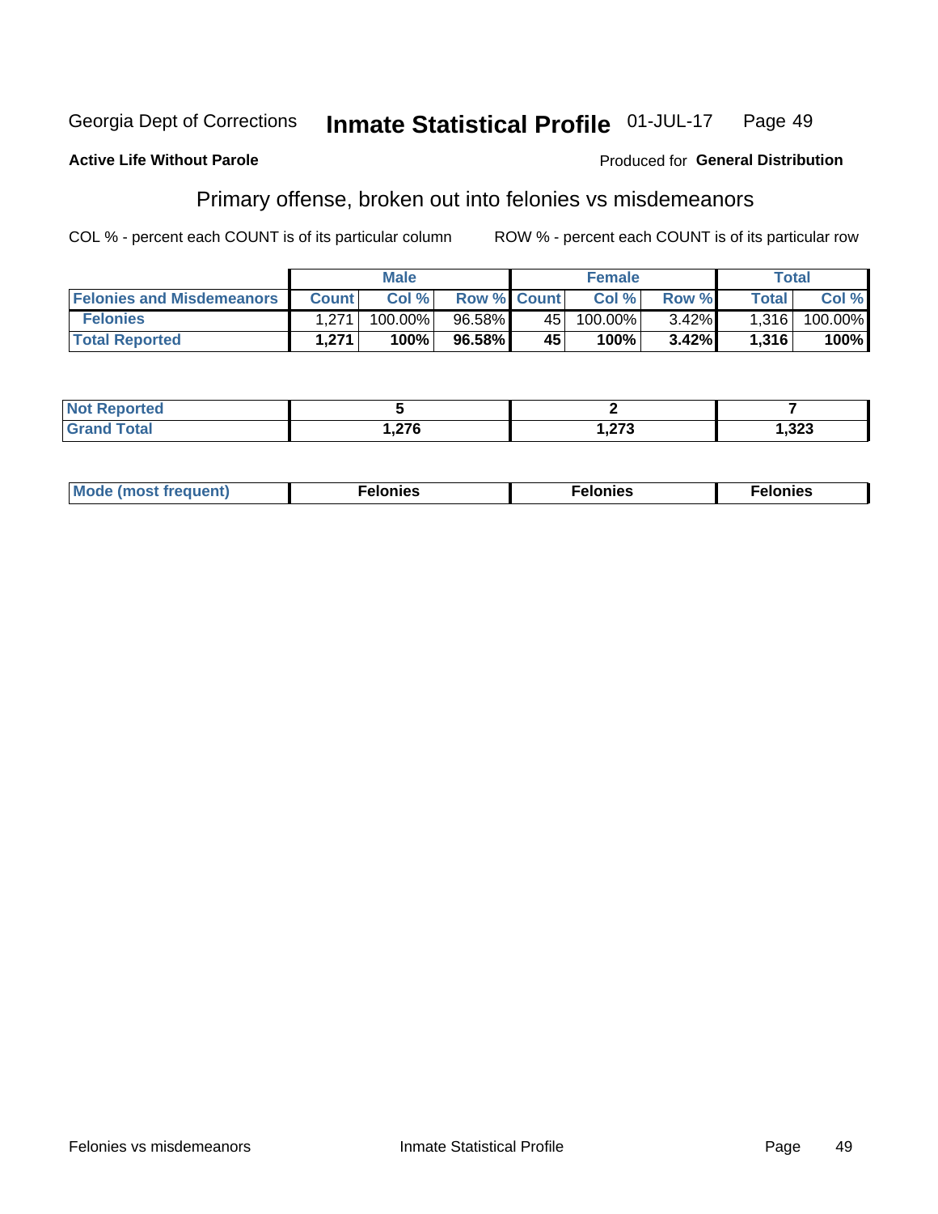Georgia Dept of Corrections **Inmate Statistical Profile** 01-JUL-17

**Active Life Without Parole** Produced for **General Distribution**

## Primary offense, broken out into felonies vs misdemeanors

COL % - percent each COUNT is of its particular column ROW % - percent each COUNT is of its particular row

| | Male | | | Female | | | Total | |
|---|---|---|---|---|---|---|---|---|
| **Felonies and Misdemeanors** | **Count** | **Col %** | **Row %** | **Count** | **Col %** | **Row %** | **Total** | **Col %** |
| **Felonies** | 1,271 | 100.00% | 96.58% | 45 | 100.00% | 3.42% | 1,316 | 100.00% |
| **Total Reported** | **1,271** | **100%** | **96.58%** | **45** | **100%** | **3.42%** | **1,316** | **100%** |

| | Male | Female | Total |
|---|---|---|---|
| **Not Reported** | **5** | **2** | **7** |
| **Grand Total** | **1,276** | **1,273** | **1,323** |

| | Male | Female | Total |
|---|---|---|---|
| **Mode (most frequent)** | **Felonies** | **Felonies** | **Felonies** |

Felonies vs misdemeanors Inmate Statistical Profile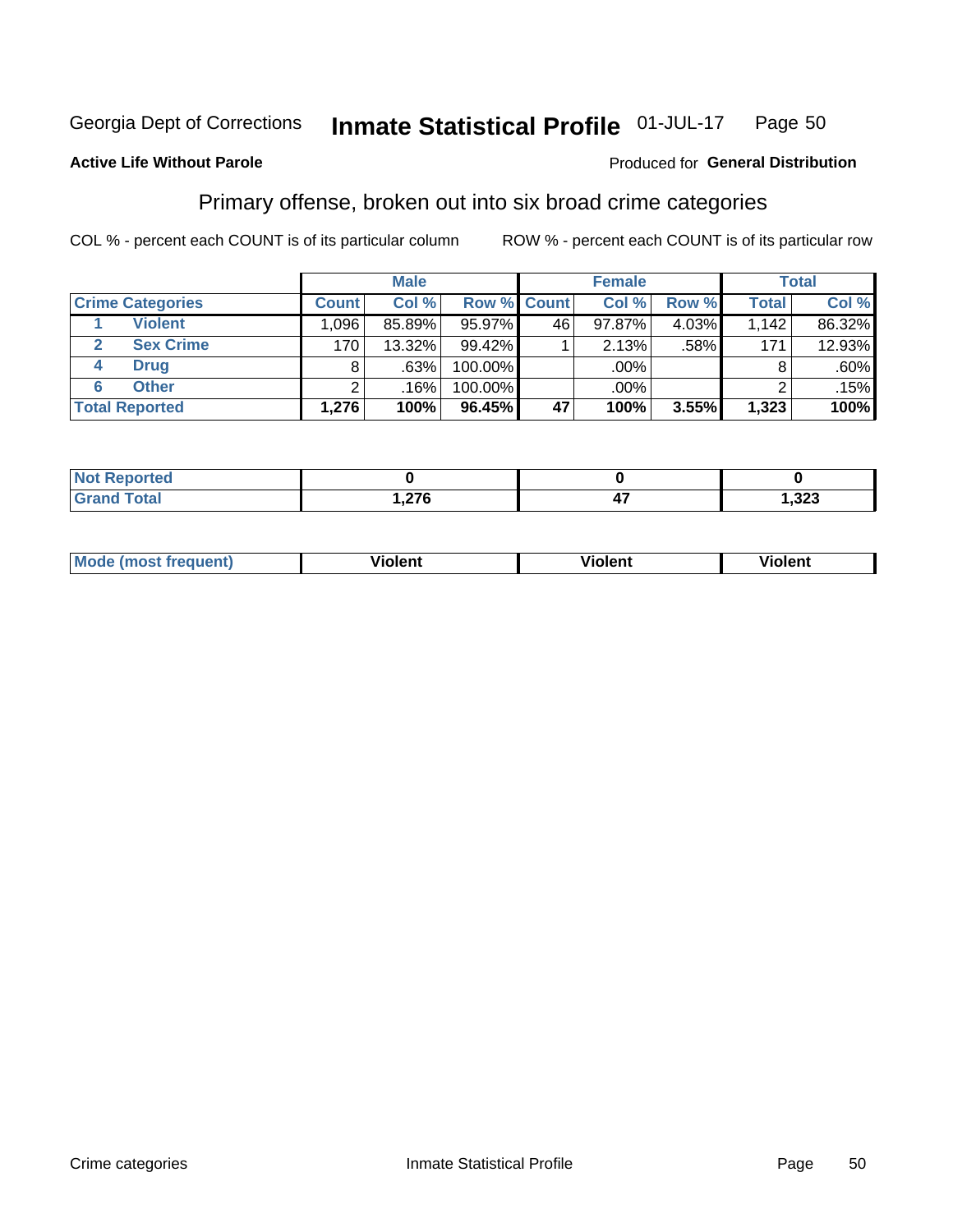Georgia Dept of Corrections **Inmate Statistical Profile** 01-JUL-17

**Active Life Without Parole**

Produced for **General Distribution**

## Primary offense, broken out into six broad crime categories

COL % - percent each COUNT is of its particular column

ROW % - percent each COUNT is of its particular row

| | Male | | | Female | | | Total | |
|---|---|---|---|---|---|---|---|---|
| **Crime Categories** | **Count** | **Col %** | **Row %** | **Count** | **Col %** | **Row %** | **Total** | **Col %** |
| 1 **Violent** | 1,096 | 85.89% | 95.97% | 46 | 97.87% | 4.03% | 1,142 | 86.32% |
| 2 **Sex Crime** | 170 | 13.32% | 99.42% | 1 | 2.13% | .58% | 171 | 12.93% |
| 4 **Drug** | 8 | .63% | 100.00% | | .00% | | 8 | .60% |
| 6 **Other** | 2 | .16% | 100.00% | | .00% | | 2 | .15% |
| **Total Reported** | **1,276** | **100%** | **96.45%** | **47** | **100%** | **3.55%** | **1,323** | **100%** |

| | Male | Female | Total |
|---|---|---|---|
| **Not Reported** | **0** | **0** | **0** |
| **Grand Total** | **1,276** | **47** | **1,323** |

| | Male | Female | Total |
|---|---|---|---|
| **Mode (most frequent)** | **Violent** | **Violent** | **Violent** |

Crime categories Inmate Statistical Profile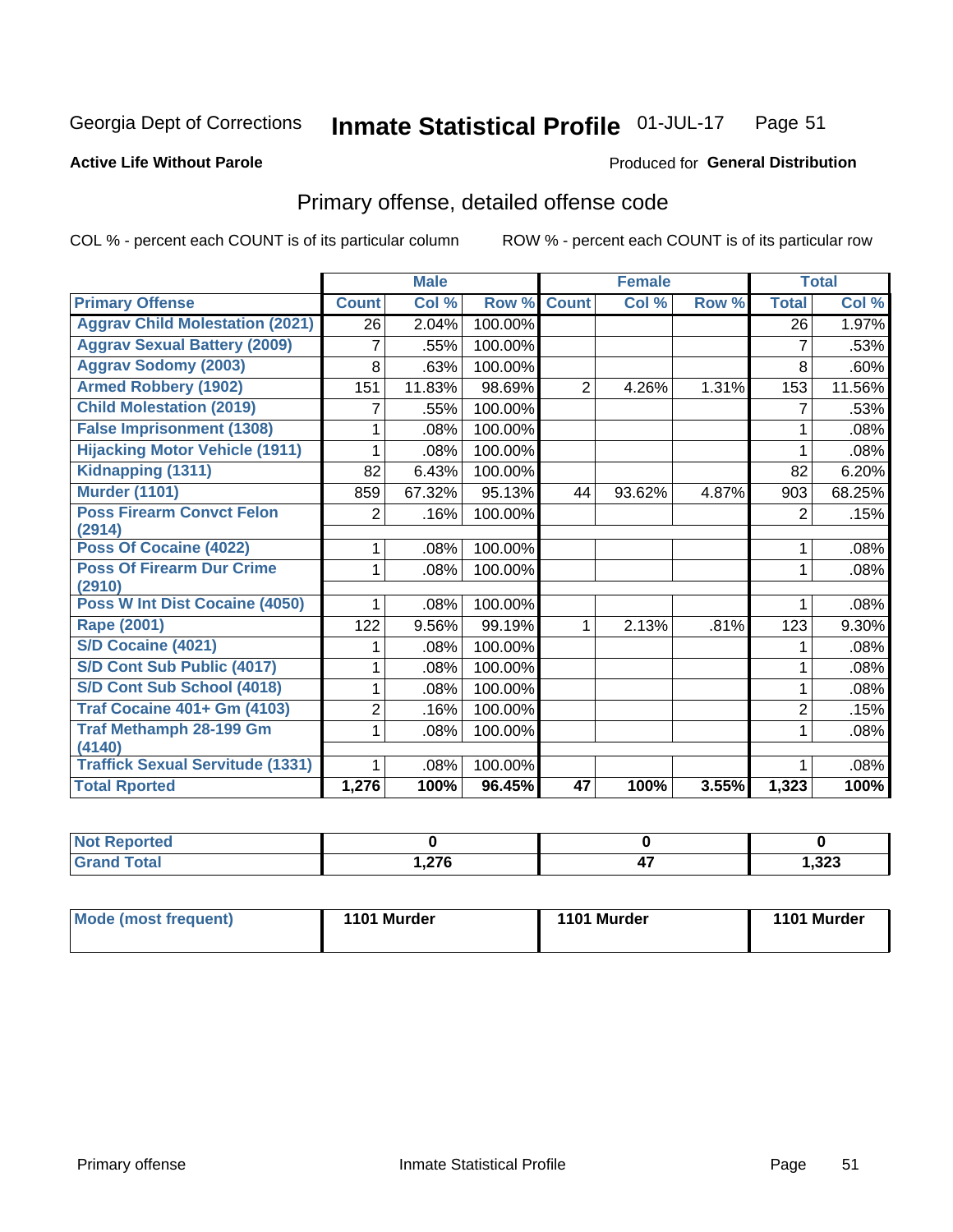Georgia Dept of Corrections **Inmate Statistical Profile** 01-JUL-17 Page 51

**Active Life Without Parole**

Produced for **General Distribution**

## Primary offense, detailed offense code

COL % - percent each COUNT is of its particular column ROW % - percent each COUNT is of its particular row

| | Male | | | Female | | | Total | |
|---|---|---|---|---|---|---|---|---|
| **Primary Offense** | **Count** | **Col %** | **Row %** | **Count** | **Col %** | **Row %** | **Total** | **Col %** |
| Aggrav Child Molestation (2021) | 26 | 2.04% | 100.00% | | | | 26 | 1.97% |
| Aggrav Sexual Battery (2009) | 7 | .55% | 100.00% | | | | 7 | .53% |
| Aggrav Sodomy (2003) | 8 | .63% | 100.00% | | | | 8 | .60% |
| Armed Robbery (1902) | 151 | 11.83% | 98.69% | 2 | 4.26% | 1.31% | 153 | 11.56% |
| Child Molestation (2019) | 7 | .55% | 100.00% | | | | 7 | .53% |
| False Imprisonment (1308) | 1 | .08% | 100.00% | | | | 1 | .08% |
| Hijacking Motor Vehicle (1911) | 1 | .08% | 100.00% | | | | 1 | .08% |
| Kidnapping (1311) | 82 | 6.43% | 100.00% | | | | 82 | 6.20% |
| Murder (1101) | 859 | 67.32% | 95.13% | 44 | 93.62% | 4.87% | 903 | 68.25% |
| Poss Firearm Convct Felon (2914) | 2 | .16% | 100.00% | | | | 2 | .15% |
| Poss Of Cocaine (4022) | 1 | .08% | 100.00% | | | | 1 | .08% |
| Poss Of Firearm Dur Crime (2910) | 1 | .08% | 100.00% | | | | 1 | .08% |
| Poss W Int Dist Cocaine (4050) | 1 | .08% | 100.00% | | | | 1 | .08% |
| Rape (2001) | 122 | 9.56% | 99.19% | 1 | 2.13% | .81% | 123 | 9.30% |
| S/D Cocaine (4021) | 1 | .08% | 100.00% | | | | 1 | .08% |
| S/D Cont Sub Public (4017) | 1 | .08% | 100.00% | | | | 1 | .08% |
| S/D Cont Sub School (4018) | 1 | .08% | 100.00% | | | | 1 | .08% |
| Traf Cocaine 401+ Gm (4103) | 2 | .16% | 100.00% | | | | 2 | .15% |
| Traf Methamph 28-199 Gm (4140) | 1 | .08% | 100.00% | | | | 1 | .08% |
| Traffick Sexual Servitude (1331) | 1 | .08% | 100.00% | | | | 1 | .08% |
| **Total Rported** | **1,276** | **100%** | **96.45%** | **47** | **100%** | **3.55%** | **1,323** | **100%** |

| | Male | Female | Total |
|---|---|---|---|
| Not Reported | **0** | **0** | **0** |
| Grand Total | **1,276** | **47** | **1,323** |

| | Male | Female | Total |
|---|---|---|---|
| Mode (most frequent) | **1101 Murder** | **1101 Murder** | **1101 Murder** |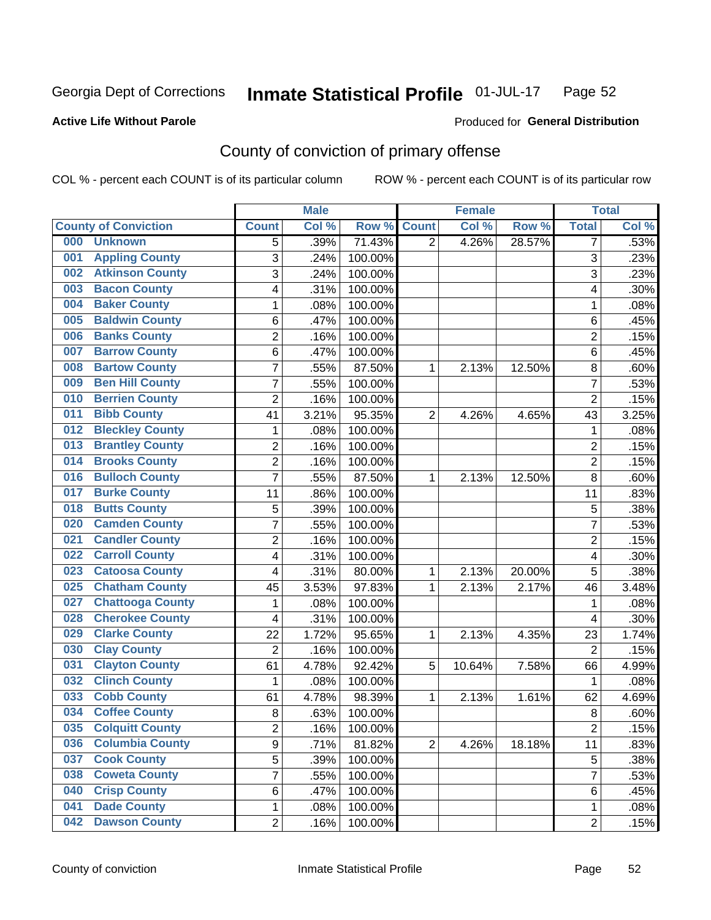Georgia Dept of Corrections **Inmate Statistical Profile** 01-JUL-17

**Active Life Without Parole**

Produced for **General Distribution**

## County of conviction of primary offense

COL % - percent each COUNT is of its particular column ROW % - percent each COUNT is of its particular row

| County of Conviction | Male | | | Female | | | Total | |
|---|---|---|---|---|---|---|---|---|
| | Count | Col % | Row % | Count | Col % | Row % | Total | Col % |
| 000 Unknown | 5 | .39% | 71.43% | 2 | 4.26% | 28.57% | 7 | .53% |
| 001 Appling County | 3 | .24% | 100.00% | | | | 3 | .23% |
| 002 Atkinson County | 3 | .24% | 100.00% | | | | 3 | .23% |
| 003 Bacon County | 4 | .31% | 100.00% | | | | 4 | .30% |
| 004 Baker County | 1 | .08% | 100.00% | | | | 1 | .08% |
| 005 Baldwin County | 6 | .47% | 100.00% | | | | 6 | .45% |
| 006 Banks County | 2 | .16% | 100.00% | | | | 2 | .15% |
| 007 Barrow County | 6 | .47% | 100.00% | | | | 6 | .45% |
| 008 Bartow County | 7 | .55% | 87.50% | 1 | 2.13% | 12.50% | 8 | .60% |
| 009 Ben Hill County | 7 | .55% | 100.00% | | | | 7 | .53% |
| 010 Berrien County | 2 | .16% | 100.00% | | | | 2 | .15% |
| 011 Bibb County | 41 | 3.21% | 95.35% | 2 | 4.26% | 4.65% | 43 | 3.25% |
| 012 Bleckley County | 1 | .08% | 100.00% | | | | 1 | .08% |
| 013 Brantley County | 2 | .16% | 100.00% | | | | 2 | .15% |
| 014 Brooks County | 2 | .16% | 100.00% | | | | 2 | .15% |
| 016 Bulloch County | 7 | .55% | 87.50% | 1 | 2.13% | 12.50% | 8 | .60% |
| 017 Burke County | 11 | .86% | 100.00% | | | | 11 | .83% |
| 018 Butts County | 5 | .39% | 100.00% | | | | 5 | .38% |
| 020 Camden County | 7 | .55% | 100.00% | | | | 7 | .53% |
| 021 Candler County | 2 | .16% | 100.00% | | | | 2 | .15% |
| 022 Carroll County | 4 | .31% | 100.00% | | | | 4 | .30% |
| 023 Catoosa County | 4 | .31% | 80.00% | 1 | 2.13% | 20.00% | 5 | .38% |
| 025 Chatham County | 45 | 3.53% | 97.83% | 1 | 2.13% | 2.17% | 46 | 3.48% |
| 027 Chattooga County | 1 | .08% | 100.00% | | | | 1 | .08% |
| 028 Cherokee County | 4 | .31% | 100.00% | | | | 4 | .30% |
| 029 Clarke County | 22 | 1.72% | 95.65% | 1 | 2.13% | 4.35% | 23 | 1.74% |
| 030 Clay County | 2 | .16% | 100.00% | | | | 2 | .15% |
| 031 Clayton County | 61 | 4.78% | 92.42% | 5 | 10.64% | 7.58% | 66 | 4.99% |
| 032 Clinch County | 1 | .08% | 100.00% | | | | 1 | .08% |
| 033 Cobb County | 61 | 4.78% | 98.39% | 1 | 2.13% | 1.61% | 62 | 4.69% |
| 034 Coffee County | 8 | .63% | 100.00% | | | | 8 | .60% |
| 035 Colquitt County | 2 | .16% | 100.00% | | | | 2 | .15% |
| 036 Columbia County | 9 | .71% | 81.82% | 2 | 4.26% | 18.18% | 11 | .83% |
| 037 Cook County | 5 | .39% | 100.00% | | | | 5 | .38% |
| 038 Coweta County | 7 | .55% | 100.00% | | | | 7 | .53% |
| 040 Crisp County | 6 | .47% | 100.00% | | | | 6 | .45% |
| 041 Dade County | 1 | .08% | 100.00% | | | | 1 | .08% |
| 042 Dawson County | 2 | .16% | 100.00% | | | | 2 | .15% |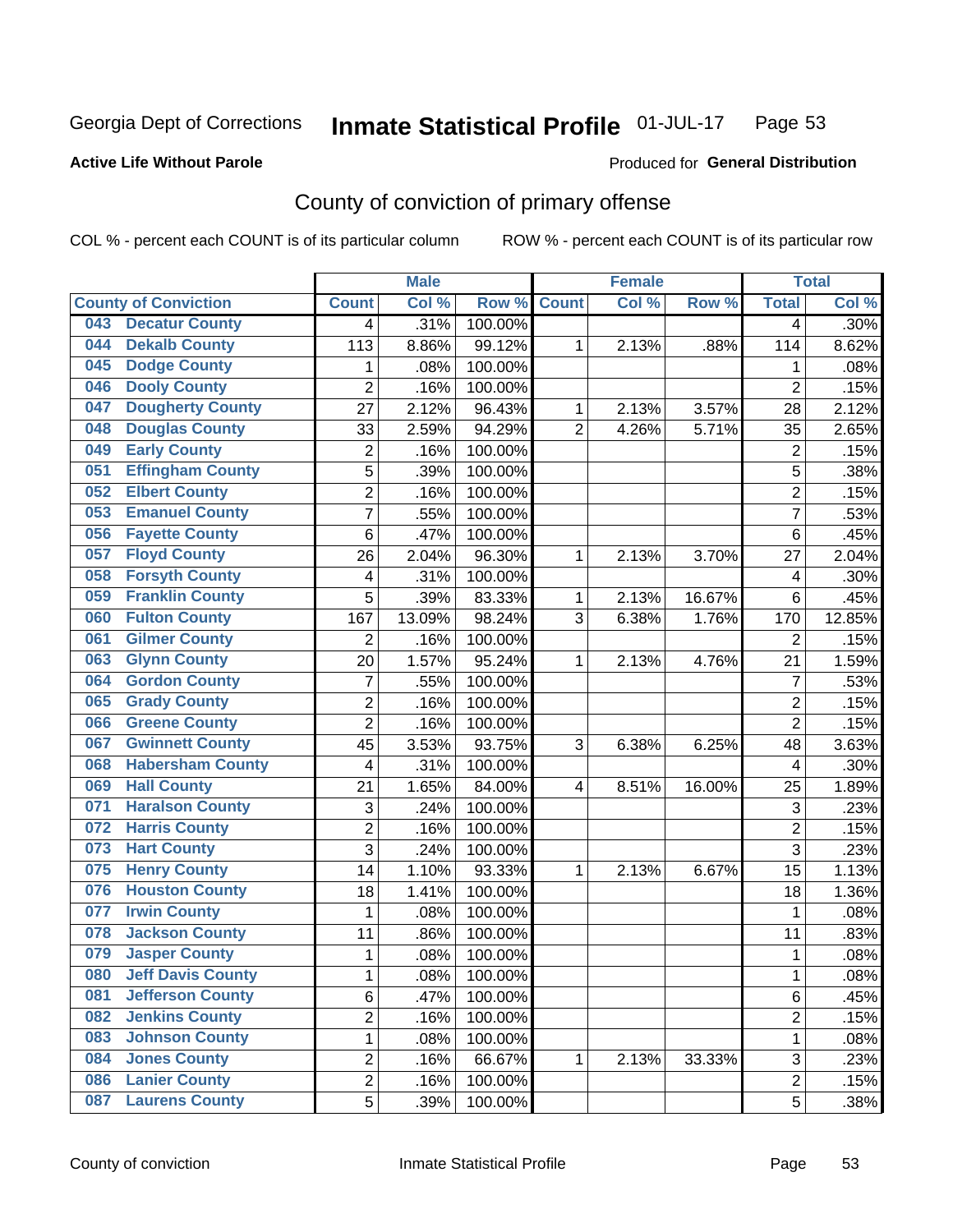Georgia Dept of Corrections **Inmate Statistical Profile** 01-JUL-17

**Active Life Without Parole**

Produced for **General Distribution**

## County of conviction of primary offense

COL % - percent each COUNT is of its particular column ROW % - percent each COUNT is of its particular row

| | Male | | | Female | | | Total | |
|---|---|---|---|---|---|---|---|---|
| County of Conviction | Count | Col % | Row % | Count | Col % | Row % | Total | Col % |
| 043 Decatur County | 4 | .31% | 100.00% | | | | 4 | .30% |
| 044 Dekalb County | 113 | 8.86% | 99.12% | 1 | 2.13% | .88% | 114 | 8.62% |
| 045 Dodge County | 1 | .08% | 100.00% | | | | 1 | .08% |
| 046 Dooly County | 2 | .16% | 100.00% | | | | 2 | .15% |
| 047 Dougherty County | 27 | 2.12% | 96.43% | 1 | 2.13% | 3.57% | 28 | 2.12% |
| 048 Douglas County | 33 | 2.59% | 94.29% | 2 | 4.26% | 5.71% | 35 | 2.65% |
| 049 Early County | 2 | .16% | 100.00% | | | | 2 | .15% |
| 051 Effingham County | 5 | .39% | 100.00% | | | | 5 | .38% |
| 052 Elbert County | 2 | .16% | 100.00% | | | | 2 | .15% |
| 053 Emanuel County | 7 | .55% | 100.00% | | | | 7 | .53% |
| 056 Fayette County | 6 | .47% | 100.00% | | | | 6 | .45% |
| 057 Floyd County | 26 | 2.04% | 96.30% | 1 | 2.13% | 3.70% | 27 | 2.04% |
| 058 Forsyth County | 4 | .31% | 100.00% | | | | 4 | .30% |
| 059 Franklin County | 5 | .39% | 83.33% | 1 | 2.13% | 16.67% | 6 | .45% |
| 060 Fulton County | 167 | 13.09% | 98.24% | 3 | 6.38% | 1.76% | 170 | 12.85% |
| 061 Gilmer County | 2 | .16% | 100.00% | | | | 2 | .15% |
| 063 Glynn County | 20 | 1.57% | 95.24% | 1 | 2.13% | 4.76% | 21 | 1.59% |
| 064 Gordon County | 7 | .55% | 100.00% | | | | 7 | .53% |
| 065 Grady County | 2 | .16% | 100.00% | | | | 2 | .15% |
| 066 Greene County | 2 | .16% | 100.00% | | | | 2 | .15% |
| 067 Gwinnett County | 45 | 3.53% | 93.75% | 3 | 6.38% | 6.25% | 48 | 3.63% |
| 068 Habersham County | 4 | .31% | 100.00% | | | | 4 | .30% |
| 069 Hall County | 21 | 1.65% | 84.00% | 4 | 8.51% | 16.00% | 25 | 1.89% |
| 071 Haralson County | 3 | .24% | 100.00% | | | | 3 | .23% |
| 072 Harris County | 2 | .16% | 100.00% | | | | 2 | .15% |
| 073 Hart County | 3 | .24% | 100.00% | | | | 3 | .23% |
| 075 Henry County | 14 | 1.10% | 93.33% | 1 | 2.13% | 6.67% | 15 | 1.13% |
| 076 Houston County | 18 | 1.41% | 100.00% | | | | 18 | 1.36% |
| 077 Irwin County | 1 | .08% | 100.00% | | | | 1 | .08% |
| 078 Jackson County | 11 | .86% | 100.00% | | | | 11 | .83% |
| 079 Jasper County | 1 | .08% | 100.00% | | | | 1 | .08% |
| 080 Jeff Davis County | 1 | .08% | 100.00% | | | | 1 | .08% |
| 081 Jefferson County | 6 | .47% | 100.00% | | | | 6 | .45% |
| 082 Jenkins County | 2 | .16% | 100.00% | | | | 2 | .15% |
| 083 Johnson County | 1 | .08% | 100.00% | | | | 1 | .08% |
| 084 Jones County | 2 | .16% | 66.67% | 1 | 2.13% | 33.33% | 3 | .23% |
| 086 Lanier County | 2 | .16% | 100.00% | | | | 2 | .15% |
| 087 Laurens County | 5 | .39% | 100.00% | | | | 5 | .38% |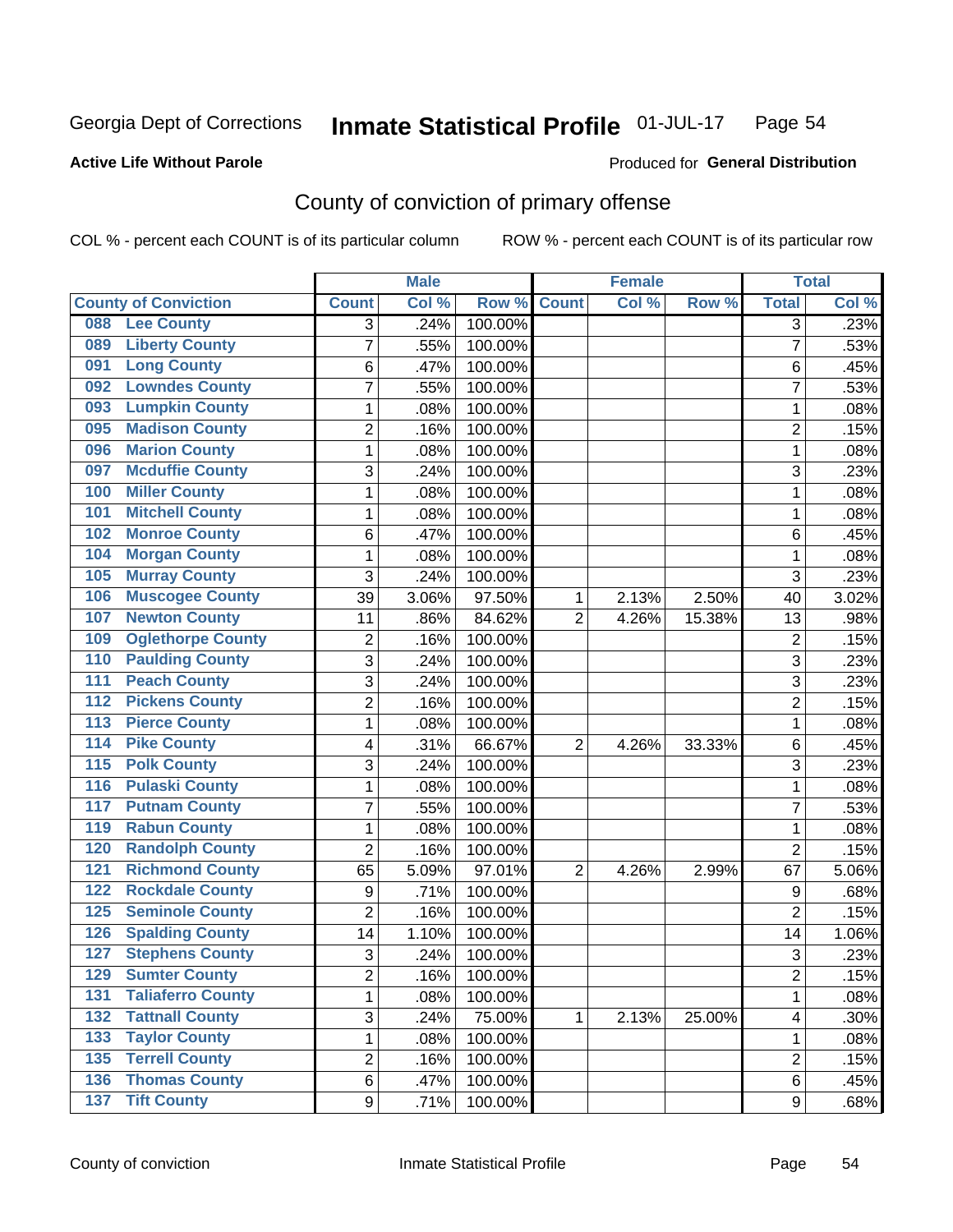Georgia Dept of Corrections **Inmate Statistical Profile** 01-JUL-17

**Active Life Without Parole**

Produced for **General Distribution**

## County of conviction of primary offense

COL % - percent each COUNT is of its particular column     ROW % - percent each COUNT is of its particular row

| County of Conviction | Male | | | Female | | | Total | |
|---|---|---|---|---|---|---|---|---|
| | Count | Col % | Row % | Count | Col % | Row % | Total | Col % |
| 088 Lee County | 3 | .24% | 100.00% | | | | 3 | .23% |
| 089 Liberty County | 7 | .55% | 100.00% | | | | 7 | .53% |
| 091 Long County | 6 | .47% | 100.00% | | | | 6 | .45% |
| 092 Lowndes County | 7 | .55% | 100.00% | | | | 7 | .53% |
| 093 Lumpkin County | 1 | .08% | 100.00% | | | | 1 | .08% |
| 095 Madison County | 2 | .16% | 100.00% | | | | 2 | .15% |
| 096 Marion County | 1 | .08% | 100.00% | | | | 1 | .08% |
| 097 Mcduffie County | 3 | .24% | 100.00% | | | | 3 | .23% |
| 100 Miller County | 1 | .08% | 100.00% | | | | 1 | .08% |
| 101 Mitchell County | 1 | .08% | 100.00% | | | | 1 | .08% |
| 102 Monroe County | 6 | .47% | 100.00% | | | | 6 | .45% |
| 104 Morgan County | 1 | .08% | 100.00% | | | | 1 | .08% |
| 105 Murray County | 3 | .24% | 100.00% | | | | 3 | .23% |
| 106 Muscogee County | 39 | 3.06% | 97.50% | 1 | 2.13% | 2.50% | 40 | 3.02% |
| 107 Newton County | 11 | .86% | 84.62% | 2 | 4.26% | 15.38% | 13 | .98% |
| 109 Oglethorpe County | 2 | .16% | 100.00% | | | | 2 | .15% |
| 110 Paulding County | 3 | .24% | 100.00% | | | | 3 | .23% |
| 111 Peach County | 3 | .24% | 100.00% | | | | 3 | .23% |
| 112 Pickens County | 2 | .16% | 100.00% | | | | 2 | .15% |
| 113 Pierce County | 1 | .08% | 100.00% | | | | 1 | .08% |
| 114 Pike County | 4 | .31% | 66.67% | 2 | 4.26% | 33.33% | 6 | .45% |
| 115 Polk County | 3 | .24% | 100.00% | | | | 3 | .23% |
| 116 Pulaski County | 1 | .08% | 100.00% | | | | 1 | .08% |
| 117 Putnam County | 7 | .55% | 100.00% | | | | 7 | .53% |
| 119 Rabun County | 1 | .08% | 100.00% | | | | 1 | .08% |
| 120 Randolph County | 2 | .16% | 100.00% | | | | 2 | .15% |
| 121 Richmond County | 65 | 5.09% | 97.01% | 2 | 4.26% | 2.99% | 67 | 5.06% |
| 122 Rockdale County | 9 | .71% | 100.00% | | | | 9 | .68% |
| 125 Seminole County | 2 | .16% | 100.00% | | | | 2 | .15% |
| 126 Spalding County | 14 | 1.10% | 100.00% | | | | 14 | 1.06% |
| 127 Stephens County | 3 | .24% | 100.00% | | | | 3 | .23% |
| 129 Sumter County | 2 | .16% | 100.00% | | | | 2 | .15% |
| 131 Taliaferro County | 1 | .08% | 100.00% | | | | 1 | .08% |
| 132 Tattnall County | 3 | .24% | 75.00% | 1 | 2.13% | 25.00% | 4 | .30% |
| 133 Taylor County | 1 | .08% | 100.00% | | | | 1 | .08% |
| 135 Terrell County | 2 | .16% | 100.00% | | | | 2 | .15% |
| 136 Thomas County | 6 | .47% | 100.00% | | | | 6 | .45% |
| 137 Tift County | 9 | .71% | 100.00% | | | | 9 | .68% |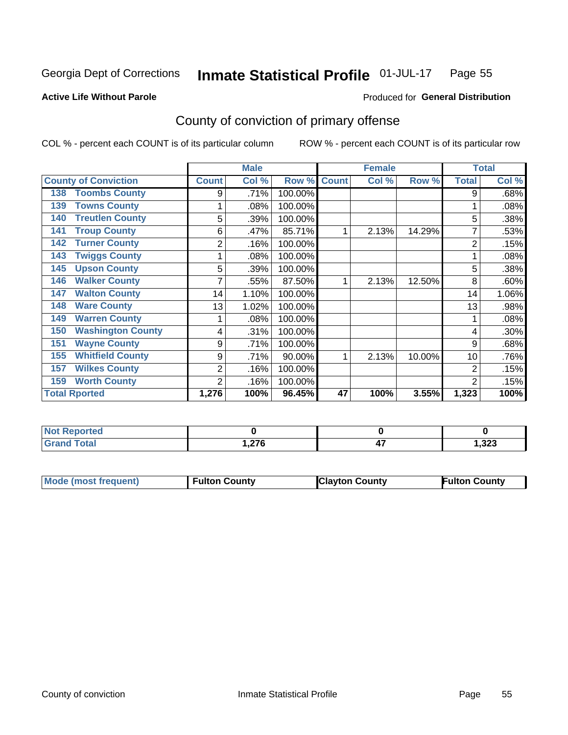Georgia Dept of Corrections **Inmate Statistical Profile** 01-JUL-17 Page 55

**Active Life Without Parole**

Produced for **General Distribution**

## County of conviction of primary offense

COL % - percent each COUNT is of its particular column ROW % - percent each COUNT is of its particular row

| | Male | | | Female | | | Total | |
|---|---|---|---|---|---|---|---|---|
| County of Conviction | Count | Col % | Row % | Count | Col % | Row % | Total | Col % |
| 138 Toombs County | 9 | .71% | 100.00% | | | | 9 | .68% |
| 139 Towns County | 1 | .08% | 100.00% | | | | 1 | .08% |
| 140 Treutlen County | 5 | .39% | 100.00% | | | | 5 | .38% |
| 141 Troup County | 6 | .47% | 85.71% | 1 | 2.13% | 14.29% | 7 | .53% |
| 142 Turner County | 2 | .16% | 100.00% | | | | 2 | .15% |
| 143 Twiggs County | 1 | .08% | 100.00% | | | | 1 | .08% |
| 145 Upson County | 5 | .39% | 100.00% | | | | 5 | .38% |
| 146 Walker County | 7 | .55% | 87.50% | 1 | 2.13% | 12.50% | 8 | .60% |
| 147 Walton County | 14 | 1.10% | 100.00% | | | | 14 | 1.06% |
| 148 Ware County | 13 | 1.02% | 100.00% | | | | 13 | .98% |
| 149 Warren County | 1 | .08% | 100.00% | | | | 1 | .08% |
| 150 Washington County | 4 | .31% | 100.00% | | | | 4 | .30% |
| 151 Wayne County | 9 | .71% | 100.00% | | | | 9 | .68% |
| 155 Whitfield County | 9 | .71% | 90.00% | 1 | 2.13% | 10.00% | 10 | .76% |
| 157 Wilkes County | 2 | .16% | 100.00% | | | | 2 | .15% |
| 159 Worth County | 2 | .16% | 100.00% | | | | 2 | .15% |
| **Total Rported** | **1,276** | **100%** | **96.45%** | **47** | **100%** | **3.55%** | **1,323** | **100%** |

| | Male | Female | Total |
|---|---|---|---|
| Not Reported | **0** | **0** | **0** |
| Grand Total | **1,276** | **47** | **1,323** |

| | Male | Female | Total |
|---|---|---|---|
| Mode (most frequent) | **Fulton County** | **Clayton County** | **Fulton County** |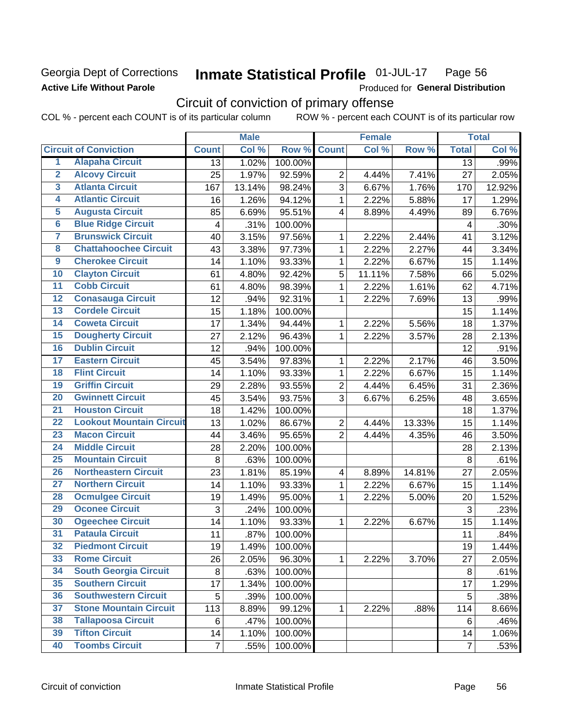Georgia Dept of Corrections **Inmate Statistical Profile** 01-JUL-17

**Active Life Without Parole**

Produced for **General Distribution**

## Circuit of conviction of primary offense

COL % - percent each COUNT is of its particular column ROW % - percent each COUNT is of its particular row

| | | Male | | | Female | | | Total | |
|---|---|---|---|---|---|---|---|---|---|
| | Circuit of Conviction | Count | Col % | Row % | Count | Col % | Row % | Total | Col % |
| 1 | Alapaha Circuit | 13 | 1.02% | 100.00% | | | | 13 | .99% |
| 2 | Alcovy Circuit | 25 | 1.97% | 92.59% | 2 | 4.44% | 7.41% | 27 | 2.05% |
| 3 | Atlanta Circuit | 167 | 13.14% | 98.24% | 3 | 6.67% | 1.76% | 170 | 12.92% |
| 4 | Atlantic Circuit | 16 | 1.26% | 94.12% | 1 | 2.22% | 5.88% | 17 | 1.29% |
| 5 | Augusta Circuit | 85 | 6.69% | 95.51% | 4 | 8.89% | 4.49% | 89 | 6.76% |
| 6 | Blue Ridge Circuit | 4 | .31% | 100.00% | | | | 4 | .30% |
| 7 | Brunswick Circuit | 40 | 3.15% | 97.56% | 1 | 2.22% | 2.44% | 41 | 3.12% |
| 8 | Chattahoochee Circuit | 43 | 3.38% | 97.73% | 1 | 2.22% | 2.27% | 44 | 3.34% |
| 9 | Cherokee Circuit | 14 | 1.10% | 93.33% | 1 | 2.22% | 6.67% | 15 | 1.14% |
| 10 | Clayton Circuit | 61 | 4.80% | 92.42% | 5 | 11.11% | 7.58% | 66 | 5.02% |
| 11 | Cobb Circuit | 61 | 4.80% | 98.39% | 1 | 2.22% | 1.61% | 62 | 4.71% |
| 12 | Conasauga Circuit | 12 | .94% | 92.31% | 1 | 2.22% | 7.69% | 13 | .99% |
| 13 | Cordele Circuit | 15 | 1.18% | 100.00% | | | | 15 | 1.14% |
| 14 | Coweta Circuit | 17 | 1.34% | 94.44% | 1 | 2.22% | 5.56% | 18 | 1.37% |
| 15 | Dougherty Circuit | 27 | 2.12% | 96.43% | 1 | 2.22% | 3.57% | 28 | 2.13% |
| 16 | Dublin Circuit | 12 | .94% | 100.00% | | | | 12 | .91% |
| 17 | Eastern Circuit | 45 | 3.54% | 97.83% | 1 | 2.22% | 2.17% | 46 | 3.50% |
| 18 | Flint Circuit | 14 | 1.10% | 93.33% | 1 | 2.22% | 6.67% | 15 | 1.14% |
| 19 | Griffin Circuit | 29 | 2.28% | 93.55% | 2 | 4.44% | 6.45% | 31 | 2.36% |
| 20 | Gwinnett Circuit | 45 | 3.54% | 93.75% | 3 | 6.67% | 6.25% | 48 | 3.65% |
| 21 | Houston Circuit | 18 | 1.42% | 100.00% | | | | 18 | 1.37% |
| 22 | Lookout Mountain Circuit | 13 | 1.02% | 86.67% | 2 | 4.44% | 13.33% | 15 | 1.14% |
| 23 | Macon Circuit | 44 | 3.46% | 95.65% | 2 | 4.44% | 4.35% | 46 | 3.50% |
| 24 | Middle Circuit | 28 | 2.20% | 100.00% | | | | 28 | 2.13% |
| 25 | Mountain Circuit | 8 | .63% | 100.00% | | | | 8 | .61% |
| 26 | Northeastern Circuit | 23 | 1.81% | 85.19% | 4 | 8.89% | 14.81% | 27 | 2.05% |
| 27 | Northern Circuit | 14 | 1.10% | 93.33% | 1 | 2.22% | 6.67% | 15 | 1.14% |
| 28 | Ocmulgee Circuit | 19 | 1.49% | 95.00% | 1 | 2.22% | 5.00% | 20 | 1.52% |
| 29 | Oconee Circuit | 3 | .24% | 100.00% | | | | 3 | .23% |
| 30 | Ogeechee Circuit | 14 | 1.10% | 93.33% | 1 | 2.22% | 6.67% | 15 | 1.14% |
| 31 | Pataula Circuit | 11 | .87% | 100.00% | | | | 11 | .84% |
| 32 | Piedmont Circuit | 19 | 1.49% | 100.00% | | | | 19 | 1.44% |
| 33 | Rome Circuit | 26 | 2.05% | 96.30% | 1 | 2.22% | 3.70% | 27 | 2.05% |
| 34 | South Georgia Circuit | 8 | .63% | 100.00% | | | | 8 | .61% |
| 35 | Southern Circuit | 17 | 1.34% | 100.00% | | | | 17 | 1.29% |
| 36 | Southwestern Circuit | 5 | .39% | 100.00% | | | | 5 | .38% |
| 37 | Stone Mountain Circuit | 113 | 8.89% | 99.12% | 1 | 2.22% | .88% | 114 | 8.66% |
| 38 | Tallapoosa Circuit | 6 | .47% | 100.00% | | | | 6 | .46% |
| 39 | Tifton Circuit | 14 | 1.10% | 100.00% | | | | 14 | 1.06% |
| 40 | Toombs Circuit | 7 | .55% | 100.00% | | | | 7 | .53% |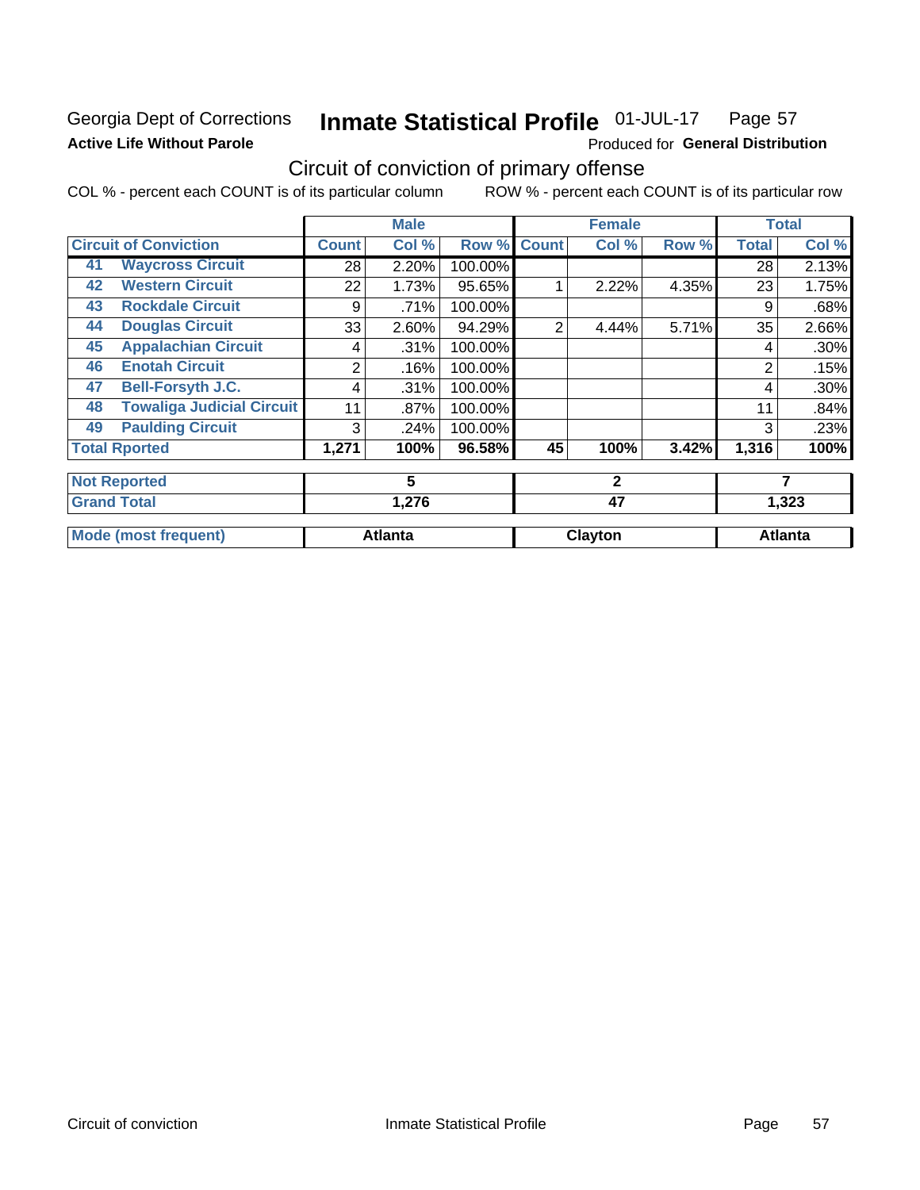Georgia Dept of Corrections **Inmate Statistical Profile** 01-JUL-17 Page 57

**Active Life Without Parole**

Produced for **General Distribution**

## Circuit of conviction of primary offense

COL % - percent each COUNT is of its particular column ROW % - percent each COUNT is of its particular row

| | | Male | | | Female | | | Total | |
|---|---|---|---|---|---|---|---|---|---|
| **Circuit of Conviction** | | **Count** | **Col %** | **Row %** | **Count** | **Col %** | **Row %** | **Total** | **Col %** |
| 41 | **Waycross Circuit** | 28 | 2.20% | 100.00% | | | | 28 | 2.13% |
| 42 | **Western Circuit** | 22 | 1.73% | 95.65% | 1 | 2.22% | 4.35% | 23 | 1.75% |
| 43 | **Rockdale Circuit** | 9 | .71% | 100.00% | | | | 9 | .68% |
| 44 | **Douglas Circuit** | 33 | 2.60% | 94.29% | 2 | 4.44% | 5.71% | 35 | 2.66% |
| 45 | **Appalachian Circuit** | 4 | .31% | 100.00% | | | | 4 | .30% |
| 46 | **Enotah Circuit** | 2 | .16% | 100.00% | | | | 2 | .15% |
| 47 | **Bell-Forsyth J.C.** | 4 | .31% | 100.00% | | | | 4 | .30% |
| 48 | **Towaliga Judicial Circuit** | 11 | .87% | 100.00% | | | | 11 | .84% |
| 49 | **Paulding Circuit** | 3 | .24% | 100.00% | | | | 3 | .23% |
| **Total Rported** | | **1,271** | **100%** | **96.58%** | **45** | **100%** | **3.42%** | **1,316** | **100%** |
| **Not Reported** | | **5** | | | **2** | | | **7** | |
| **Grand Total** | | **1,276** | | | **47** | | | **1,323** | |
| **Mode (most frequent)** | | **Atlanta** | | | **Clayton** | | | **Atlanta** | |

Circuit of conviction Inmate Statistical Profile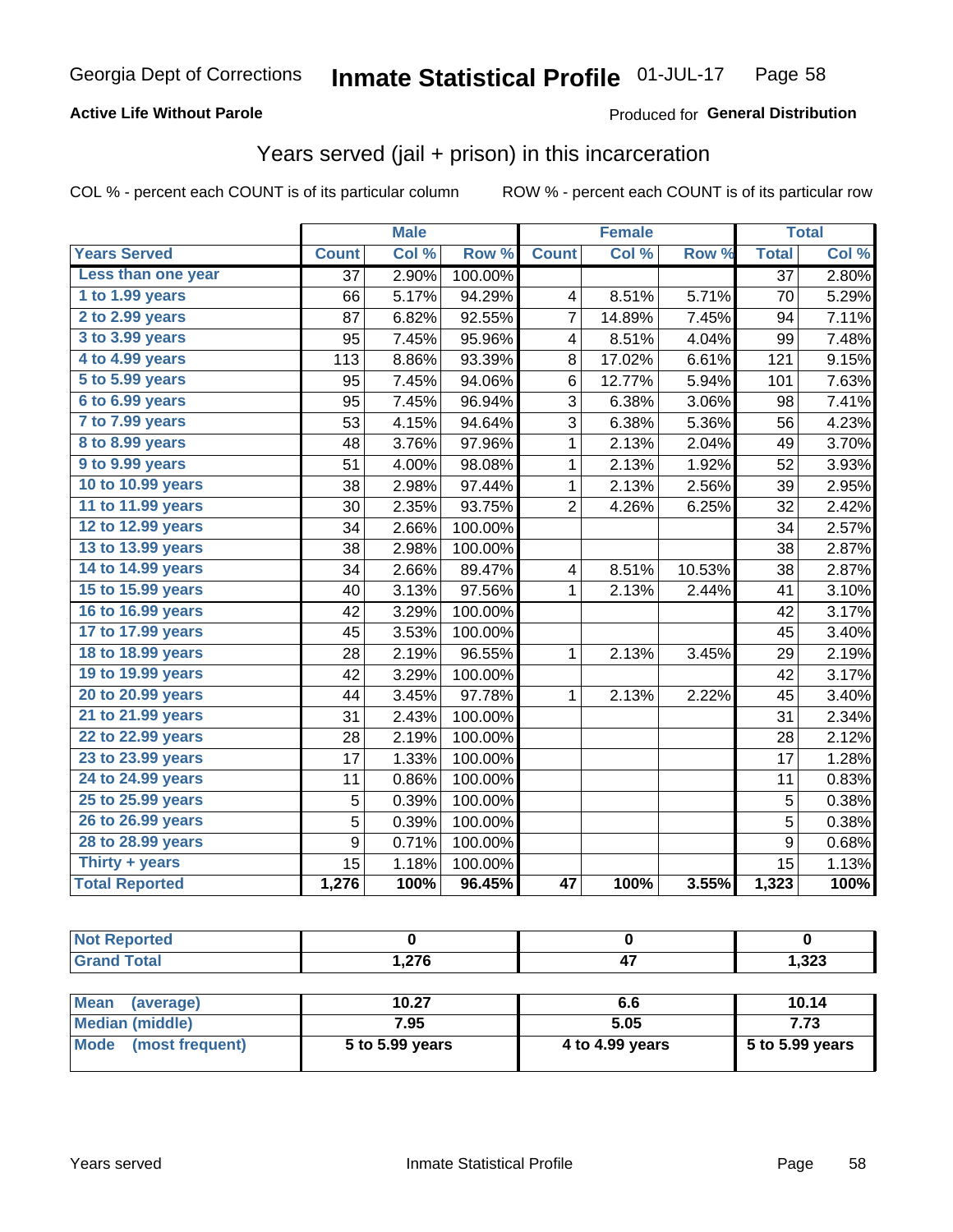Georgia Dept of Corrections **Inmate Statistical Profile** 01-JUL-17

**Active Life Without Parole**

Produced for **General Distribution**

## Years served (jail + prison) in this incarceration

COL % - percent each COUNT is of its particular column

ROW % - percent each COUNT is of its particular row

| | Male | | | Female | | | Total | |
|---|---|---|---|---|---|---|---|---|
| **Years Served** | **Count** | **Col %** | **Row %** | **Count** | **Col %** | **Row %** | **Total** | **Col %** |
| Less than one year | 37 | 2.90% | 100.00% | | | | 37 | 2.80% |
| 1 to 1.99 years | 66 | 5.17% | 94.29% | 4 | 8.51% | 5.71% | 70 | 5.29% |
| 2 to 2.99 years | 87 | 6.82% | 92.55% | 7 | 14.89% | 7.45% | 94 | 7.11% |
| 3 to 3.99 years | 95 | 7.45% | 95.96% | 4 | 8.51% | 4.04% | 99 | 7.48% |
| 4 to 4.99 years | 113 | 8.86% | 93.39% | 8 | 17.02% | 6.61% | 121 | 9.15% |
| 5 to 5.99 years | 95 | 7.45% | 94.06% | 6 | 12.77% | 5.94% | 101 | 7.63% |
| 6 to 6.99 years | 95 | 7.45% | 96.94% | 3 | 6.38% | 3.06% | 98 | 7.41% |
| 7 to 7.99 years | 53 | 4.15% | 94.64% | 3 | 6.38% | 5.36% | 56 | 4.23% |
| 8 to 8.99 years | 48 | 3.76% | 97.96% | 1 | 2.13% | 2.04% | 49 | 3.70% |
| 9 to 9.99 years | 51 | 4.00% | 98.08% | 1 | 2.13% | 1.92% | 52 | 3.93% |
| 10 to 10.99 years | 38 | 2.98% | 97.44% | 1 | 2.13% | 2.56% | 39 | 2.95% |
| 11 to 11.99 years | 30 | 2.35% | 93.75% | 2 | 4.26% | 6.25% | 32 | 2.42% |
| 12 to 12.99 years | 34 | 2.66% | 100.00% | | | | 34 | 2.57% |
| 13 to 13.99 years | 38 | 2.98% | 100.00% | | | | 38 | 2.87% |
| 14 to 14.99 years | 34 | 2.66% | 89.47% | 4 | 8.51% | 10.53% | 38 | 2.87% |
| 15 to 15.99 years | 40 | 3.13% | 97.56% | 1 | 2.13% | 2.44% | 41 | 3.10% |
| 16 to 16.99 years | 42 | 3.29% | 100.00% | | | | 42 | 3.17% |
| 17 to 17.99 years | 45 | 3.53% | 100.00% | | | | 45 | 3.40% |
| 18 to 18.99 years | 28 | 2.19% | 96.55% | 1 | 2.13% | 3.45% | 29 | 2.19% |
| 19 to 19.99 years | 42 | 3.29% | 100.00% | | | | 42 | 3.17% |
| 20 to 20.99 years | 44 | 3.45% | 97.78% | 1 | 2.13% | 2.22% | 45 | 3.40% |
| 21 to 21.99 years | 31 | 2.43% | 100.00% | | | | 31 | 2.34% |
| 22 to 22.99 years | 28 | 2.19% | 100.00% | | | | 28 | 2.12% |
| 23 to 23.99 years | 17 | 1.33% | 100.00% | | | | 17 | 1.28% |
| 24 to 24.99 years | 11 | 0.86% | 100.00% | | | | 11 | 0.83% |
| 25 to 25.99 years | 5 | 0.39% | 100.00% | | | | 5 | 0.38% |
| 26 to 26.99 years | 5 | 0.39% | 100.00% | | | | 5 | 0.38% |
| 28 to 28.99 years | 9 | 0.71% | 100.00% | | | | 9 | 0.68% |
| Thirty + years | 15 | 1.18% | 100.00% | | | | 15 | 1.13% |
| **Total Reported** | **1,276** | **100%** | **96.45%** | **47** | **100%** | **3.55%** | **1,323** | **100%** |

| | Male | Female | Total |
|---|---|---|---|
| Not Reported | 0 | 0 | 0 |
| Grand Total | 1,276 | 47 | 1,323 |

| | Male | Female | Total |
|---|---|---|---|
| Mean (average) | 10.27 | 6.6 | 10.14 |
| Median (middle) | 7.95 | 5.05 | 7.73 |
| Mode (most frequent) | 5 to 5.99 years | 4 to 4.99 years | 5 to 5.99 years |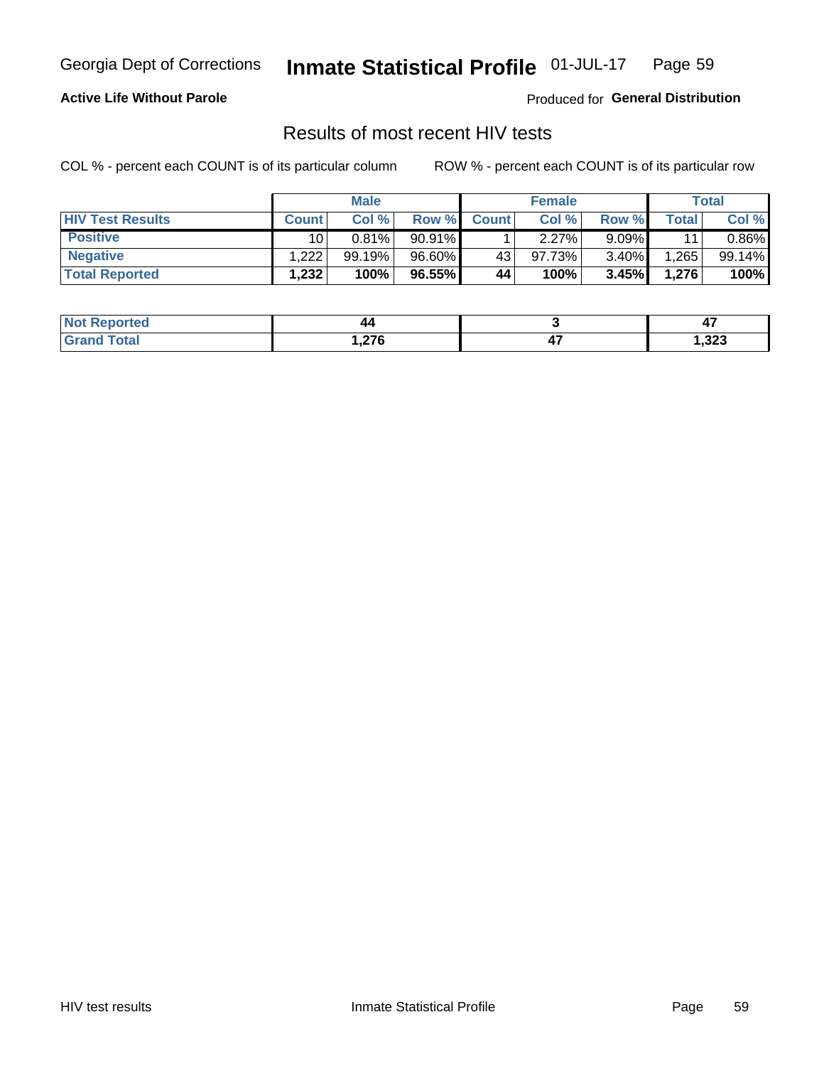Georgia Dept of Corrections **Inmate Statistical Profile** 01-JUL-17 Page 59

**Active Life Without Parole**

Produced for **General Distribution**

## Results of most recent HIV tests

COL % - percent each COUNT is of its particular column

ROW % - percent each COUNT is of its particular row

| | Male | | | Female | | | Total | |
|---|---|---|---|---|---|---|---|---|
| **HIV Test Results** | **Count** | **Col %** | **Row %** | **Count** | **Col %** | **Row %** | **Total** | **Col %** |
| **Positive** | 10 | 0.81% | 90.91% | 1 | 2.27% | 9.09% | 11 | 0.86% |
| **Negative** | 1,222 | 99.19% | 96.60% | 43 | 97.73% | 3.40% | 1,265 | 99.14% |
| **Total Reported** | **1,232** | **100%** | **96.55%** | **44** | **100%** | **3.45%** | **1,276** | **100%** |

| | Male | Female | Total |
|---|---|---|---|
| **Not Reported** | **44** | **3** | **47** |
| **Grand Total** | **1,276** | **47** | **1,323** |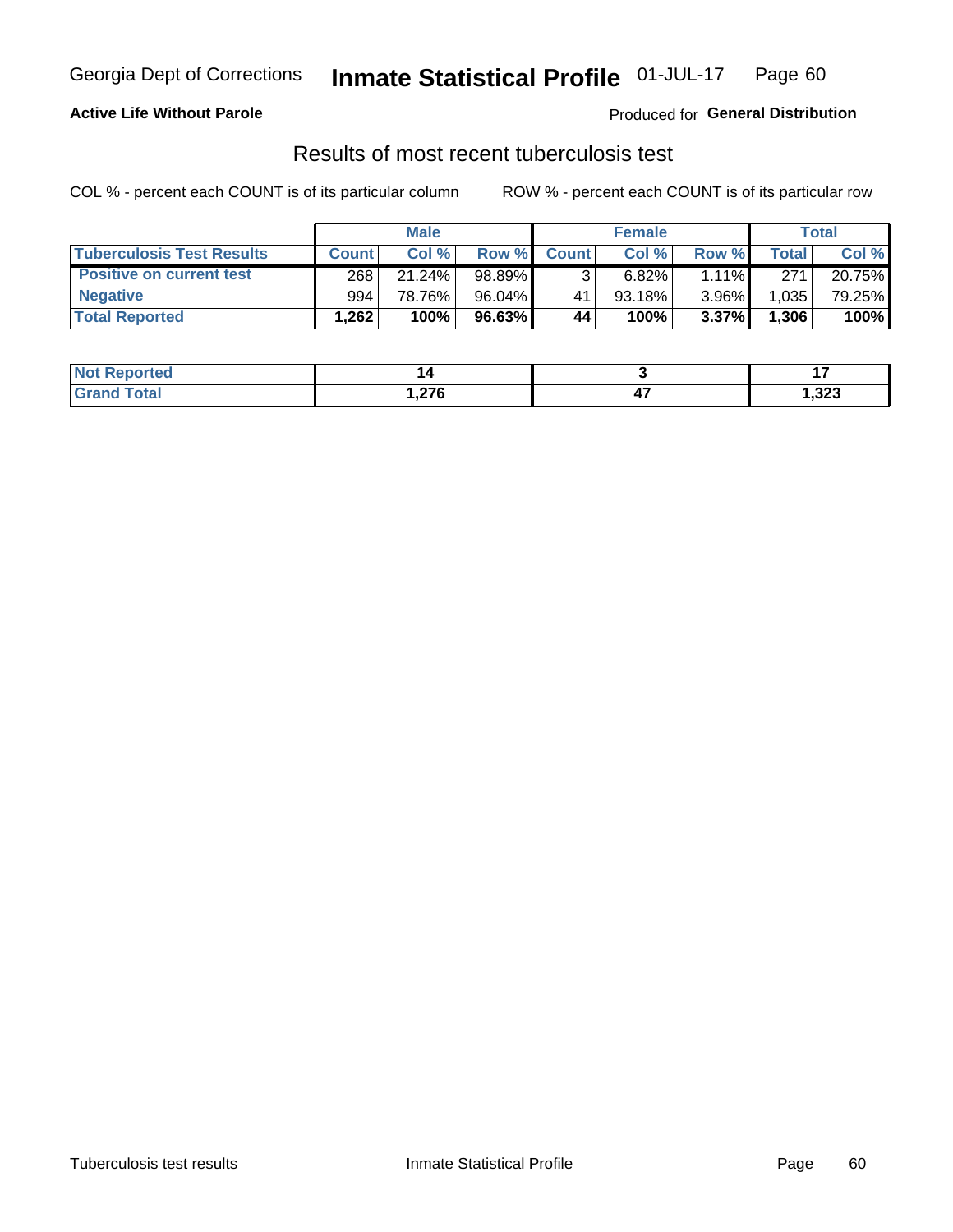Georgia Dept of Corrections **Inmate Statistical Profile** 01-JUL-17

**Active Life Without Parole**

Produced for **General Distribution**

## Results of most recent tuberculosis test

COL % - percent each COUNT is of its particular column        ROW % - percent each COUNT is of its particular row

| | Male | | | Female | | | Total | |
|---|---|---|---|---|---|---|---|---|
| **Tuberculosis Test Results** | **Count** | **Col %** | **Row %** | **Count** | **Col %** | **Row %** | **Total** | **Col %** |
| **Positive on current test** | 268 | 21.24% | 98.89% | 3 | 6.82% | 1.11% | 271 | 20.75% |
| **Negative** | 994 | 78.76% | 96.04% | 41 | 93.18% | 3.96% | 1,035 | 79.25% |
| **Total Reported** | **1,262** | **100%** | **96.63%** | **44** | **100%** | **3.37%** | **1,306** | **100%** |

| | Male | Female | Total |
|---|---|---|---|
| **Not Reported** | **14** | **3** | **17** |
| **Grand Total** | **1,276** | **47** | **1,323** |

Tuberculosis test results        Inmate Statistical Profile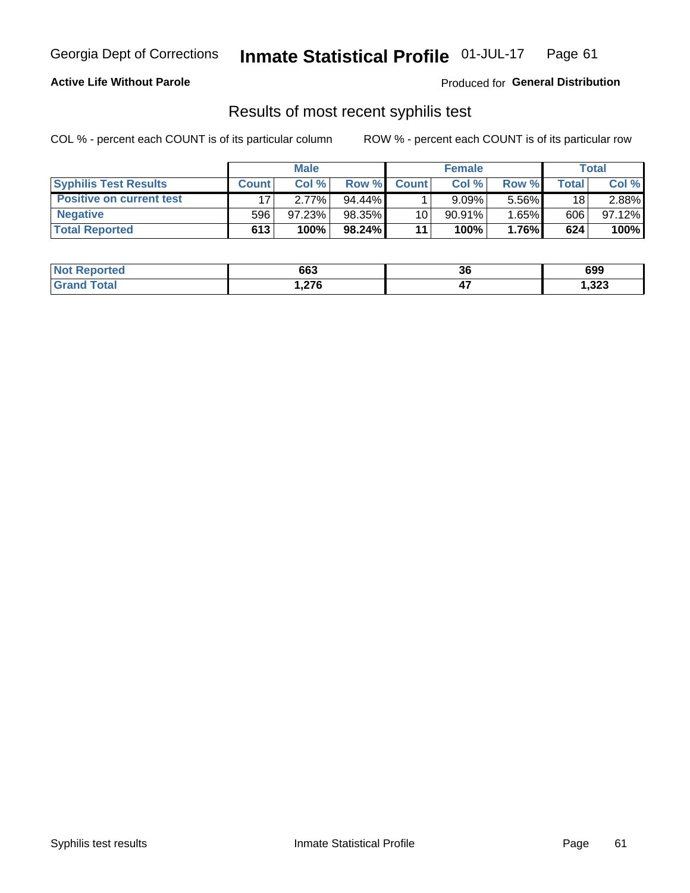Georgia Dept of Corrections **Inmate Statistical Profile** 01-JUL-17

**Active Life Without Parole**

Produced for **General Distribution**

## Results of most recent syphilis test

COL % - percent each COUNT is of its particular column ROW % - percent each COUNT is of its particular row

| | Male | | | Female | | | Total | |
|---|---|---|---|---|---|---|---|---|
| **Syphilis Test Results** | **Count** | **Col %** | **Row %** | **Count** | **Col %** | **Row %** | **Total** | **Col %** |
| **Positive on current test** | 17 | 2.77% | 94.44% | 1 | 9.09% | 5.56% | 18 | 2.88% |
| **Negative** | 596 | 97.23% | 98.35% | 10 | 90.91% | 1.65% | 606 | 97.12% |
| **Total Reported** | **613** | **100%** | **98.24%** | **11** | **100%** | **1.76%** | **624** | **100%** |

| | Male | Female | Total |
|---|---|---|---|
| **Not Reported** | **663** | **36** | **699** |
| **Grand Total** | **1,276** | **47** | **1,323** |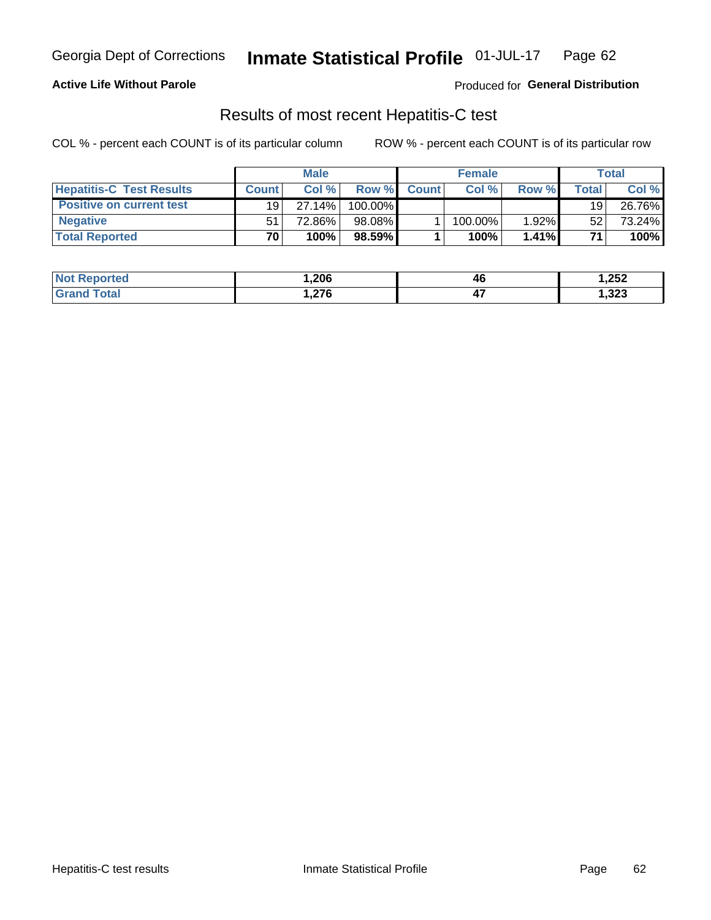Georgia Dept of Corrections **Inmate Statistical Profile** 01-JUL-17

**Active Life Without Parole**

Produced for **General Distribution**

## Results of most recent Hepatitis-C test

COL % - percent each COUNT is of its particular column

ROW % - percent each COUNT is of its particular row

| | Male | | | Female | | | Total | |
|---|---|---|---|---|---|---|---|---|
| **Hepatitis-C Test Results** | **Count** | **Col %** | **Row %** | **Count** | **Col %** | **Row %** | **Total** | **Col %** |
| **Positive on current test** | 19 | 27.14% | 100.00% | | | | 19 | 26.76% |
| **Negative** | 51 | 72.86% | 98.08% | 1 | 100.00% | 1.92% | 52 | 73.24% |
| **Total Reported** | **70** | **100%** | **98.59%** | **1** | **100%** | **1.41%** | **71** | **100%** |

| | Male | Female | Total |
|---|---|---|---|
| **Not Reported** | **1,206** | **46** | **1,252** |
| **Grand Total** | **1,276** | **47** | **1,323** |